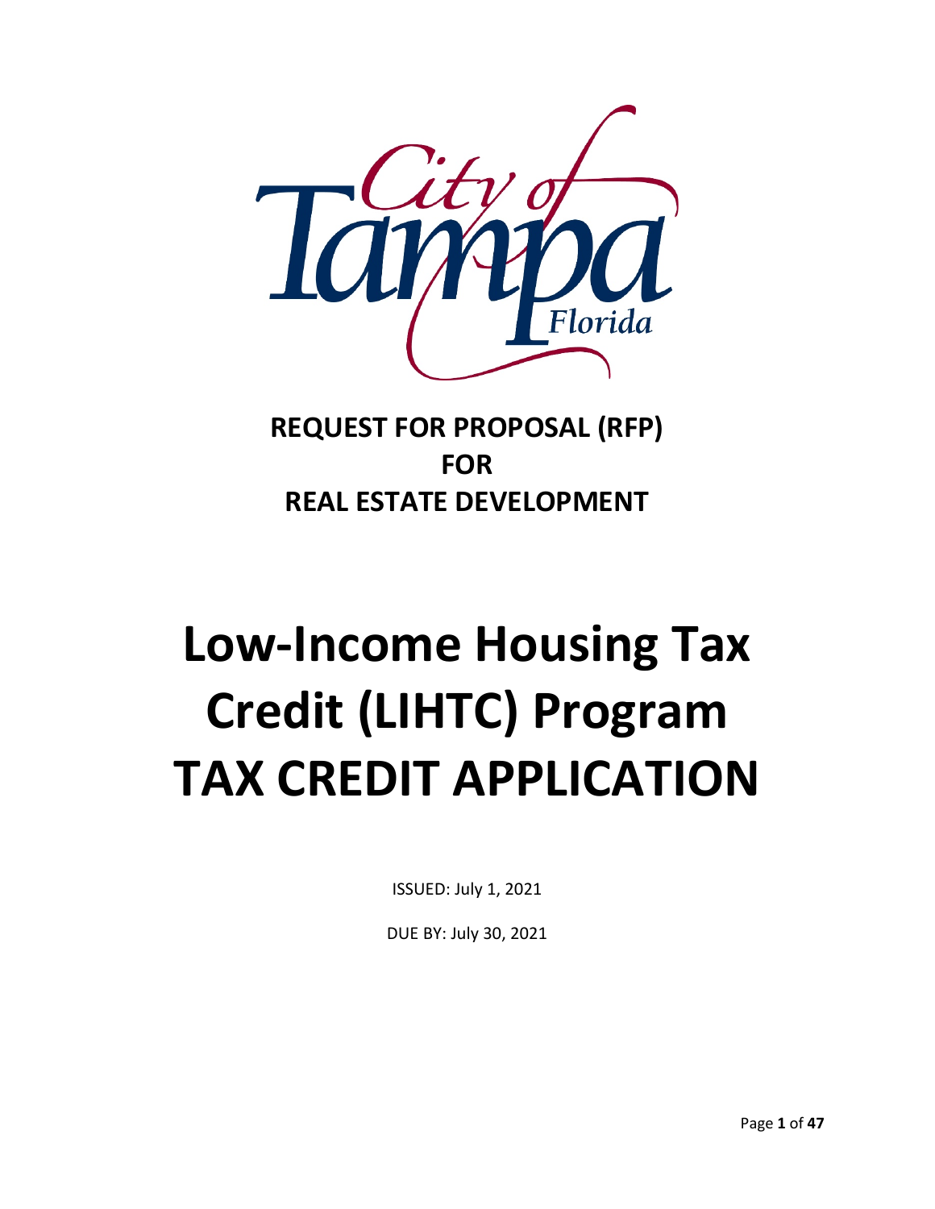City of Tampa Florida

## REQUEST FOR PROPOSAL (RFP) FOR REAL ESTATE DEVELOPMENT

# Low-Income Housing Tax Credit (LIHTC) Program TAX CREDIT APPLICATION

ISSUED: July 1, 2021

DUE BY: July 30, 2021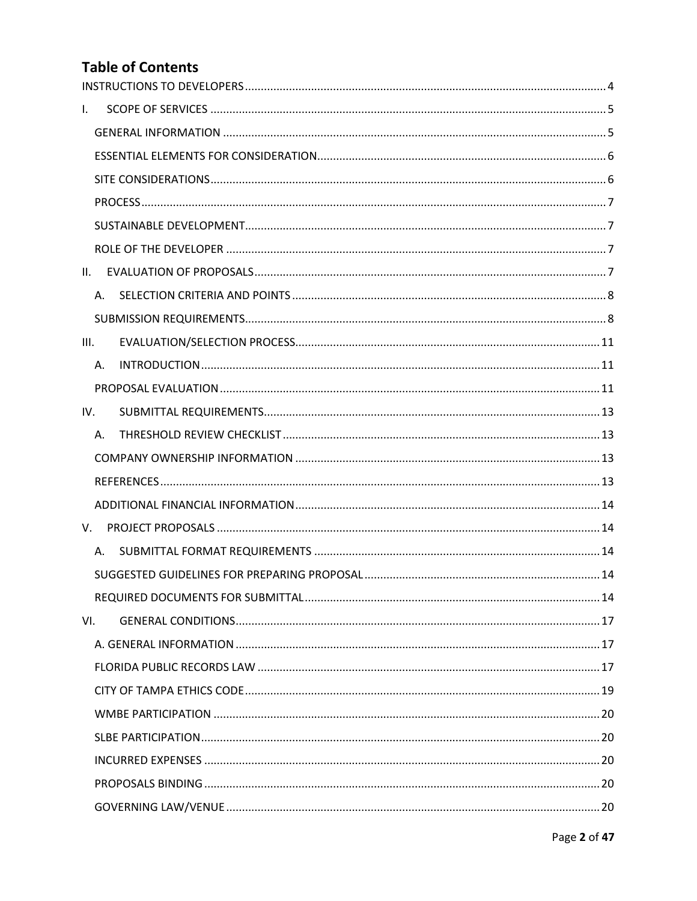# Table of Contents

- INSTRUCTIONS TO DEVELOPERS .......... 4
- I. SCOPE OF SERVICES .......... 5
  - GENERAL INFORMATION .......... 5
  - ESSENTIAL ELEMENTS FOR CONSIDERATION .......... 6
  - SITE CONSIDERATIONS .......... 6
  - PROCESS .......... 7
  - SUSTAINABLE DEVELOPMENT .......... 7
  - ROLE OF THE DEVELOPER .......... 7
- II. EVALUATION OF PROPOSALS .......... 7
  - A. SELECTION CRITERIA AND POINTS .......... 8
  - SUBMISSION REQUIREMENTS .......... 8
- III. EVALUATION/SELECTION PROCESS .......... 11
  - A. INTRODUCTION .......... 11
  - PROPOSAL EVALUATION .......... 11
- IV. SUBMITTAL REQUIREMENTS .......... 13
  - A. THRESHOLD REVIEW CHECKLIST .......... 13
  - COMPANY OWNERSHIP INFORMATION .......... 13
  - REFERENCES .......... 13
  - ADDITIONAL FINANCIAL INFORMATION .......... 14
- V. PROJECT PROPOSALS .......... 14
  - A. SUBMITTAL FORMAT REQUIREMENTS .......... 14
  - SUGGESTED GUIDELINES FOR PREPARING PROPOSAL .......... 14
  - REQUIRED DOCUMENTS FOR SUBMITTAL .......... 14
- VI. GENERAL CONDITIONS .......... 17
  - A. GENERAL INFORMATION .......... 17
  - FLORIDA PUBLIC RECORDS LAW .......... 17
  - CITY OF TAMPA ETHICS CODE .......... 19
  - WMBE PARTICIPATION .......... 20
  - SLBE PARTICIPATION .......... 20
  - INCURRED EXPENSES .......... 20
  - PROPOSALS BINDING .......... 20
  - GOVERNING LAW/VENUE .......... 20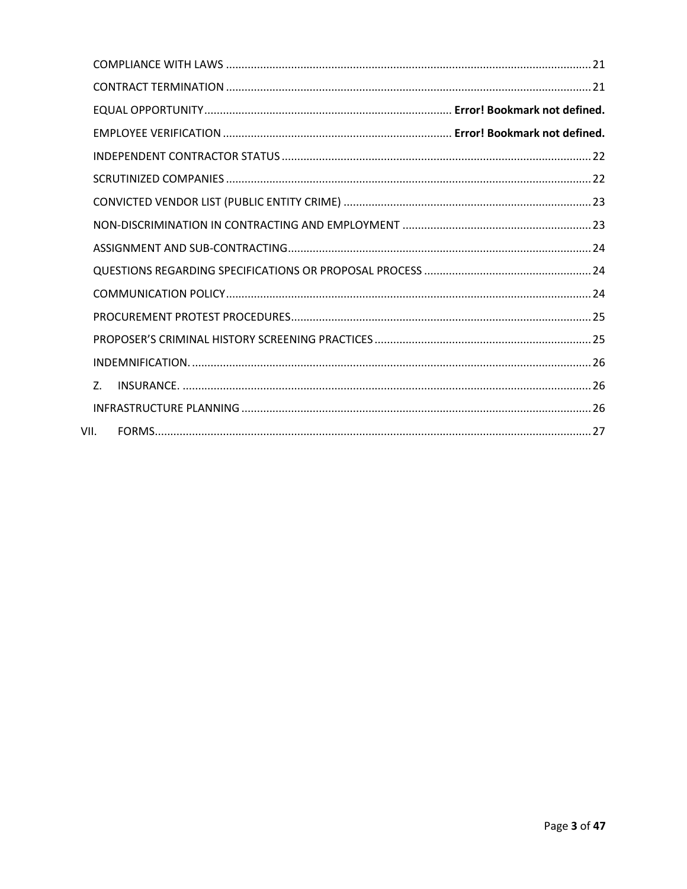COMPLIANCE WITH LAWS ..... 21

CONTRACT TERMINATION ..... 21

EQUAL OPPORTUNITY ..... **Error! Bookmark not defined.**

EMPLOYEE VERIFICATION ..... **Error! Bookmark not defined.**

INDEPENDENT CONTRACTOR STATUS ..... 22

SCRUTINIZED COMPANIES ..... 22

CONVICTED VENDOR LIST (PUBLIC ENTITY CRIME) ..... 23

NON-DISCRIMINATION IN CONTRACTING AND EMPLOYMENT ..... 23

ASSIGNMENT AND SUB-CONTRACTING ..... 24

QUESTIONS REGARDING SPECIFICATIONS OR PROPOSAL PROCESS ..... 24

COMMUNICATION POLICY ..... 24

PROCUREMENT PROTEST PROCEDURES ..... 25

PROPOSER'S CRIMINAL HISTORY SCREENING PRACTICES ..... 25

INDEMNIFICATION. ..... 26

Z. INSURANCE. ..... 26

INFRASTRUCTURE PLANNING ..... 26

VII. FORMS ..... 27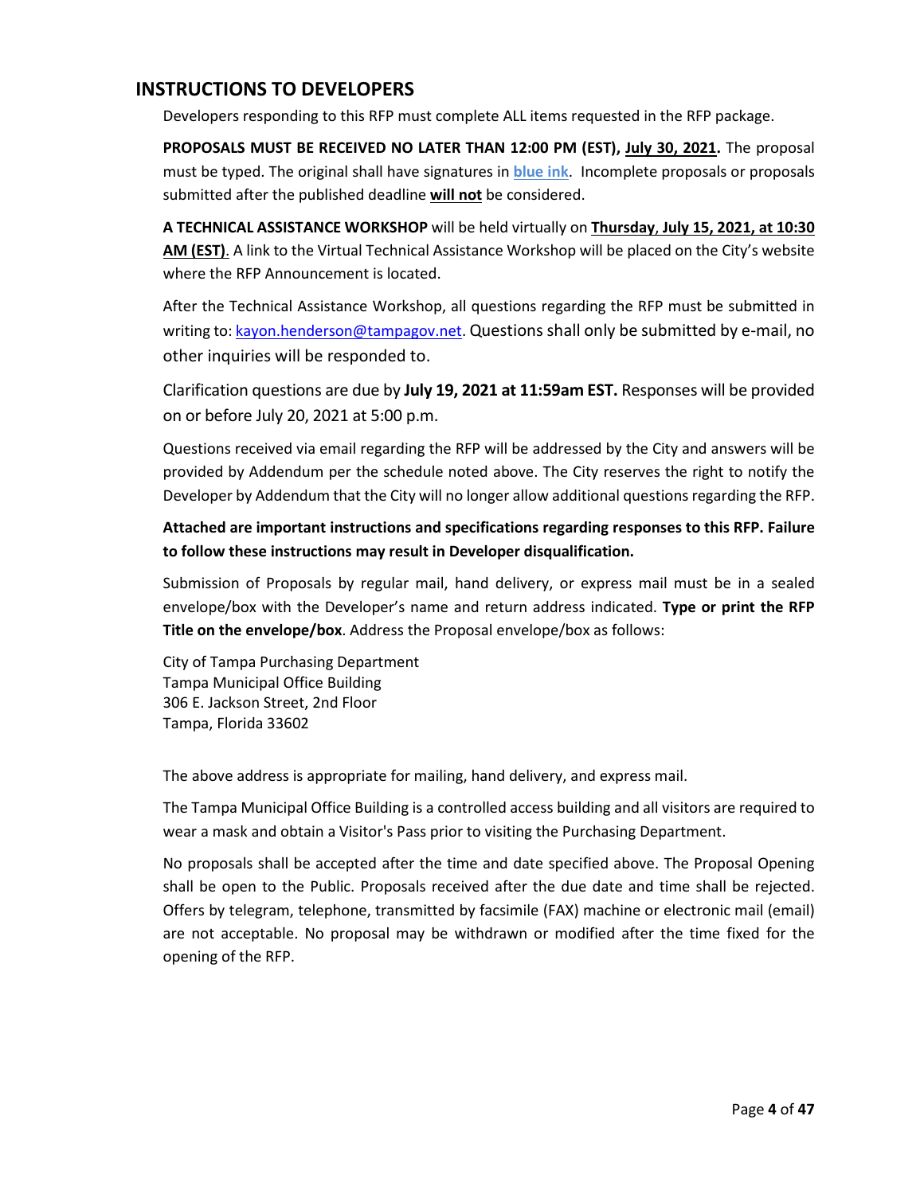## INSTRUCTIONS TO DEVELOPERS

Developers responding to this RFP must complete ALL items requested in the RFP package.

**PROPOSALS MUST BE RECEIVED NO LATER THAN 12:00 PM (EST), July 30, 2021.** The proposal must be typed. The original shall have signatures in **blue ink**. Incomplete proposals or proposals submitted after the published deadline **will not** be considered.

**A TECHNICAL ASSISTANCE WORKSHOP** will be held virtually on **Thursday, July 15, 2021, at 10:30 AM (EST)**. A link to the Virtual Technical Assistance Workshop will be placed on the City's website where the RFP Announcement is located.

After the Technical Assistance Workshop, all questions regarding the RFP must be submitted in writing to: kayon.henderson@tampagov.net. Questions shall only be submitted by e-mail, no other inquiries will be responded to.

Clarification questions are due by **July 19, 2021 at 11:59am EST.** Responses will be provided on or before July 20, 2021 at 5:00 p.m.

Questions received via email regarding the RFP will be addressed by the City and answers will be provided by Addendum per the schedule noted above. The City reserves the right to notify the Developer by Addendum that the City will no longer allow additional questions regarding the RFP.

**Attached are important instructions and specifications regarding responses to this RFP. Failure to follow these instructions may result in Developer disqualification.**

Submission of Proposals by regular mail, hand delivery, or express mail must be in a sealed envelope/box with the Developer's name and return address indicated. **Type or print the RFP Title on the envelope/box**. Address the Proposal envelope/box as follows:

City of Tampa Purchasing Department
Tampa Municipal Office Building
306 E. Jackson Street, 2nd Floor
Tampa, Florida 33602

The above address is appropriate for mailing, hand delivery, and express mail.

The Tampa Municipal Office Building is a controlled access building and all visitors are required to wear a mask and obtain a Visitor's Pass prior to visiting the Purchasing Department.

No proposals shall be accepted after the time and date specified above. The Proposal Opening shall be open to the Public. Proposals received after the due date and time shall be rejected. Offers by telegram, telephone, transmitted by facsimile (FAX) machine or electronic mail (email) are not acceptable. No proposal may be withdrawn or modified after the time fixed for the opening of the RFP.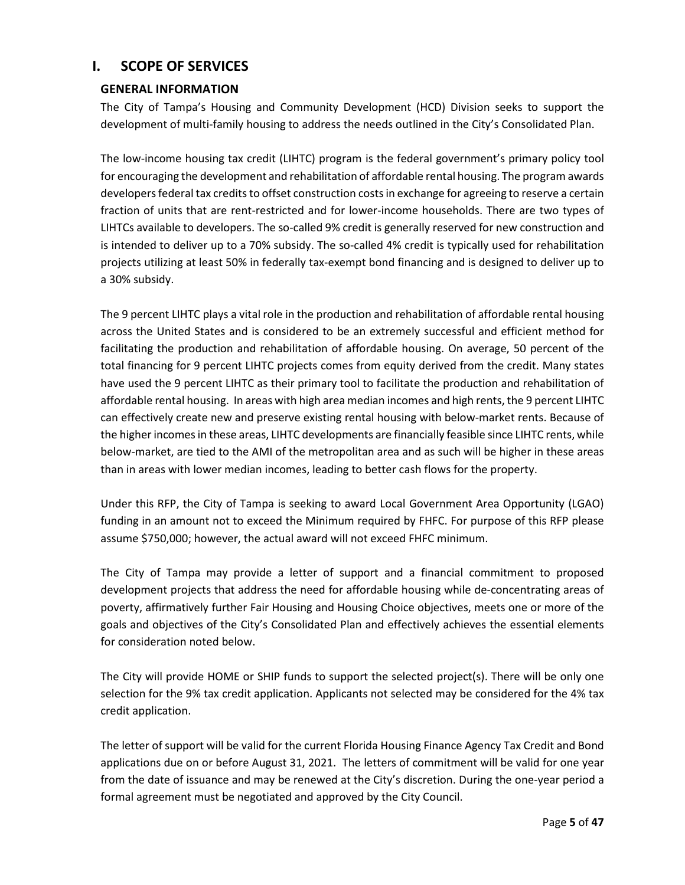# I. SCOPE OF SERVICES

## GENERAL INFORMATION

The City of Tampa's Housing and Community Development (HCD) Division seeks to support the development of multi-family housing to address the needs outlined in the City's Consolidated Plan.

The low-income housing tax credit (LIHTC) program is the federal government's primary policy tool for encouraging the development and rehabilitation of affordable rental housing. The program awards developers federal tax credits to offset construction costs in exchange for agreeing to reserve a certain fraction of units that are rent-restricted and for lower-income households. There are two types of LIHTCs available to developers. The so-called 9% credit is generally reserved for new construction and is intended to deliver up to a 70% subsidy. The so-called 4% credit is typically used for rehabilitation projects utilizing at least 50% in federally tax-exempt bond financing and is designed to deliver up to a 30% subsidy.

The 9 percent LIHTC plays a vital role in the production and rehabilitation of affordable rental housing across the United States and is considered to be an extremely successful and efficient method for facilitating the production and rehabilitation of affordable housing. On average, 50 percent of the total financing for 9 percent LIHTC projects comes from equity derived from the credit. Many states have used the 9 percent LIHTC as their primary tool to facilitate the production and rehabilitation of affordable rental housing. In areas with high area median incomes and high rents, the 9 percent LIHTC can effectively create new and preserve existing rental housing with below-market rents. Because of the higher incomes in these areas, LIHTC developments are financially feasible since LIHTC rents, while below-market, are tied to the AMI of the metropolitan area and as such will be higher in these areas than in areas with lower median incomes, leading to better cash flows for the property.

Under this RFP, the City of Tampa is seeking to award Local Government Area Opportunity (LGAO) funding in an amount not to exceed the Minimum required by FHFC. For purpose of this RFP please assume $750,000; however, the actual award will not exceed FHFC minimum.

The City of Tampa may provide a letter of support and a financial commitment to proposed development projects that address the need for affordable housing while de-concentrating areas of poverty, affirmatively further Fair Housing and Housing Choice objectives, meets one or more of the goals and objectives of the City's Consolidated Plan and effectively achieves the essential elements for consideration noted below.

The City will provide HOME or SHIP funds to support the selected project(s). There will be only one selection for the 9% tax credit application. Applicants not selected may be considered for the 4% tax credit application.

The letter of support will be valid for the current Florida Housing Finance Agency Tax Credit and Bond applications due on or before August 31, 2021. The letters of commitment will be valid for one year from the date of issuance and may be renewed at the City's discretion. During the one-year period a formal agreement must be negotiated and approved by the City Council.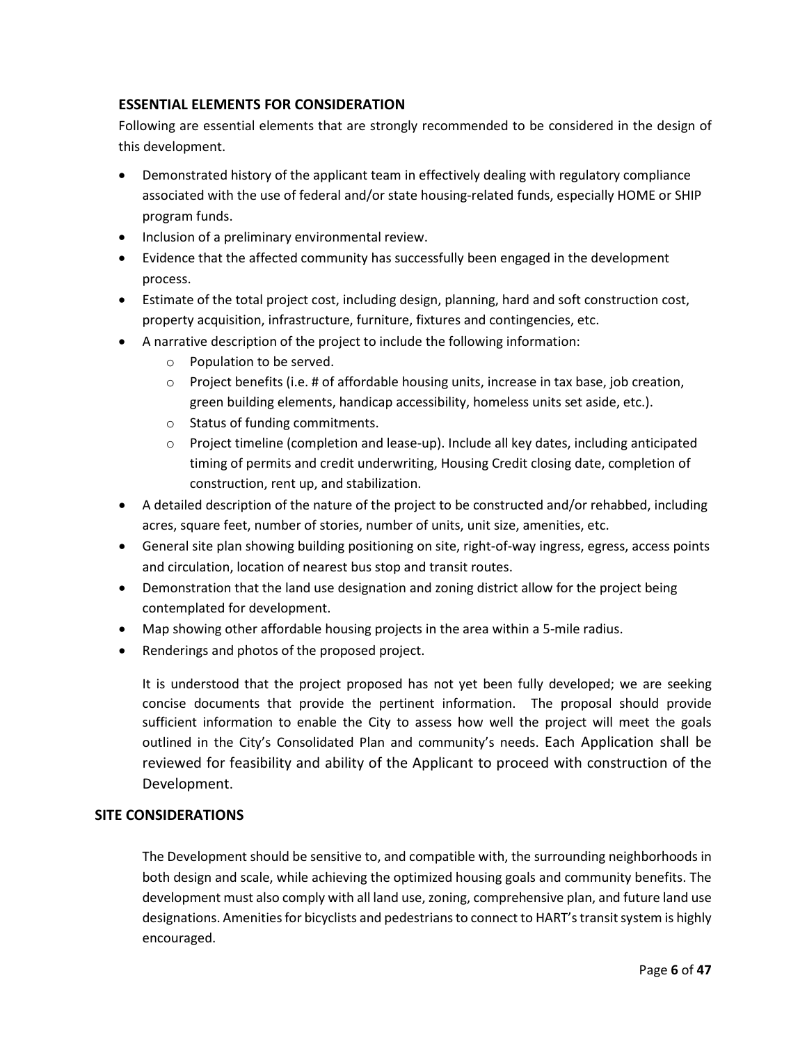## ESSENTIAL ELEMENTS FOR CONSIDERATION

Following are essential elements that are strongly recommended to be considered in the design of this development.

- Demonstrated history of the applicant team in effectively dealing with regulatory compliance associated with the use of federal and/or state housing-related funds, especially HOME or SHIP program funds.
- Inclusion of a preliminary environmental review.
- Evidence that the affected community has successfully been engaged in the development process.
- Estimate of the total project cost, including design, planning, hard and soft construction cost, property acquisition, infrastructure, furniture, fixtures and contingencies, etc.
- A narrative description of the project to include the following information:
  - Population to be served.
  - Project benefits (i.e. # of affordable housing units, increase in tax base, job creation, green building elements, handicap accessibility, homeless units set aside, etc.).
  - Status of funding commitments.
  - Project timeline (completion and lease-up). Include all key dates, including anticipated timing of permits and credit underwriting, Housing Credit closing date, completion of construction, rent up, and stabilization.
- A detailed description of the nature of the project to be constructed and/or rehabbed, including acres, square feet, number of stories, number of units, unit size, amenities, etc.
- General site plan showing building positioning on site, right-of-way ingress, egress, access points and circulation, location of nearest bus stop and transit routes.
- Demonstration that the land use designation and zoning district allow for the project being contemplated for development.
- Map showing other affordable housing projects in the area within a 5-mile radius.
- Renderings and photos of the proposed project.

It is understood that the project proposed has not yet been fully developed; we are seeking concise documents that provide the pertinent information. The proposal should provide sufficient information to enable the City to assess how well the project will meet the goals outlined in the City's Consolidated Plan and community's needs. Each Application shall be reviewed for feasibility and ability of the Applicant to proceed with construction of the Development.

## SITE CONSIDERATIONS

The Development should be sensitive to, and compatible with, the surrounding neighborhoods in both design and scale, while achieving the optimized housing goals and community benefits. The development must also comply with all land use, zoning, comprehensive plan, and future land use designations. Amenities for bicyclists and pedestrians to connect to HART's transit system is highly encouraged.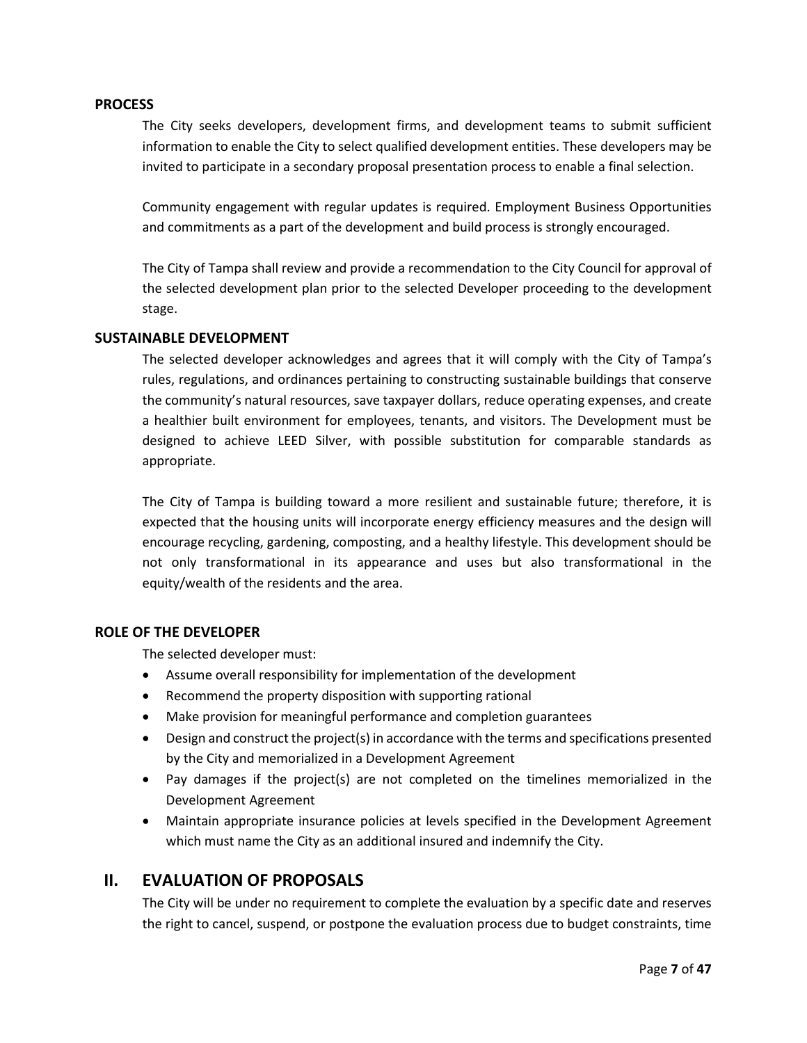**PROCESS**

The City seeks developers, development firms, and development teams to submit sufficient information to enable the City to select qualified development entities. These developers may be invited to participate in a secondary proposal presentation process to enable a final selection.

Community engagement with regular updates is required. Employment Business Opportunities and commitments as a part of the development and build process is strongly encouraged.

The City of Tampa shall review and provide a recommendation to the City Council for approval of the selected development plan prior to the selected Developer proceeding to the development stage.

**SUSTAINABLE DEVELOPMENT**

The selected developer acknowledges and agrees that it will comply with the City of Tampa's rules, regulations, and ordinances pertaining to constructing sustainable buildings that conserve the community's natural resources, save taxpayer dollars, reduce operating expenses, and create a healthier built environment for employees, tenants, and visitors. The Development must be designed to achieve LEED Silver, with possible substitution for comparable standards as appropriate.

The City of Tampa is building toward a more resilient and sustainable future; therefore, it is expected that the housing units will incorporate energy efficiency measures and the design will encourage recycling, gardening, composting, and a healthy lifestyle. This development should be not only transformational in its appearance and uses but also transformational in the equity/wealth of the residents and the area.

**ROLE OF THE DEVELOPER**

The selected developer must:

- Assume overall responsibility for implementation of the development
- Recommend the property disposition with supporting rational
- Make provision for meaningful performance and completion guarantees
- Design and construct the project(s) in accordance with the terms and specifications presented by the City and memorialized in a Development Agreement
- Pay damages if the project(s) are not completed on the timelines memorialized in the Development Agreement
- Maintain appropriate insurance policies at levels specified in the Development Agreement which must name the City as an additional insured and indemnify the City.

## II. EVALUATION OF PROPOSALS

The City will be under no requirement to complete the evaluation by a specific date and reserves the right to cancel, suspend, or postpone the evaluation process due to budget constraints, time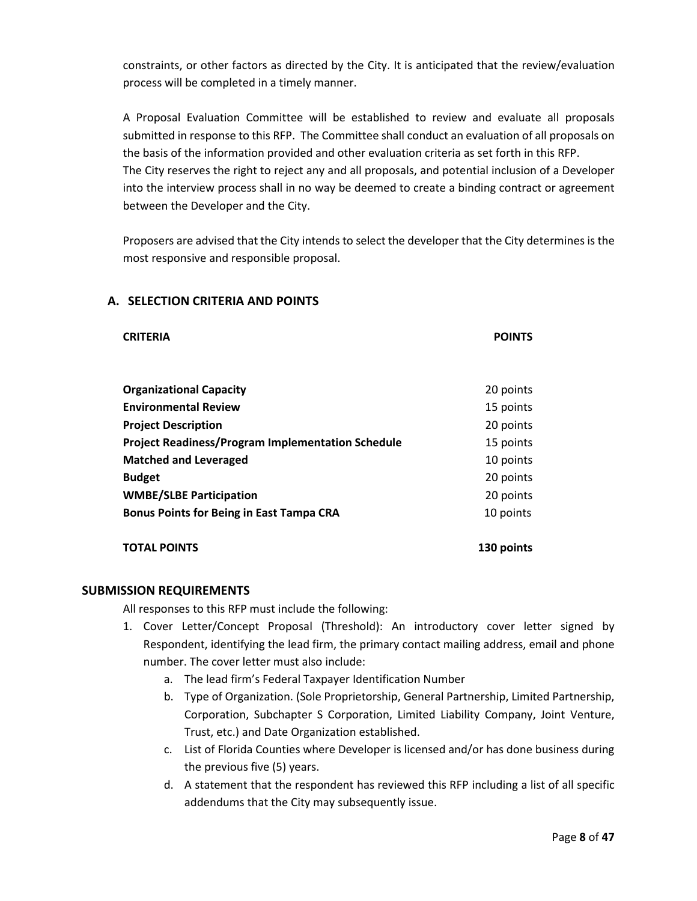constraints, or other factors as directed by the City. It is anticipated that the review/evaluation process will be completed in a timely manner.

A Proposal Evaluation Committee will be established to review and evaluate all proposals submitted in response to this RFP. The Committee shall conduct an evaluation of all proposals on the basis of the information provided and other evaluation criteria as set forth in this RFP.
The City reserves the right to reject any and all proposals, and potential inclusion of a Developer into the interview process shall in no way be deemed to create a binding contract or agreement between the Developer and the City.

Proposers are advised that the City intends to select the developer that the City determines is the most responsive and responsible proposal.

## A. SELECTION CRITERIA AND POINTS

| CRITERIA | POINTS |
|---|---|
| **Organizational Capacity** | 20 points |
| **Environmental Review** | 15 points |
| **Project Description** | 20 points |
| **Project Readiness/Program Implementation Schedule** | 15 points |
| **Matched and Leveraged** | 10 points |
| **Budget** | 20 points |
| **WMBE/SLBE Participation** | 20 points |
| **Bonus Points for Being in East Tampa CRA** | 10 points |
| **TOTAL POINTS** | **130 points** |

## SUBMISSION REQUIREMENTS

All responses to this RFP must include the following:

1. Cover Letter/Concept Proposal (Threshold): An introductory cover letter signed by Respondent, identifying the lead firm, the primary contact mailing address, email and phone number. The cover letter must also include:
    a. The lead firm's Federal Taxpayer Identification Number
    b. Type of Organization. (Sole Proprietorship, General Partnership, Limited Partnership, Corporation, Subchapter S Corporation, Limited Liability Company, Joint Venture, Trust, etc.) and Date Organization established.
    c. List of Florida Counties where Developer is licensed and/or has done business during the previous five (5) years.
    d. A statement that the respondent has reviewed this RFP including a list of all specific addendums that the City may subsequently issue.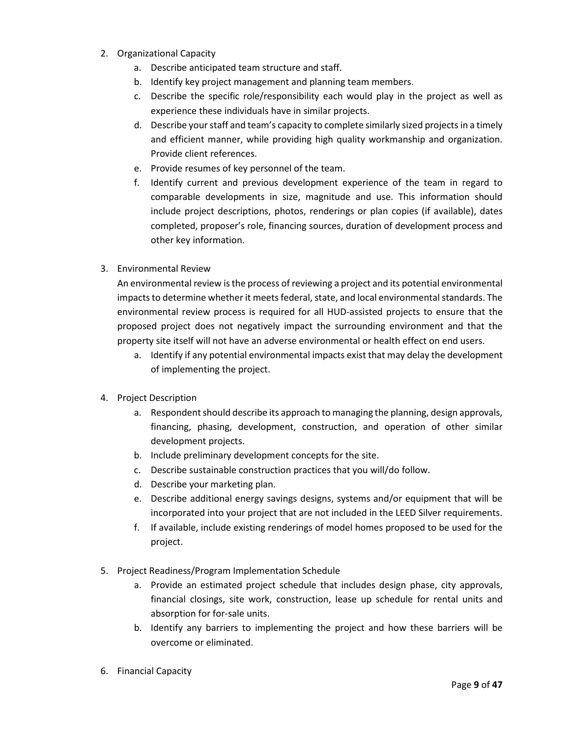2. Organizational Capacity
    a. Describe anticipated team structure and staff.
    b. Identify key project management and planning team members.
    c. Describe the specific role/responsibility each would play in the project as well as experience these individuals have in similar projects.
    d. Describe your staff and team's capacity to complete similarly sized projects in a timely and efficient manner, while providing high quality workmanship and organization. Provide client references.
    e. Provide resumes of key personnel of the team.
    f. Identify current and previous development experience of the team in regard to comparable developments in size, magnitude and use. This information should include project descriptions, photos, renderings or plan copies (if available), dates completed, proposer's role, financing sources, duration of development process and other key information.

3. Environmental Review

    An environmental review is the process of reviewing a project and its potential environmental impacts to determine whether it meets federal, state, and local environmental standards. The environmental review process is required for all HUD-assisted projects to ensure that the proposed project does not negatively impact the surrounding environment and that the property site itself will not have an adverse environmental or health effect on end users.

    a. Identify if any potential environmental impacts exist that may delay the development of implementing the project.

4. Project Description
    a. Respondent should describe its approach to managing the planning, design approvals, financing, phasing, development, construction, and operation of other similar development projects.
    b. Include preliminary development concepts for the site.
    c. Describe sustainable construction practices that you will/do follow.
    d. Describe your marketing plan.
    e. Describe additional energy savings designs, systems and/or equipment that will be incorporated into your project that are not included in the LEED Silver requirements.
    f. If available, include existing renderings of model homes proposed to be used for the project.

5. Project Readiness/Program Implementation Schedule
    a. Provide an estimated project schedule that includes design phase, city approvals, financial closings, site work, construction, lease up schedule for rental units and absorption for for-sale units.
    b. Identify any barriers to implementing the project and how these barriers will be overcome or eliminated.

6. Financial Capacity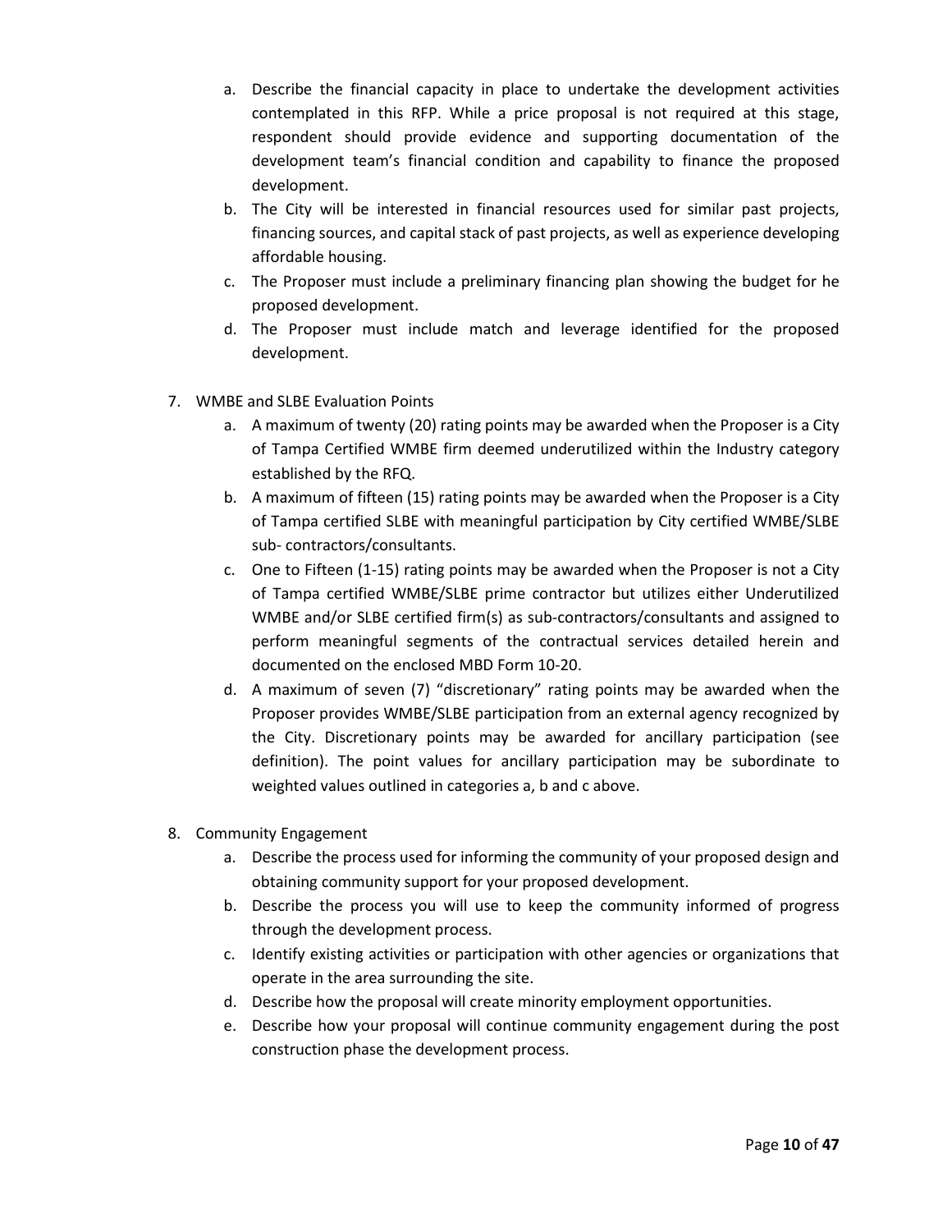a. Describe the financial capacity in place to undertake the development activities contemplated in this RFP. While a price proposal is not required at this stage, respondent should provide evidence and supporting documentation of the development team's financial condition and capability to finance the proposed development.
   b. The City will be interested in financial resources used for similar past projects, financing sources, and capital stack of past projects, as well as experience developing affordable housing.
   c. The Proposer must include a preliminary financing plan showing the budget for he proposed development.
   d. The Proposer must include match and leverage identified for the proposed development.

7. WMBE and SLBE Evaluation Points
   a. A maximum of twenty (20) rating points may be awarded when the Proposer is a City of Tampa Certified WMBE firm deemed underutilized within the Industry category established by the RFQ.
   b. A maximum of fifteen (15) rating points may be awarded when the Proposer is a City of Tampa certified SLBE with meaningful participation by City certified WMBE/SLBE sub- contractors/consultants.
   c. One to Fifteen (1-15) rating points may be awarded when the Proposer is not a City of Tampa certified WMBE/SLBE prime contractor but utilizes either Underutilized WMBE and/or SLBE certified firm(s) as sub-contractors/consultants and assigned to perform meaningful segments of the contractual services detailed herein and documented on the enclosed MBD Form 10-20.
   d. A maximum of seven (7) "discretionary" rating points may be awarded when the Proposer provides WMBE/SLBE participation from an external agency recognized by the City. Discretionary points may be awarded for ancillary participation (see definition). The point values for ancillary participation may be subordinate to weighted values outlined in categories a, b and c above.

8. Community Engagement
   a. Describe the process used for informing the community of your proposed design and obtaining community support for your proposed development.
   b. Describe the process you will use to keep the community informed of progress through the development process.
   c. Identify existing activities or participation with other agencies or organizations that operate in the area surrounding the site.
   d. Describe how the proposal will create minority employment opportunities.
   e. Describe how your proposal will continue community engagement during the post construction phase the development process.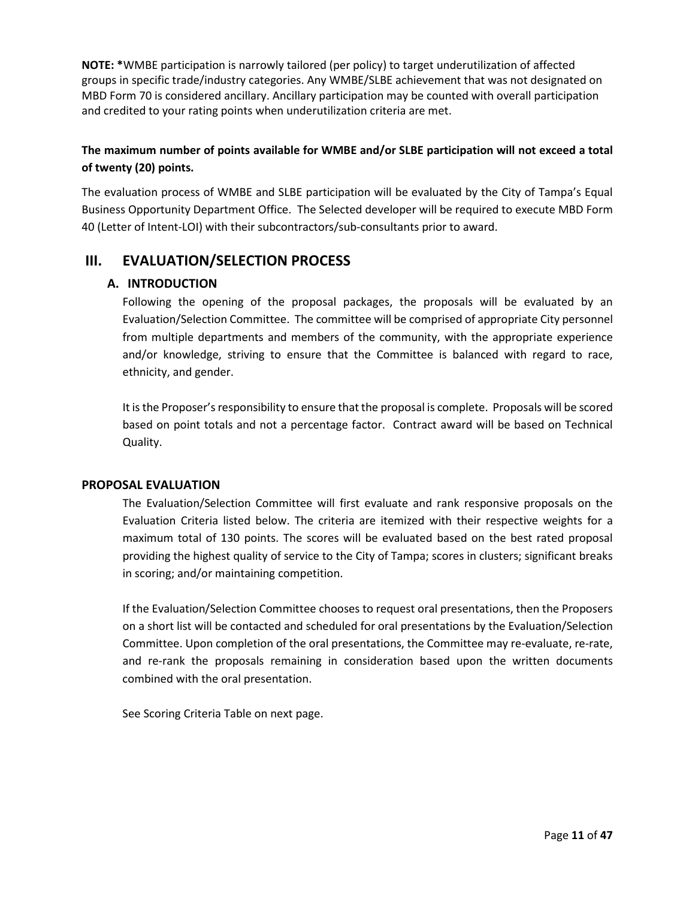**NOTE: ***WMBE participation is narrowly tailored (per policy) to target underutilization of affected groups in specific trade/industry categories. Any WMBE/SLBE achievement that was not designated on MBD Form 70 is considered ancillary. Ancillary participation may be counted with overall participation and credited to your rating points when underutilization criteria are met.

**The maximum number of points available for WMBE and/or SLBE participation will not exceed a total of twenty (20) points.**

The evaluation process of WMBE and SLBE participation will be evaluated by the City of Tampa's Equal Business Opportunity Department Office. The Selected developer will be required to execute MBD Form 40 (Letter of Intent-LOI) with their subcontractors/sub-consultants prior to award.

## III. EVALUATION/SELECTION PROCESS

### A. INTRODUCTION

Following the opening of the proposal packages, the proposals will be evaluated by an Evaluation/Selection Committee. The committee will be comprised of appropriate City personnel from multiple departments and members of the community, with the appropriate experience and/or knowledge, striving to ensure that the Committee is balanced with regard to race, ethnicity, and gender.

It is the Proposer's responsibility to ensure that the proposal is complete. Proposals will be scored based on point totals and not a percentage factor. Contract award will be based on Technical Quality.

### PROPOSAL EVALUATION

The Evaluation/Selection Committee will first evaluate and rank responsive proposals on the Evaluation Criteria listed below. The criteria are itemized with their respective weights for a maximum total of 130 points. The scores will be evaluated based on the best rated proposal providing the highest quality of service to the City of Tampa; scores in clusters; significant breaks in scoring; and/or maintaining competition.

If the Evaluation/Selection Committee chooses to request oral presentations, then the Proposers on a short list will be contacted and scheduled for oral presentations by the Evaluation/Selection Committee. Upon completion of the oral presentations, the Committee may re-evaluate, re-rate, and re-rank the proposals remaining in consideration based upon the written documents combined with the oral presentation.

See Scoring Criteria Table on next page.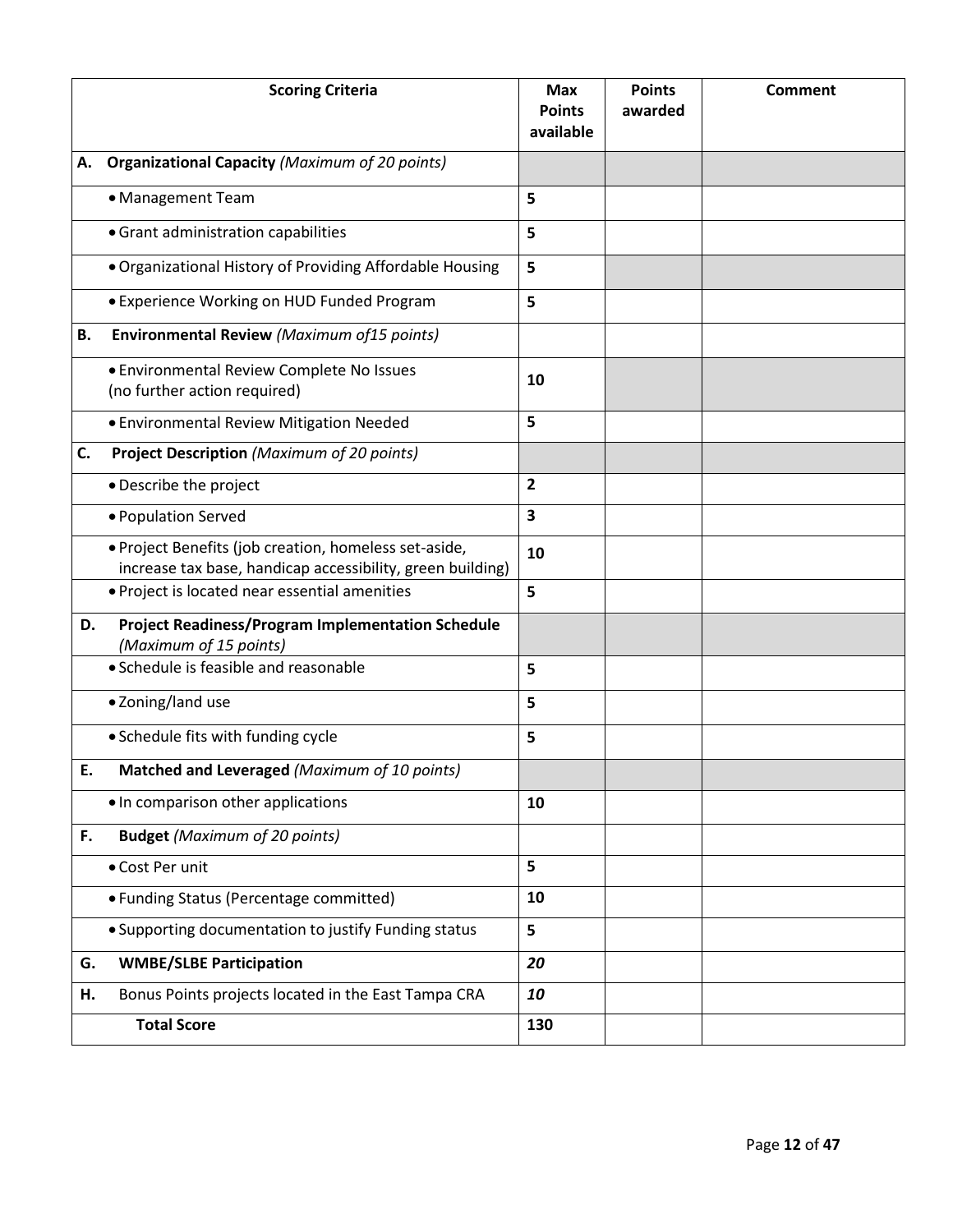| Scoring Criteria | Max Points available | Points awarded | Comment |
|---|---|---|---|
| **A. Organizational Capacity** *(Maximum of 20 points)* | | | |
| • Management Team | **5** | | |
| • Grant administration capabilities | **5** | | |
| • Organizational History of Providing Affordable Housing | **5** | | |
| • Experience Working on HUD Funded Program | **5** | | |
| **B. Environmental Review** *(Maximum of15 points)* | | | |
| • Environmental Review Complete No Issues (no further action required) | **10** | | |
| • Environmental Review Mitigation Needed | **5** | | |
| **C. Project Description** *(Maximum of 20 points)* | | | |
| • Describe the project | **2** | | |
| • Population Served | **3** | | |
| • Project Benefits (job creation, homeless set-aside, increase tax base, handicap accessibility, green building) | **10** | | |
| • Project is located near essential amenities | **5** | | |
| **D. Project Readiness/Program Implementation Schedule** *(Maximum of 15 points)* | | | |
| • Schedule is feasible and reasonable | **5** | | |
| • Zoning/land use | **5** | | |
| • Schedule fits with funding cycle | **5** | | |
| **E. Matched and Leveraged** *(Maximum of 10 points)* | | | |
| • In comparison other applications | **10** | | |
| **F. Budget** *(Maximum of 20 points)* | | | |
| • Cost Per unit | **5** | | |
| • Funding Status (Percentage committed) | **10** | | |
| • Supporting documentation to justify Funding status | **5** | | |
| **G. WMBE/SLBE Participation** | ***20*** | | |
| **H.** Bonus Points projects located in the East Tampa CRA | ***10*** | | |
| **Total Score** | **130** | | |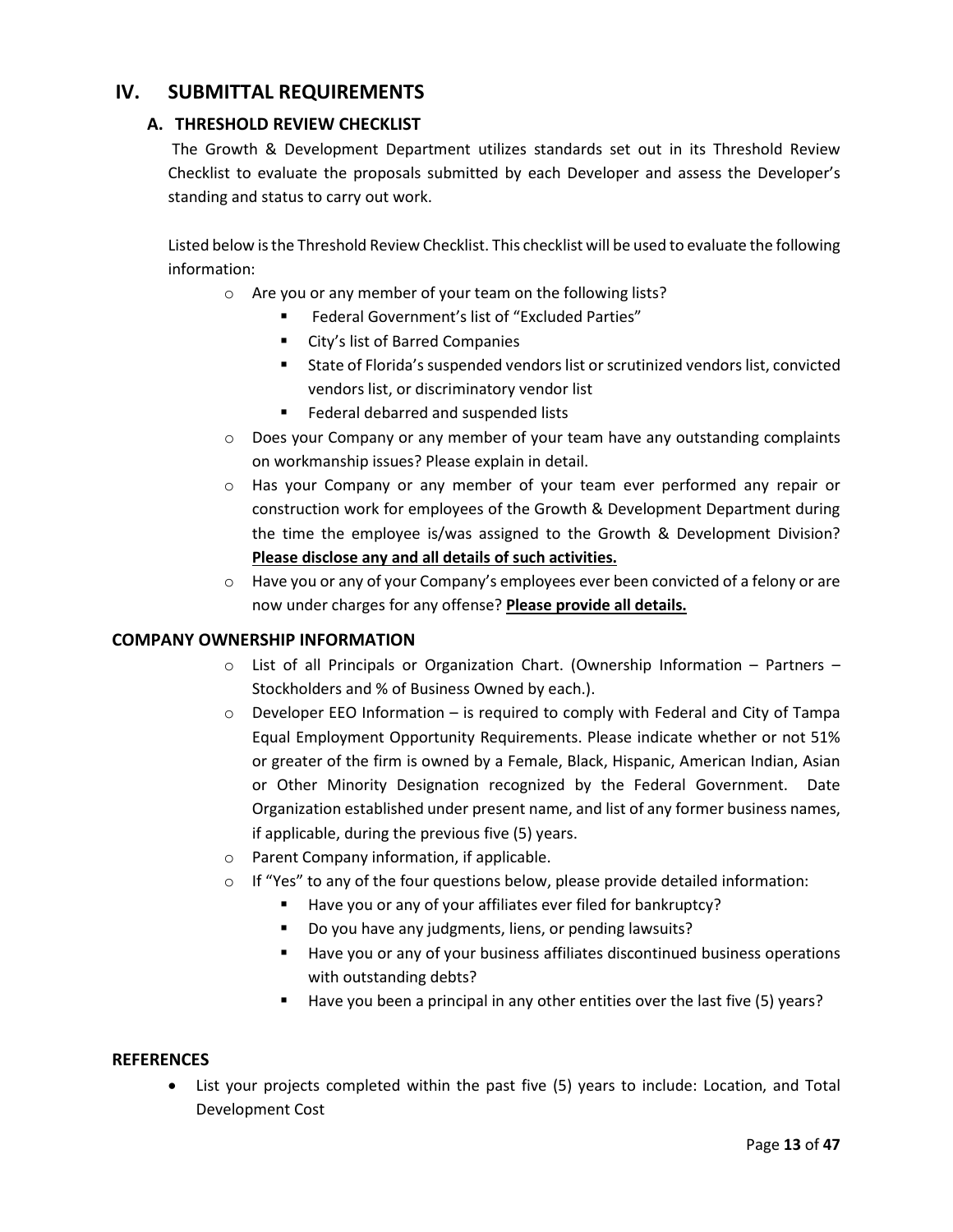## IV. SUBMITTAL REQUIREMENTS

### A. THRESHOLD REVIEW CHECKLIST

The Growth & Development Department utilizes standards set out in its Threshold Review Checklist to evaluate the proposals submitted by each Developer and assess the Developer's standing and status to carry out work.

Listed below is the Threshold Review Checklist. This checklist will be used to evaluate the following information:

- Are you or any member of your team on the following lists?
  - Federal Government's list of "Excluded Parties"
  - City's list of Barred Companies
  - State of Florida's suspended vendors list or scrutinized vendors list, convicted vendors list, or discriminatory vendor list
  - Federal debarred and suspended lists
- Does your Company or any member of your team have any outstanding complaints on workmanship issues? Please explain in detail.
- Has your Company or any member of your team ever performed any repair or construction work for employees of the Growth & Development Department during the time the employee is/was assigned to the Growth & Development Division? **Please disclose any and all details of such activities.**
- Have you or any of your Company's employees ever been convicted of a felony or are now under charges for any offense? **Please provide all details.**

### COMPANY OWNERSHIP INFORMATION

- List of all Principals or Organization Chart. (Ownership Information – Partners – Stockholders and % of Business Owned by each.).
- Developer EEO Information – is required to comply with Federal and City of Tampa Equal Employment Opportunity Requirements. Please indicate whether or not 51% or greater of the firm is owned by a Female, Black, Hispanic, American Indian, Asian or Other Minority Designation recognized by the Federal Government. Date Organization established under present name, and list of any former business names, if applicable, during the previous five (5) years.
- Parent Company information, if applicable.
- If "Yes" to any of the four questions below, please provide detailed information:
  - Have you or any of your affiliates ever filed for bankruptcy?
  - Do you have any judgments, liens, or pending lawsuits?
  - Have you or any of your business affiliates discontinued business operations with outstanding debts?
  - Have you been a principal in any other entities over the last five (5) years?

### REFERENCES

- List your projects completed within the past five (5) years to include: Location, and Total Development Cost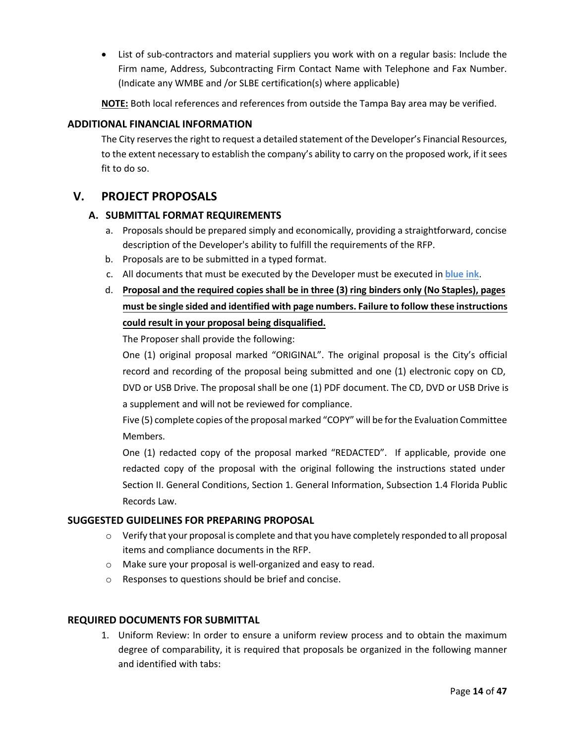- List of sub-contractors and material suppliers you work with on a regular basis: Include the Firm name, Address, Subcontracting Firm Contact Name with Telephone and Fax Number. (Indicate any WMBE and /or SLBE certification(s) where applicable)

**NOTE:** Both local references and references from outside the Tampa Bay area may be verified.

### ADDITIONAL FINANCIAL INFORMATION

The City reserves the right to request a detailed statement of the Developer's Financial Resources, to the extent necessary to establish the company's ability to carry on the proposed work, if it sees fit to do so.

## V. PROJECT PROPOSALS

### A. SUBMITTAL FORMAT REQUIREMENTS

a. Proposals should be prepared simply and economically, providing a straightforward, concise description of the Developer's ability to fulfill the requirements of the RFP.

b. Proposals are to be submitted in a typed format.

c. All documents that must be executed by the Developer must be executed in **blue ink**.

d. **Proposal and the required copies shall be in three (3) ring binders only (No Staples), pages must be single sided and identified with page numbers. Failure to follow these instructions could result in your proposal being disqualified.**

The Proposer shall provide the following:

One (1) original proposal marked "ORIGINAL". The original proposal is the City's official record and recording of the proposal being submitted and one (1) electronic copy on CD, DVD or USB Drive. The proposal shall be one (1) PDF document. The CD, DVD or USB Drive is a supplement and will not be reviewed for compliance.

Five (5) complete copies of the proposal marked "COPY" will be for the Evaluation Committee Members.

One (1) redacted copy of the proposal marked "REDACTED". If applicable, provide one redacted copy of the proposal with the original following the instructions stated under Section II. General Conditions, Section 1. General Information, Subsection 1.4 Florida Public Records Law.

### SUGGESTED GUIDELINES FOR PREPARING PROPOSAL

- Verify that your proposal is complete and that you have completely responded to all proposal items and compliance documents in the RFP.
- Make sure your proposal is well-organized and easy to read.
- Responses to questions should be brief and concise.

### REQUIRED DOCUMENTS FOR SUBMITTAL

1. Uniform Review: In order to ensure a uniform review process and to obtain the maximum degree of comparability, it is required that proposals be organized in the following manner and identified with tabs: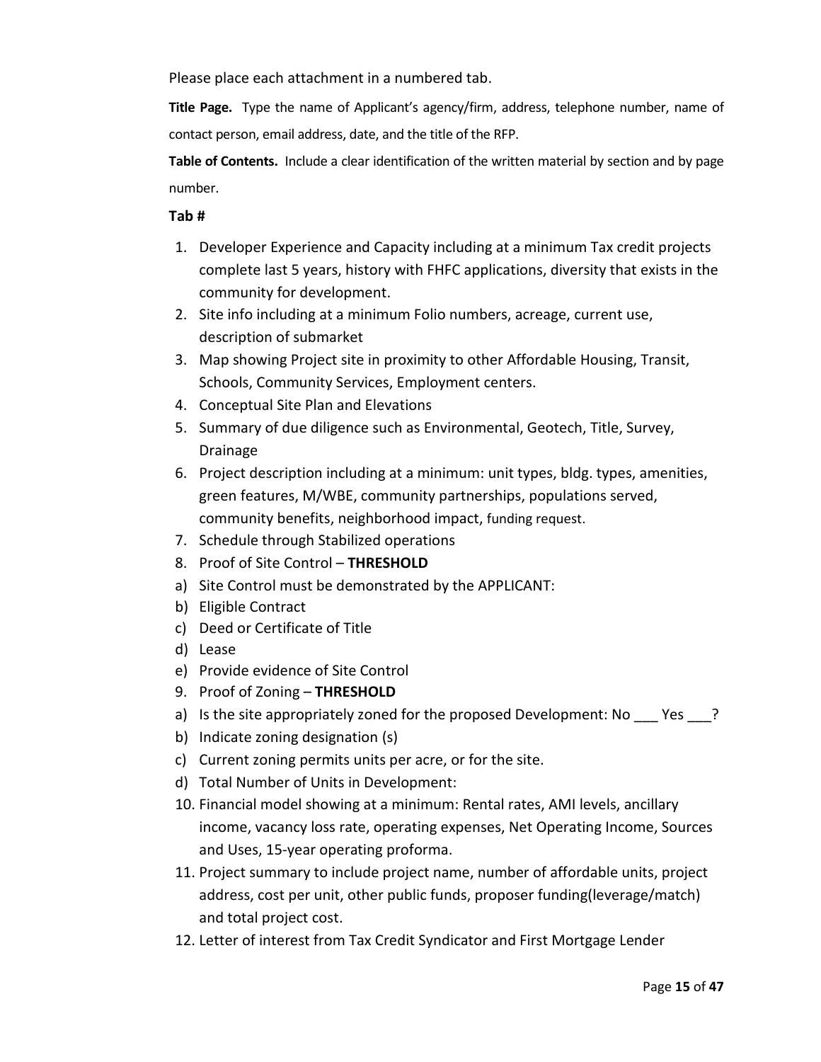Please place each attachment in a numbered tab.

**Title Page.** Type the name of Applicant's agency/firm, address, telephone number, name of contact person, email address, date, and the title of the RFP.

**Table of Contents.** Include a clear identification of the written material by section and by page number.

**Tab #**

1. Developer Experience and Capacity including at a minimum Tax credit projects complete last 5 years, history with FHFC applications, diversity that exists in the community for development.
2. Site info including at a minimum Folio numbers, acreage, current use, description of submarket
3. Map showing Project site in proximity to other Affordable Housing, Transit, Schools, Community Services, Employment centers.
4. Conceptual Site Plan and Elevations
5. Summary of due diligence such as Environmental, Geotech, Title, Survey, Drainage
6. Project description including at a minimum: unit types, bldg. types, amenities, green features, M/WBE, community partnerships, populations served, community benefits, neighborhood impact, funding request.
7. Schedule through Stabilized operations
8. Proof of Site Control – **THRESHOLD**

a) Site Control must be demonstrated by the APPLICANT:
b) Eligible Contract
c) Deed or Certificate of Title
d) Lease
e) Provide evidence of Site Control

9. Proof of Zoning – **THRESHOLD**

a) Is the site appropriately zoned for the proposed Development: No ___ Yes ___?
b) Indicate zoning designation (s)
c) Current zoning permits units per acre, or for the site.
d) Total Number of Units in Development:

10. Financial model showing at a minimum: Rental rates, AMI levels, ancillary income, vacancy loss rate, operating expenses, Net Operating Income, Sources and Uses, 15-year operating proforma.
11. Project summary to include project name, number of affordable units, project address, cost per unit, other public funds, proposer funding(leverage/match) and total project cost.
12. Letter of interest from Tax Credit Syndicator and First Mortgage Lender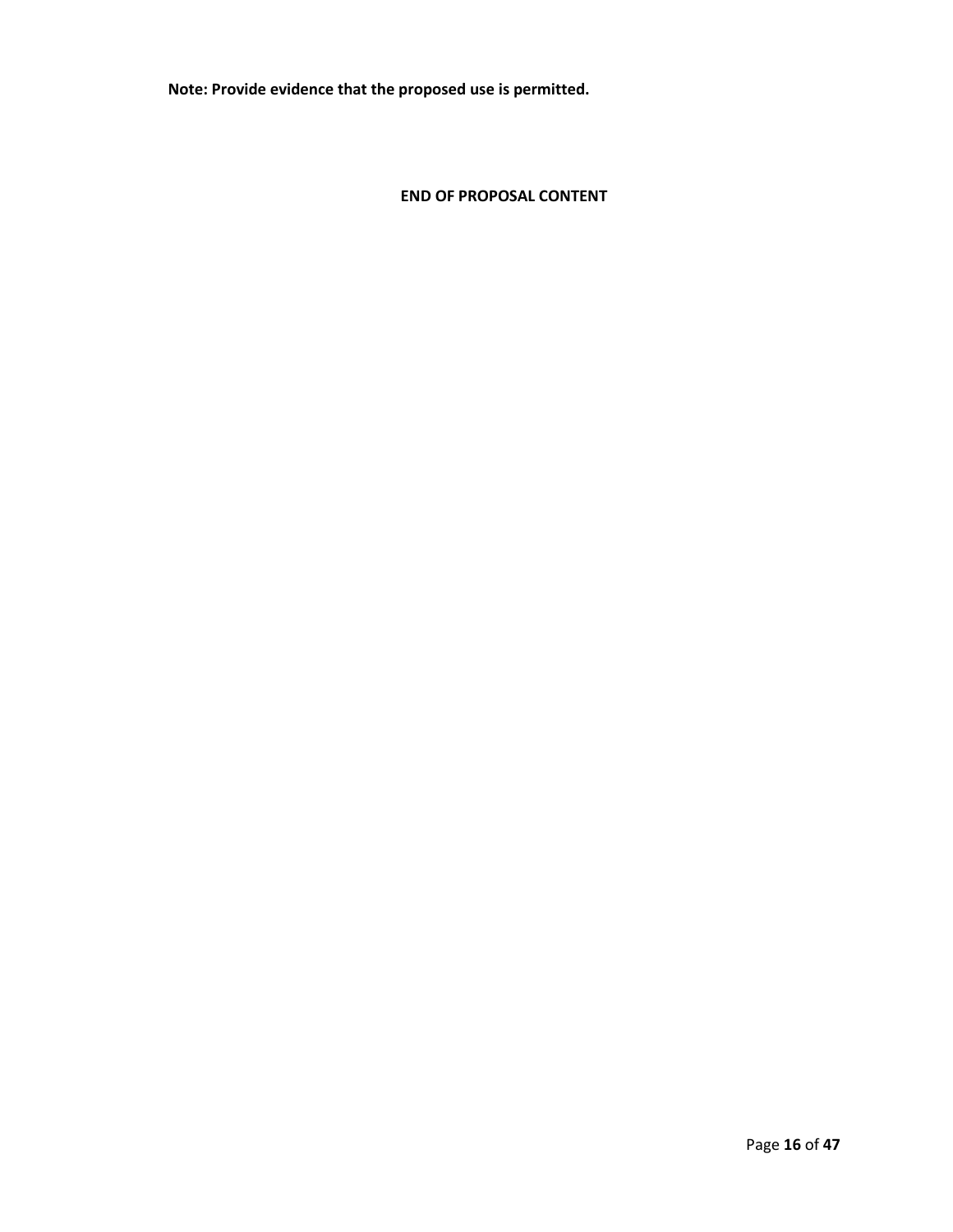**Note: Provide evidence that the proposed use is permitted.**

**END OF PROPOSAL CONTENT**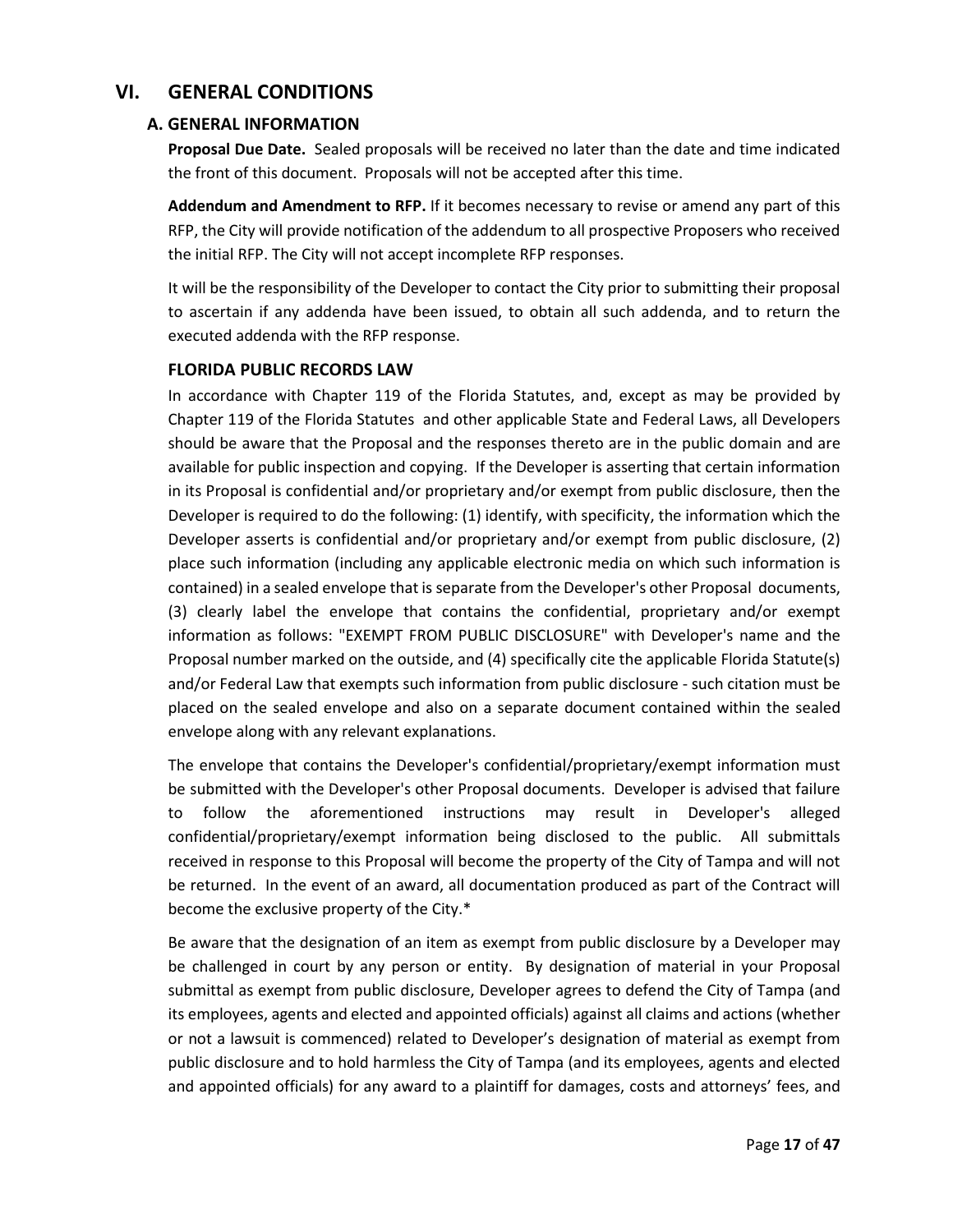## VI. GENERAL CONDITIONS

### A. GENERAL INFORMATION

**Proposal Due Date.** Sealed proposals will be received no later than the date and time indicated the front of this document. Proposals will not be accepted after this time.

**Addendum and Amendment to RFP.** If it becomes necessary to revise or amend any part of this RFP, the City will provide notification of the addendum to all prospective Proposers who received the initial RFP. The City will not accept incomplete RFP responses.

It will be the responsibility of the Developer to contact the City prior to submitting their proposal to ascertain if any addenda have been issued, to obtain all such addenda, and to return the executed addenda with the RFP response.

#### FLORIDA PUBLIC RECORDS LAW

In accordance with Chapter 119 of the Florida Statutes, and, except as may be provided by Chapter 119 of the Florida Statutes and other applicable State and Federal Laws, all Developers should be aware that the Proposal and the responses thereto are in the public domain and are available for public inspection and copying. If the Developer is asserting that certain information in its Proposal is confidential and/or proprietary and/or exempt from public disclosure, then the Developer is required to do the following: (1) identify, with specificity, the information which the Developer asserts is confidential and/or proprietary and/or exempt from public disclosure, (2) place such information (including any applicable electronic media on which such information is contained) in a sealed envelope that is separate from the Developer's other Proposal documents, (3) clearly label the envelope that contains the confidential, proprietary and/or exempt information as follows: "EXEMPT FROM PUBLIC DISCLOSURE" with Developer's name and the Proposal number marked on the outside, and (4) specifically cite the applicable Florida Statute(s) and/or Federal Law that exempts such information from public disclosure - such citation must be placed on the sealed envelope and also on a separate document contained within the sealed envelope along with any relevant explanations.

The envelope that contains the Developer's confidential/proprietary/exempt information must be submitted with the Developer's other Proposal documents. Developer is advised that failure to follow the aforementioned instructions may result in Developer's alleged confidential/proprietary/exempt information being disclosed to the public. All submittals received in response to this Proposal will become the property of the City of Tampa and will not be returned. In the event of an award, all documentation produced as part of the Contract will become the exclusive property of the City.*

Be aware that the designation of an item as exempt from public disclosure by a Developer may be challenged in court by any person or entity. By designation of material in your Proposal submittal as exempt from public disclosure, Developer agrees to defend the City of Tampa (and its employees, agents and elected and appointed officials) against all claims and actions (whether or not a lawsuit is commenced) related to Developer's designation of material as exempt from public disclosure and to hold harmless the City of Tampa (and its employees, agents and elected and appointed officials) for any award to a plaintiff for damages, costs and attorneys' fees, and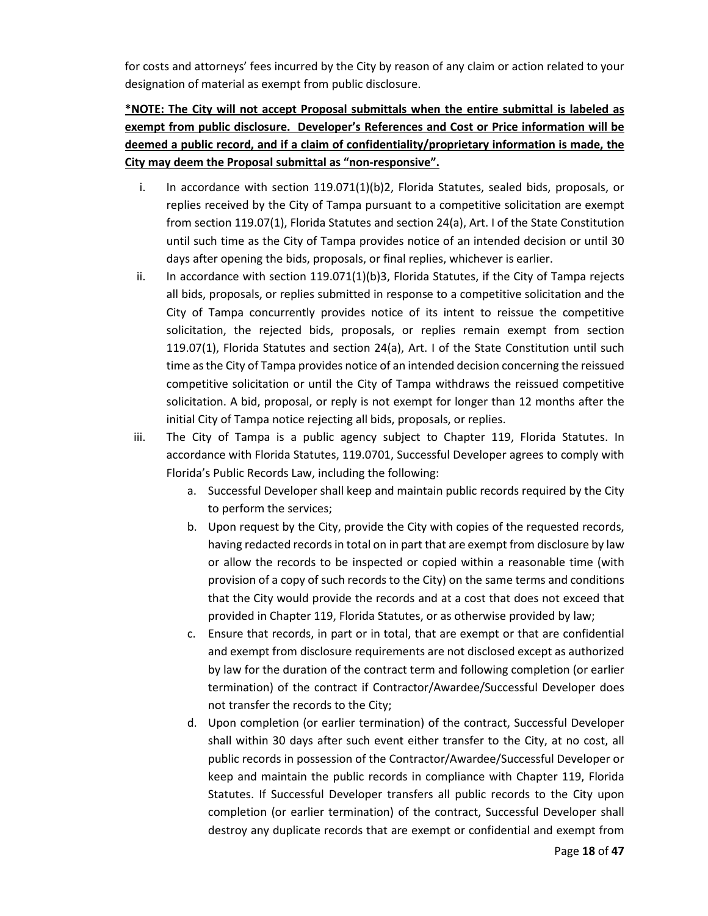for costs and attorneys' fees incurred by the City by reason of any claim or action related to your designation of material as exempt from public disclosure.

**\*NOTE: The City will not accept Proposal submittals when the entire submittal is labeled as exempt from public disclosure. Developer's References and Cost or Price information will be deemed a public record, and if a claim of confidentiality/proprietary information is made, the City may deem the Proposal submittal as "non-responsive".**

i. In accordance with section 119.071(1)(b)2, Florida Statutes, sealed bids, proposals, or replies received by the City of Tampa pursuant to a competitive solicitation are exempt from section 119.07(1), Florida Statutes and section 24(a), Art. I of the State Constitution until such time as the City of Tampa provides notice of an intended decision or until 30 days after opening the bids, proposals, or final replies, whichever is earlier.

ii. In accordance with section 119.071(1)(b)3, Florida Statutes, if the City of Tampa rejects all bids, proposals, or replies submitted in response to a competitive solicitation and the City of Tampa concurrently provides notice of its intent to reissue the competitive solicitation, the rejected bids, proposals, or replies remain exempt from section 119.07(1), Florida Statutes and section 24(a), Art. I of the State Constitution until such time as the City of Tampa provides notice of an intended decision concerning the reissued competitive solicitation or until the City of Tampa withdraws the reissued competitive solicitation. A bid, proposal, or reply is not exempt for longer than 12 months after the initial City of Tampa notice rejecting all bids, proposals, or replies.

iii. The City of Tampa is a public agency subject to Chapter 119, Florida Statutes. In accordance with Florida Statutes, 119.0701, Successful Developer agrees to comply with Florida's Public Records Law, including the following:

   a. Successful Developer shall keep and maintain public records required by the City to perform the services;

   b. Upon request by the City, provide the City with copies of the requested records, having redacted records in total on in part that are exempt from disclosure by law or allow the records to be inspected or copied within a reasonable time (with provision of a copy of such records to the City) on the same terms and conditions that the City would provide the records and at a cost that does not exceed that provided in Chapter 119, Florida Statutes, or as otherwise provided by law;

   c. Ensure that records, in part or in total, that are exempt or that are confidential and exempt from disclosure requirements are not disclosed except as authorized by law for the duration of the contract term and following completion (or earlier termination) of the contract if Contractor/Awardee/Successful Developer does not transfer the records to the City;

   d. Upon completion (or earlier termination) of the contract, Successful Developer shall within 30 days after such event either transfer to the City, at no cost, all public records in possession of the Contractor/Awardee/Successful Developer or keep and maintain the public records in compliance with Chapter 119, Florida Statutes. If Successful Developer transfers all public records to the City upon completion (or earlier termination) of the contract, Successful Developer shall destroy any duplicate records that are exempt or confidential and exempt from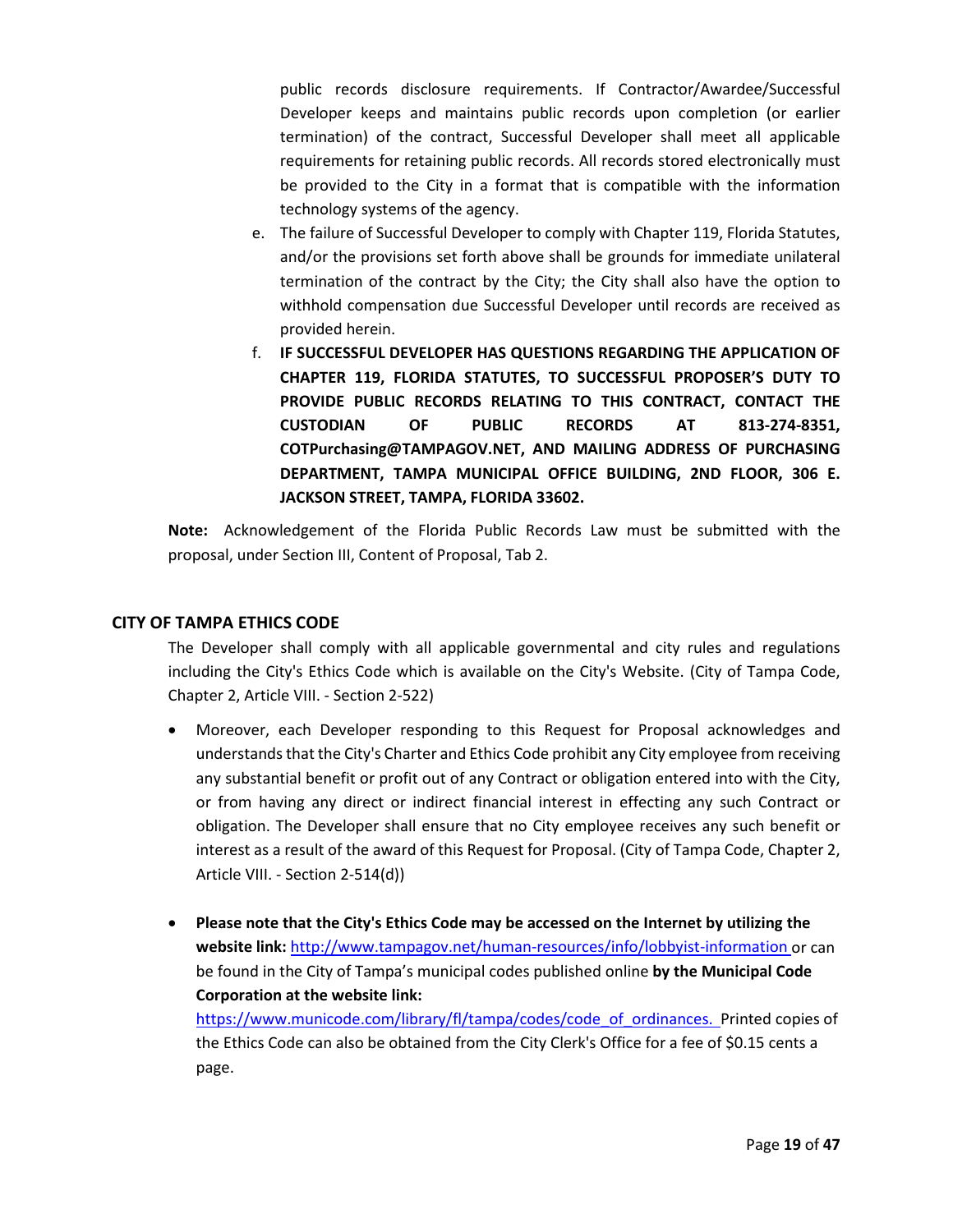public records disclosure requirements. If Contractor/Awardee/Successful Developer keeps and maintains public records upon completion (or earlier termination) of the contract, Successful Developer shall meet all applicable requirements for retaining public records. All records stored electronically must be provided to the City in a format that is compatible with the information technology systems of the agency.

e. The failure of Successful Developer to comply with Chapter 119, Florida Statutes, and/or the provisions set forth above shall be grounds for immediate unilateral termination of the contract by the City; the City shall also have the option to withhold compensation due Successful Developer until records are received as provided herein.

f. **IF SUCCESSFUL DEVELOPER HAS QUESTIONS REGARDING THE APPLICATION OF CHAPTER 119, FLORIDA STATUTES, TO SUCCESSFUL PROPOSER'S DUTY TO PROVIDE PUBLIC RECORDS RELATING TO THIS CONTRACT, CONTACT THE CUSTODIAN OF PUBLIC RECORDS AT 813-274-8351, COTPurchasing@TAMPAGOV.NET, AND MAILING ADDRESS OF PURCHASING DEPARTMENT, TAMPA MUNICIPAL OFFICE BUILDING, 2ND FLOOR, 306 E. JACKSON STREET, TAMPA, FLORIDA 33602.**

**Note:** Acknowledgement of the Florida Public Records Law must be submitted with the proposal, under Section III, Content of Proposal, Tab 2.

## CITY OF TAMPA ETHICS CODE

The Developer shall comply with all applicable governmental and city rules and regulations including the City's Ethics Code which is available on the City's Website. (City of Tampa Code, Chapter 2, Article VIII. - Section 2-522)

- Moreover, each Developer responding to this Request for Proposal acknowledges and understands that the City's Charter and Ethics Code prohibit any City employee from receiving any substantial benefit or profit out of any Contract or obligation entered into with the City, or from having any direct or indirect financial interest in effecting any such Contract or obligation. The Developer shall ensure that no City employee receives any such benefit or interest as a result of the award of this Request for Proposal. (City of Tampa Code, Chapter 2, Article VIII. - Section 2-514(d))

- **Please note that the City's Ethics Code may be accessed on the Internet by utilizing the website link:** http://www.tampagov.net/human-resources/info/lobbyist-information or can be found in the City of Tampa's municipal codes published online **by the Municipal Code Corporation at the website link:** https://www.municode.com/library/fl/tampa/codes/code_of_ordinances. Printed copies of the Ethics Code can also be obtained from the City Clerk's Office for a fee of $0.15 cents a page.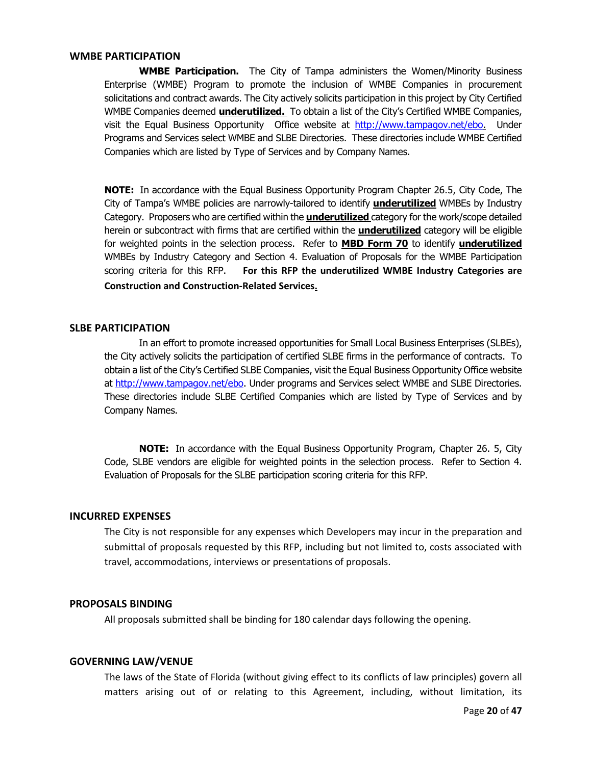## WMBE PARTICIPATION

**WMBE Participation.** The City of Tampa administers the Women/Minority Business Enterprise (WMBE) Program to promote the inclusion of WMBE Companies in procurement solicitations and contract awards. The City actively solicits participation in this project by City Certified WMBE Companies deemed **underutilized.** To obtain a list of the City's Certified WMBE Companies, visit the Equal Business Opportunity Office website at http://www.tampagov.net/ebo. Under Programs and Services select WMBE and SLBE Directories. These directories include WMBE Certified Companies which are listed by Type of Services and by Company Names.

**NOTE:** In accordance with the Equal Business Opportunity Program Chapter 26.5, City Code, The City of Tampa's WMBE policies are narrowly-tailored to identify **underutilized** WMBEs by Industry Category. Proposers who are certified within the **underutilized** category for the work/scope detailed herein or subcontract with firms that are certified within the **underutilized** category will be eligible for weighted points in the selection process. Refer to **MBD Form 70** to identify **underutilized** WMBEs by Industry Category and Section 4. Evaluation of Proposals for the WMBE Participation scoring criteria for this RFP. **For this RFP the underutilized WMBE Industry Categories are Construction and Construction-Related Services.**

## SLBE PARTICIPATION

In an effort to promote increased opportunities for Small Local Business Enterprises (SLBEs), the City actively solicits the participation of certified SLBE firms in the performance of contracts. To obtain a list of the City's Certified SLBE Companies, visit the Equal Business Opportunity Office website at http://www.tampagov.net/ebo. Under programs and Services select WMBE and SLBE Directories. These directories include SLBE Certified Companies which are listed by Type of Services and by Company Names.

**NOTE:** In accordance with the Equal Business Opportunity Program, Chapter 26. 5, City Code, SLBE vendors are eligible for weighted points in the selection process. Refer to Section 4. Evaluation of Proposals for the SLBE participation scoring criteria for this RFP.

## INCURRED EXPENSES

The City is not responsible for any expenses which Developers may incur in the preparation and submittal of proposals requested by this RFP, including but not limited to, costs associated with travel, accommodations, interviews or presentations of proposals.

## PROPOSALS BINDING

All proposals submitted shall be binding for 180 calendar days following the opening.

## GOVERNING LAW/VENUE

The laws of the State of Florida (without giving effect to its conflicts of law principles) govern all matters arising out of or relating to this Agreement, including, without limitation, its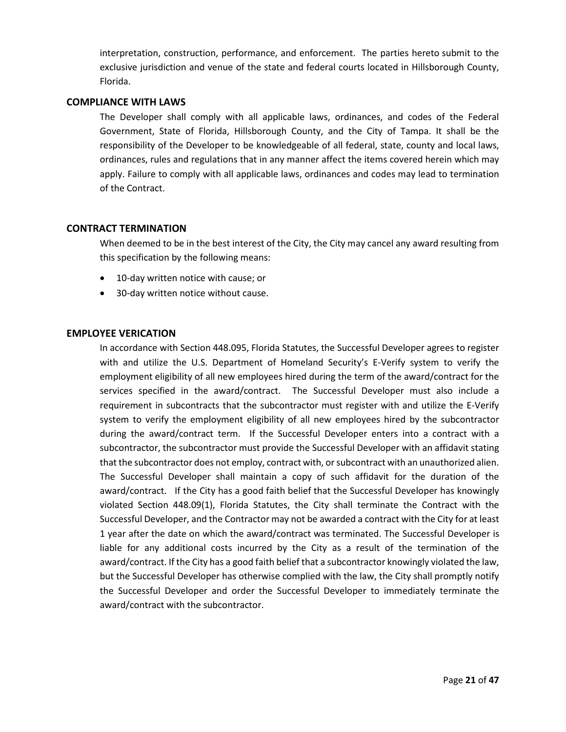interpretation, construction, performance, and enforcement. The parties hereto submit to the exclusive jurisdiction and venue of the state and federal courts located in Hillsborough County, Florida.

## COMPLIANCE WITH LAWS

The Developer shall comply with all applicable laws, ordinances, and codes of the Federal Government, State of Florida, Hillsborough County, and the City of Tampa. It shall be the responsibility of the Developer to be knowledgeable of all federal, state, county and local laws, ordinances, rules and regulations that in any manner affect the items covered herein which may apply. Failure to comply with all applicable laws, ordinances and codes may lead to termination of the Contract.

## CONTRACT TERMINATION

When deemed to be in the best interest of the City, the City may cancel any award resulting from this specification by the following means:

- 10-day written notice with cause; or
- 30-day written notice without cause.

## EMPLOYEE VERICATION

In accordance with Section 448.095, Florida Statutes, the Successful Developer agrees to register with and utilize the U.S. Department of Homeland Security's E-Verify system to verify the employment eligibility of all new employees hired during the term of the award/contract for the services specified in the award/contract. The Successful Developer must also include a requirement in subcontracts that the subcontractor must register with and utilize the E-Verify system to verify the employment eligibility of all new employees hired by the subcontractor during the award/contract term. If the Successful Developer enters into a contract with a subcontractor, the subcontractor must provide the Successful Developer with an affidavit stating that the subcontractor does not employ, contract with, or subcontract with an unauthorized alien. The Successful Developer shall maintain a copy of such affidavit for the duration of the award/contract. If the City has a good faith belief that the Successful Developer has knowingly violated Section 448.09(1), Florida Statutes, the City shall terminate the Contract with the Successful Developer, and the Contractor may not be awarded a contract with the City for at least 1 year after the date on which the award/contract was terminated. The Successful Developer is liable for any additional costs incurred by the City as a result of the termination of the award/contract. If the City has a good faith belief that a subcontractor knowingly violated the law, but the Successful Developer has otherwise complied with the law, the City shall promptly notify the Successful Developer and order the Successful Developer to immediately terminate the award/contract with the subcontractor.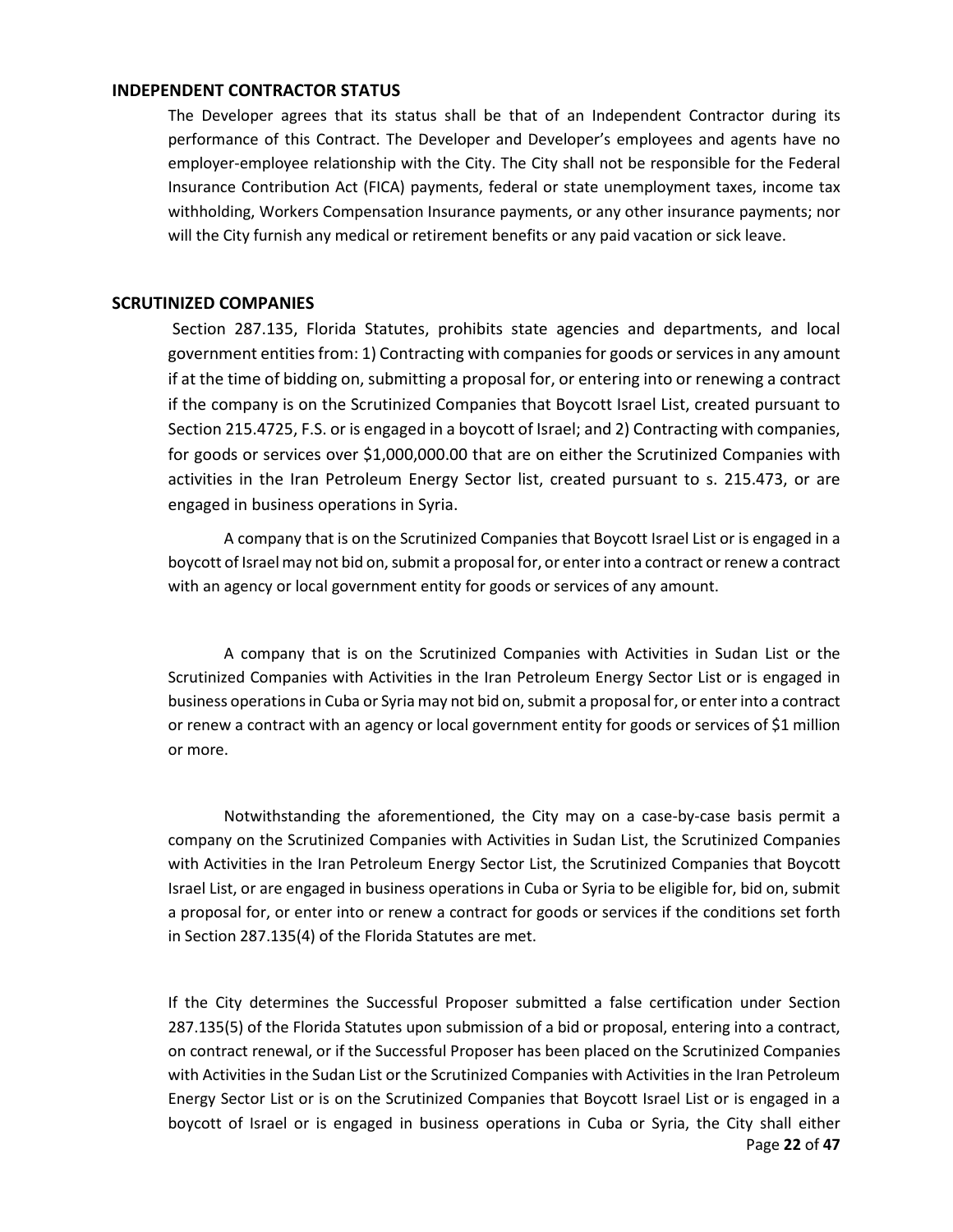## INDEPENDENT CONTRACTOR STATUS

The Developer agrees that its status shall be that of an Independent Contractor during its performance of this Contract. The Developer and Developer's employees and agents have no employer-employee relationship with the City. The City shall not be responsible for the Federal Insurance Contribution Act (FICA) payments, federal or state unemployment taxes, income tax withholding, Workers Compensation Insurance payments, or any other insurance payments; nor will the City furnish any medical or retirement benefits or any paid vacation or sick leave.

## SCRUTINIZED COMPANIES

Section 287.135, Florida Statutes, prohibits state agencies and departments, and local government entities from: 1) Contracting with companies for goods or services in any amount if at the time of bidding on, submitting a proposal for, or entering into or renewing a contract if the company is on the Scrutinized Companies that Boycott Israel List, created pursuant to Section 215.4725, F.S. or is engaged in a boycott of Israel; and 2) Contracting with companies, for goods or services over $1,000,000.00 that are on either the Scrutinized Companies with activities in the Iran Petroleum Energy Sector list, created pursuant to s. 215.473, or are engaged in business operations in Syria.

A company that is on the Scrutinized Companies that Boycott Israel List or is engaged in a boycott of Israel may not bid on, submit a proposal for, or enter into a contract or renew a contract with an agency or local government entity for goods or services of any amount.

A company that is on the Scrutinized Companies with Activities in Sudan List or the Scrutinized Companies with Activities in the Iran Petroleum Energy Sector List or is engaged in business operations in Cuba or Syria may not bid on, submit a proposal for, or enter into a contract or renew a contract with an agency or local government entity for goods or services of $1 million or more.

Notwithstanding the aforementioned, the City may on a case-by-case basis permit a company on the Scrutinized Companies with Activities in Sudan List, the Scrutinized Companies with Activities in the Iran Petroleum Energy Sector List, the Scrutinized Companies that Boycott Israel List, or are engaged in business operations in Cuba or Syria to be eligible for, bid on, submit a proposal for, or enter into or renew a contract for goods or services if the conditions set forth in Section 287.135(4) of the Florida Statutes are met.

If the City determines the Successful Proposer submitted a false certification under Section 287.135(5) of the Florida Statutes upon submission of a bid or proposal, entering into a contract, on contract renewal, or if the Successful Proposer has been placed on the Scrutinized Companies with Activities in the Sudan List or the Scrutinized Companies with Activities in the Iran Petroleum Energy Sector List or is on the Scrutinized Companies that Boycott Israel List or is engaged in a boycott of Israel or is engaged in business operations in Cuba or Syria, the City shall either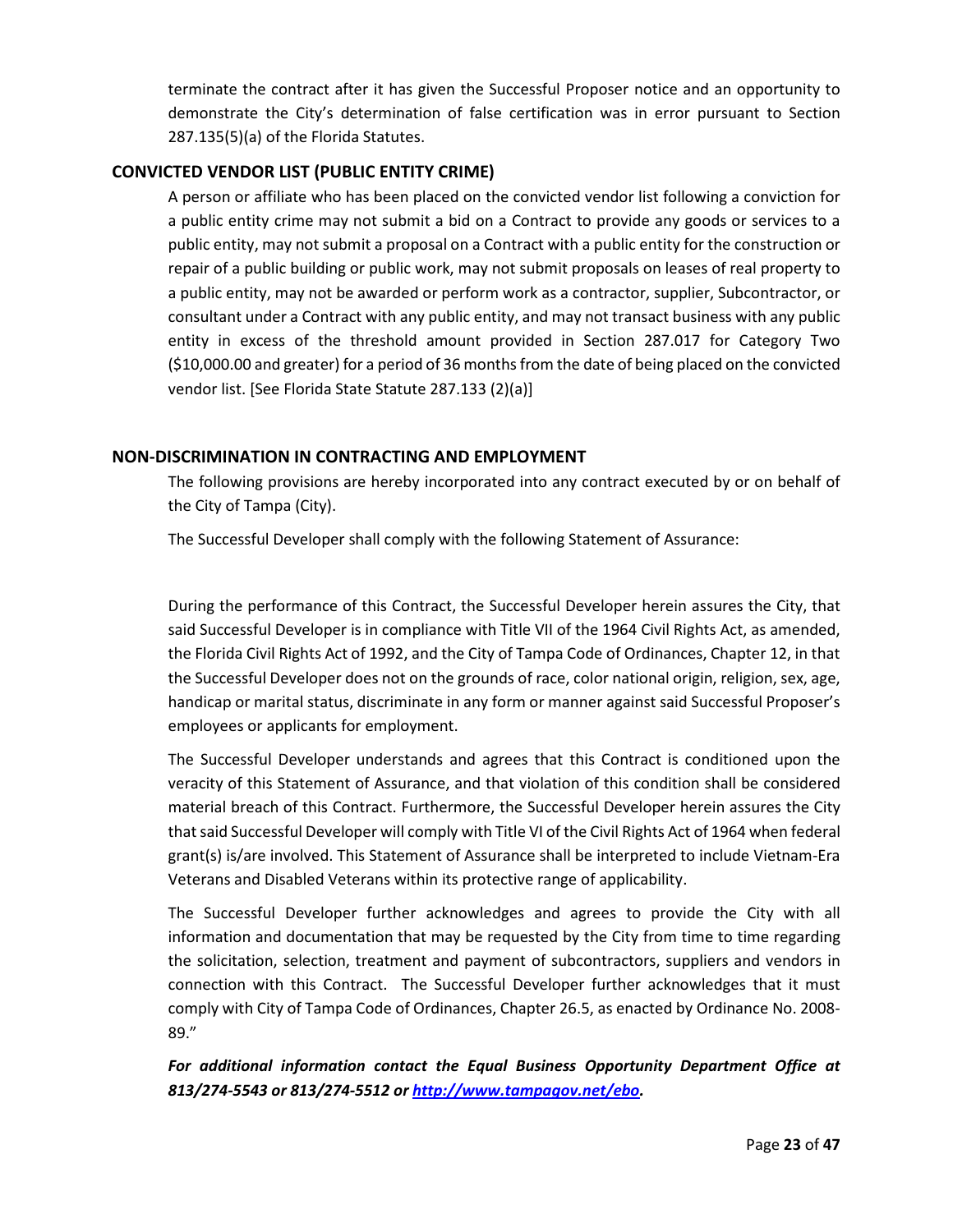terminate the contract after it has given the Successful Proposer notice and an opportunity to demonstrate the City's determination of false certification was in error pursuant to Section 287.135(5)(a) of the Florida Statutes.

### CONVICTED VENDOR LIST (PUBLIC ENTITY CRIME)

A person or affiliate who has been placed on the convicted vendor list following a conviction for a public entity crime may not submit a bid on a Contract to provide any goods or services to a public entity, may not submit a proposal on a Contract with a public entity for the construction or repair of a public building or public work, may not submit proposals on leases of real property to a public entity, may not be awarded or perform work as a contractor, supplier, Subcontractor, or consultant under a Contract with any public entity, and may not transact business with any public entity in excess of the threshold amount provided in Section 287.017 for Category Two ($10,000.00 and greater) for a period of 36 months from the date of being placed on the convicted vendor list. [See Florida State Statute 287.133 (2)(a)]

### NON-DISCRIMINATION IN CONTRACTING AND EMPLOYMENT

The following provisions are hereby incorporated into any contract executed by or on behalf of the City of Tampa (City).

The Successful Developer shall comply with the following Statement of Assurance:

During the performance of this Contract, the Successful Developer herein assures the City, that said Successful Developer is in compliance with Title VII of the 1964 Civil Rights Act, as amended, the Florida Civil Rights Act of 1992, and the City of Tampa Code of Ordinances, Chapter 12, in that the Successful Developer does not on the grounds of race, color national origin, religion, sex, age, handicap or marital status, discriminate in any form or manner against said Successful Proposer's employees or applicants for employment.

The Successful Developer understands and agrees that this Contract is conditioned upon the veracity of this Statement of Assurance, and that violation of this condition shall be considered material breach of this Contract. Furthermore, the Successful Developer herein assures the City that said Successful Developer will comply with Title VI of the Civil Rights Act of 1964 when federal grant(s) is/are involved. This Statement of Assurance shall be interpreted to include Vietnam-Era Veterans and Disabled Veterans within its protective range of applicability.

The Successful Developer further acknowledges and agrees to provide the City with all information and documentation that may be requested by the City from time to time regarding the solicitation, selection, treatment and payment of subcontractors, suppliers and vendors in connection with this Contract. The Successful Developer further acknowledges that it must comply with City of Tampa Code of Ordinances, Chapter 26.5, as enacted by Ordinance No. 2008-89."

***For additional information contact the Equal Business Opportunity Department Office at 813/274-5543 or 813/274-5512 or [http://www.tampagov.net/ebo](http://www.tampagov.net/ebo).***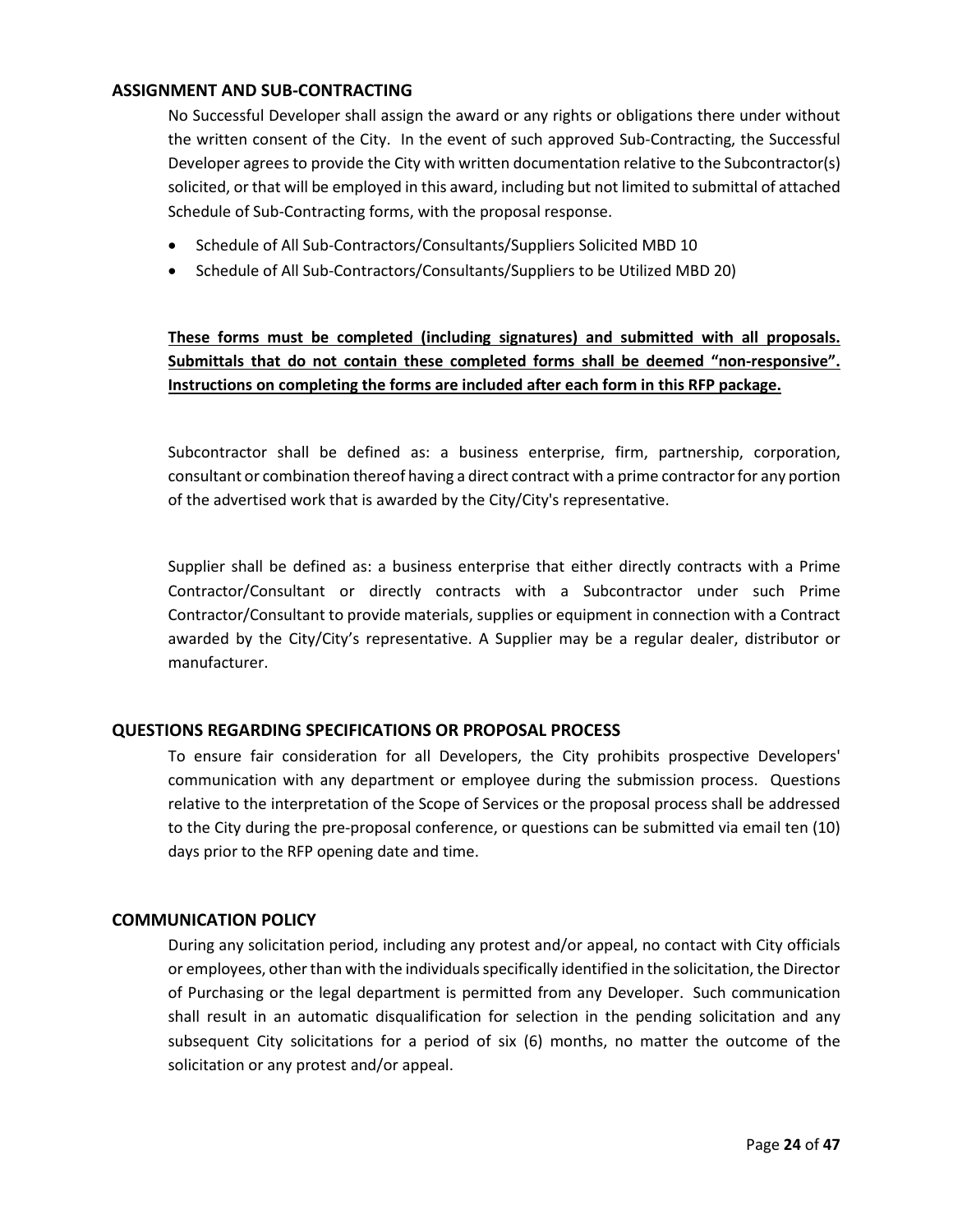## ASSIGNMENT AND SUB-CONTRACTING

No Successful Developer shall assign the award or any rights or obligations there under without the written consent of the City. In the event of such approved Sub-Contracting, the Successful Developer agrees to provide the City with written documentation relative to the Subcontractor(s) solicited, or that will be employed in this award, including but not limited to submittal of attached Schedule of Sub-Contracting forms, with the proposal response.

- Schedule of All Sub-Contractors/Consultants/Suppliers Solicited MBD 10
- Schedule of All Sub-Contractors/Consultants/Suppliers to be Utilized MBD 20)

<u>**These forms must be completed (including signatures) and submitted with all proposals. Submittals that do not contain these completed forms shall be deemed "non-responsive". Instructions on completing the forms are included after each form in this RFP package.**</u>

Subcontractor shall be defined as: a business enterprise, firm, partnership, corporation, consultant or combination thereof having a direct contract with a prime contractor for any portion of the advertised work that is awarded by the City/City's representative.

Supplier shall be defined as: a business enterprise that either directly contracts with a Prime Contractor/Consultant or directly contracts with a Subcontractor under such Prime Contractor/Consultant to provide materials, supplies or equipment in connection with a Contract awarded by the City/City's representative. A Supplier may be a regular dealer, distributor or manufacturer.

## QUESTIONS REGARDING SPECIFICATIONS OR PROPOSAL PROCESS

To ensure fair consideration for all Developers, the City prohibits prospective Developers' communication with any department or employee during the submission process. Questions relative to the interpretation of the Scope of Services or the proposal process shall be addressed to the City during the pre-proposal conference, or questions can be submitted via email ten (10) days prior to the RFP opening date and time.

## COMMUNICATION POLICY

During any solicitation period, including any protest and/or appeal, no contact with City officials or employees, other than with the individuals specifically identified in the solicitation, the Director of Purchasing or the legal department is permitted from any Developer. Such communication shall result in an automatic disqualification for selection in the pending solicitation and any subsequent City solicitations for a period of six (6) months, no matter the outcome of the solicitation or any protest and/or appeal.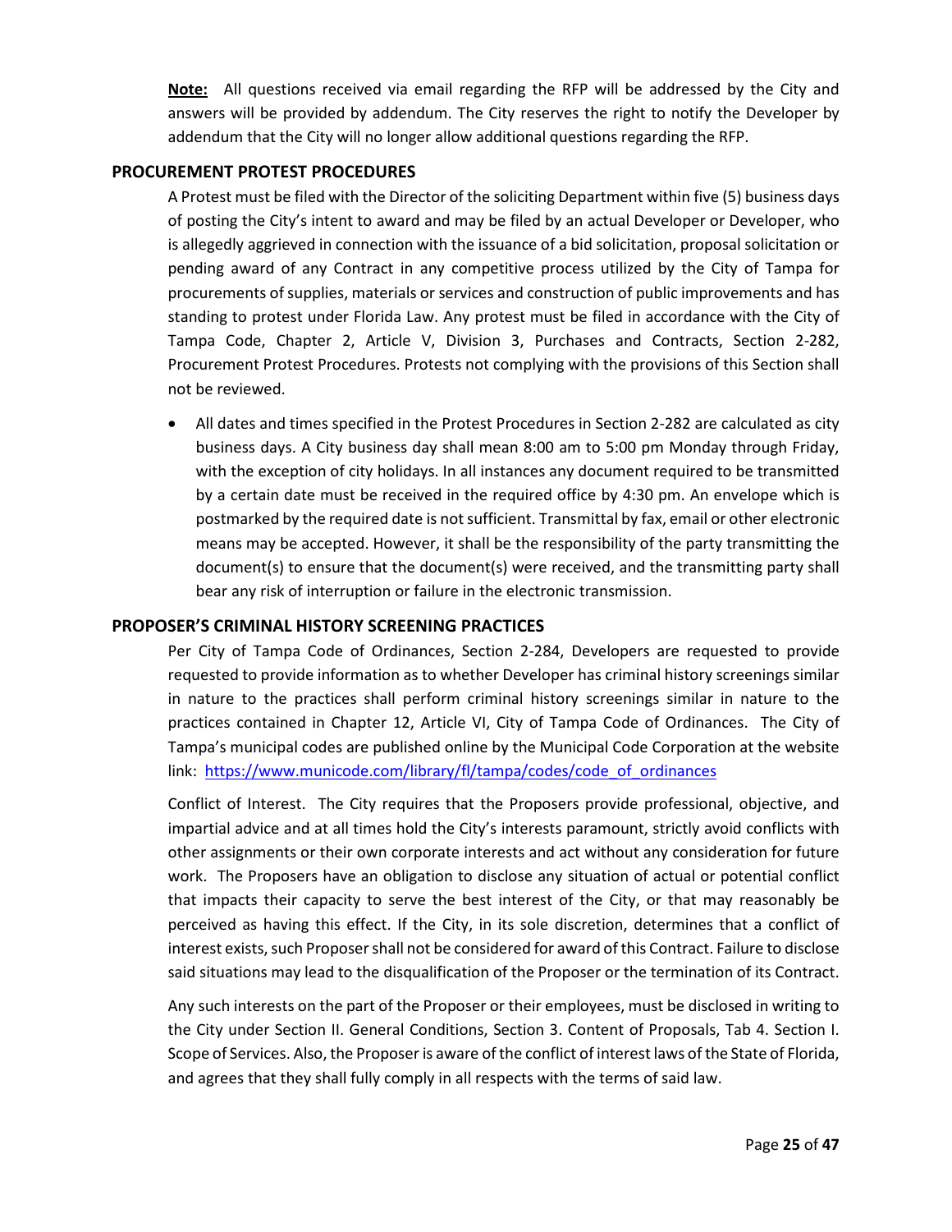**Note:** All questions received via email regarding the RFP will be addressed by the City and answers will be provided by addendum. The City reserves the right to notify the Developer by addendum that the City will no longer allow additional questions regarding the RFP.

## PROCUREMENT PROTEST PROCEDURES

A Protest must be filed with the Director of the soliciting Department within five (5) business days of posting the City's intent to award and may be filed by an actual Developer or Developer, who is allegedly aggrieved in connection with the issuance of a bid solicitation, proposal solicitation or pending award of any Contract in any competitive process utilized by the City of Tampa for procurements of supplies, materials or services and construction of public improvements and has standing to protest under Florida Law. Any protest must be filed in accordance with the City of Tampa Code, Chapter 2, Article V, Division 3, Purchases and Contracts, Section 2-282, Procurement Protest Procedures. Protests not complying with the provisions of this Section shall not be reviewed.

- All dates and times specified in the Protest Procedures in Section 2-282 are calculated as city business days. A City business day shall mean 8:00 am to 5:00 pm Monday through Friday, with the exception of city holidays. In all instances any document required to be transmitted by a certain date must be received in the required office by 4:30 pm. An envelope which is postmarked by the required date is not sufficient. Transmittal by fax, email or other electronic means may be accepted. However, it shall be the responsibility of the party transmitting the document(s) to ensure that the document(s) were received, and the transmitting party shall bear any risk of interruption or failure in the electronic transmission.

## PROPOSER'S CRIMINAL HISTORY SCREENING PRACTICES

Per City of Tampa Code of Ordinances, Section 2-284, Developers are requested to provide requested to provide information as to whether Developer has criminal history screenings similar in nature to the practices shall perform criminal history screenings similar in nature to the practices contained in Chapter 12, Article VI, City of Tampa Code of Ordinances. The City of Tampa's municipal codes are published online by the Municipal Code Corporation at the website link: [https://www.municode.com/library/fl/tampa/codes/code_of_ordinances](https://www.municode.com/library/fl/tampa/codes/code_of_ordinances)

Conflict of Interest. The City requires that the Proposers provide professional, objective, and impartial advice and at all times hold the City's interests paramount, strictly avoid conflicts with other assignments or their own corporate interests and act without any consideration for future work. The Proposers have an obligation to disclose any situation of actual or potential conflict that impacts their capacity to serve the best interest of the City, or that may reasonably be perceived as having this effect. If the City, in its sole discretion, determines that a conflict of interest exists, such Proposer shall not be considered for award of this Contract. Failure to disclose said situations may lead to the disqualification of the Proposer or the termination of its Contract.

Any such interests on the part of the Proposer or their employees, must be disclosed in writing to the City under Section II. General Conditions, Section 3. Content of Proposals, Tab 4. Section I. Scope of Services. Also, the Proposer is aware of the conflict of interest laws of the State of Florida, and agrees that they shall fully comply in all respects with the terms of said law.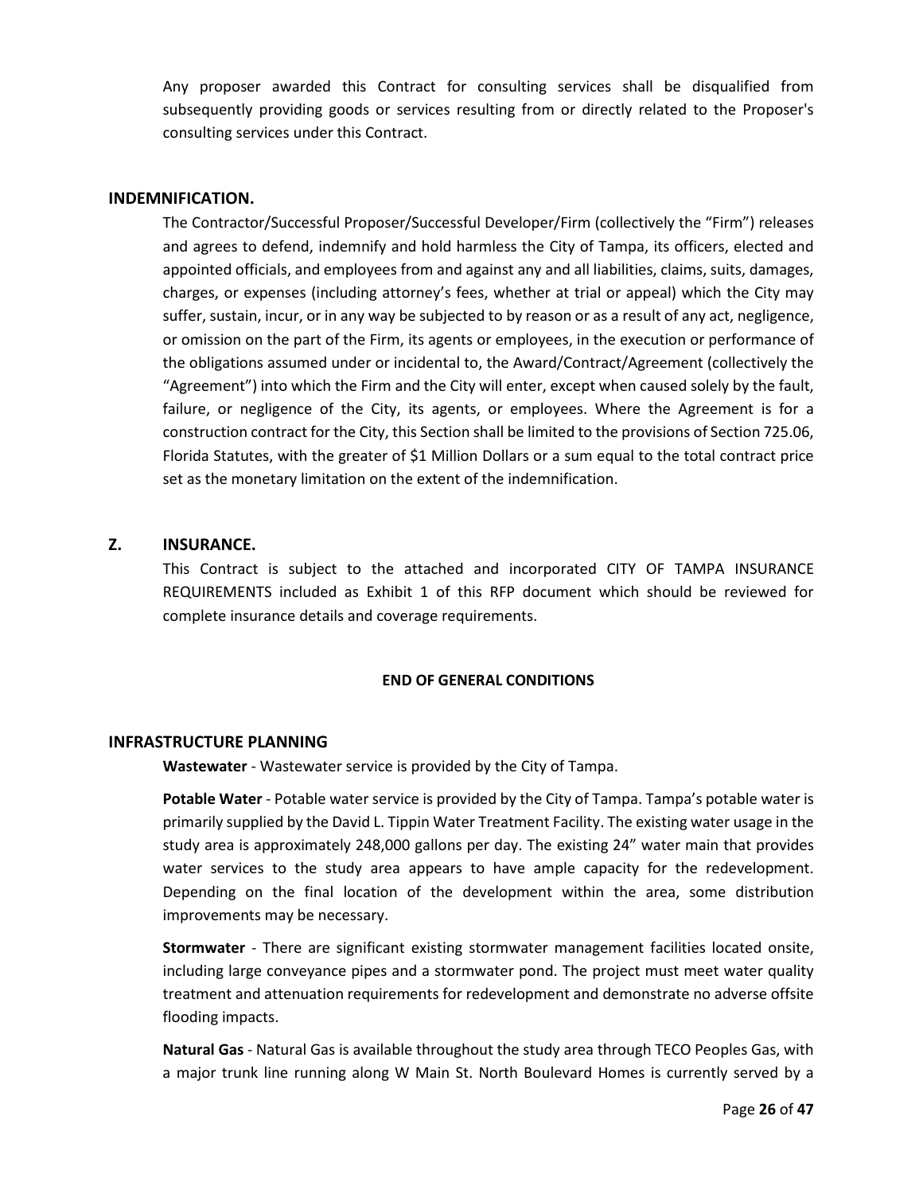Any proposer awarded this Contract for consulting services shall be disqualified from subsequently providing goods or services resulting from or directly related to the Proposer's consulting services under this Contract.

## INDEMNIFICATION.

The Contractor/Successful Proposer/Successful Developer/Firm (collectively the "Firm") releases and agrees to defend, indemnify and hold harmless the City of Tampa, its officers, elected and appointed officials, and employees from and against any and all liabilities, claims, suits, damages, charges, or expenses (including attorney's fees, whether at trial or appeal) which the City may suffer, sustain, incur, or in any way be subjected to by reason or as a result of any act, negligence, or omission on the part of the Firm, its agents or employees, in the execution or performance of the obligations assumed under or incidental to, the Award/Contract/Agreement (collectively the "Agreement") into which the Firm and the City will enter, except when caused solely by the fault, failure, or negligence of the City, its agents, or employees. Where the Agreement is for a construction contract for the City, this Section shall be limited to the provisions of Section 725.06, Florida Statutes, with the greater of $1 Million Dollars or a sum equal to the total contract price set as the monetary limitation on the extent of the indemnification.

## Z. INSURANCE.

This Contract is subject to the attached and incorporated CITY OF TAMPA INSURANCE REQUIREMENTS included as Exhibit 1 of this RFP document which should be reviewed for complete insurance details and coverage requirements.

**END OF GENERAL CONDITIONS**

## INFRASTRUCTURE PLANNING

**Wastewater** - Wastewater service is provided by the City of Tampa.

**Potable Water** - Potable water service is provided by the City of Tampa. Tampa's potable water is primarily supplied by the David L. Tippin Water Treatment Facility. The existing water usage in the study area is approximately 248,000 gallons per day. The existing 24" water main that provides water services to the study area appears to have ample capacity for the redevelopment. Depending on the final location of the development within the area, some distribution improvements may be necessary.

**Stormwater** - There are significant existing stormwater management facilities located onsite, including large conveyance pipes and a stormwater pond. The project must meet water quality treatment and attenuation requirements for redevelopment and demonstrate no adverse offsite flooding impacts.

**Natural Gas** - Natural Gas is available throughout the study area through TECO Peoples Gas, with a major trunk line running along W Main St. North Boulevard Homes is currently served by a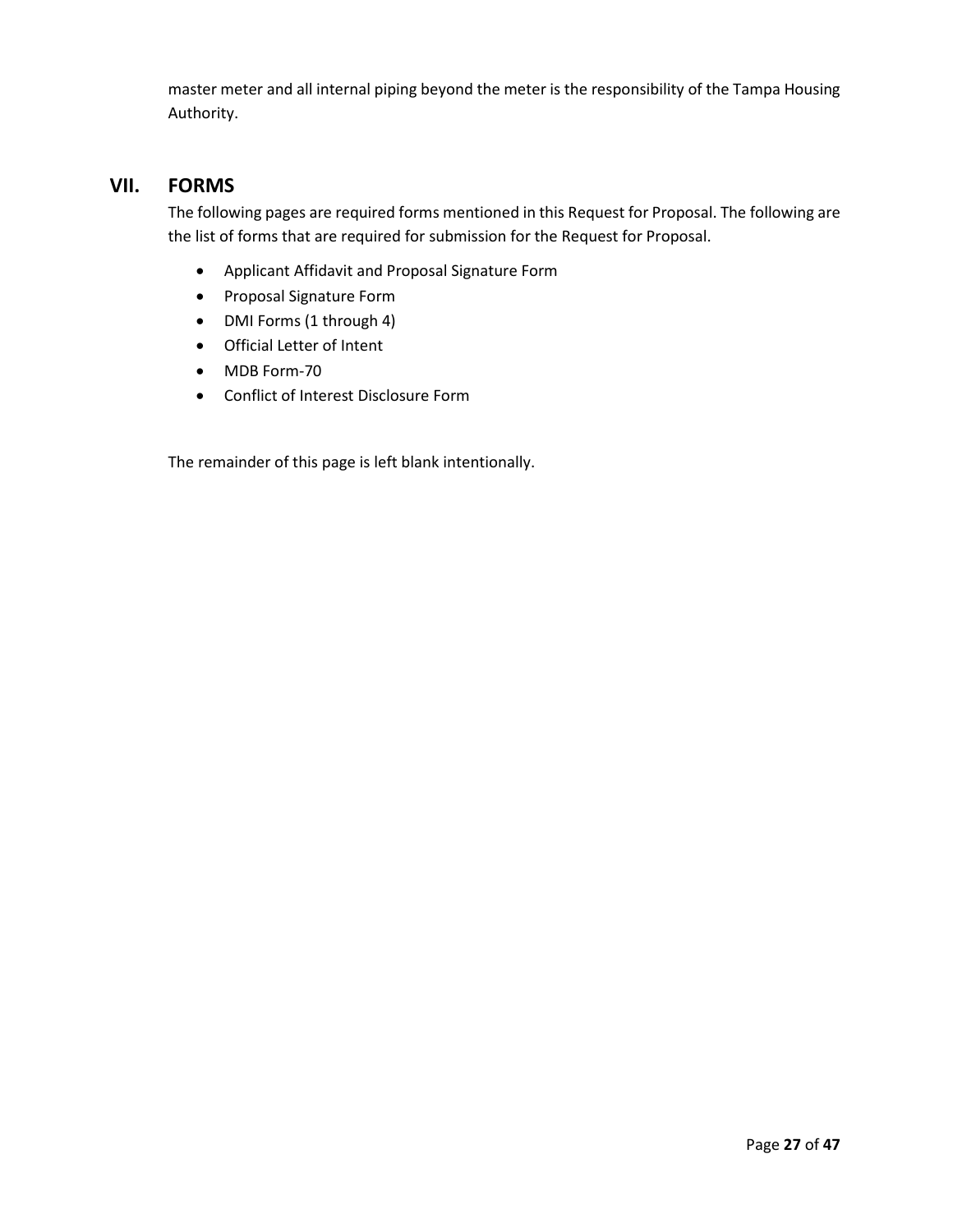master meter and all internal piping beyond the meter is the responsibility of the Tampa Housing Authority.

## VII. FORMS

The following pages are required forms mentioned in this Request for Proposal. The following are the list of forms that are required for submission for the Request for Proposal.

- Applicant Affidavit and Proposal Signature Form
- Proposal Signature Form
- DMI Forms (1 through 4)
- Official Letter of Intent
- MDB Form-70
- Conflict of Interest Disclosure Form

The remainder of this page is left blank intentionally.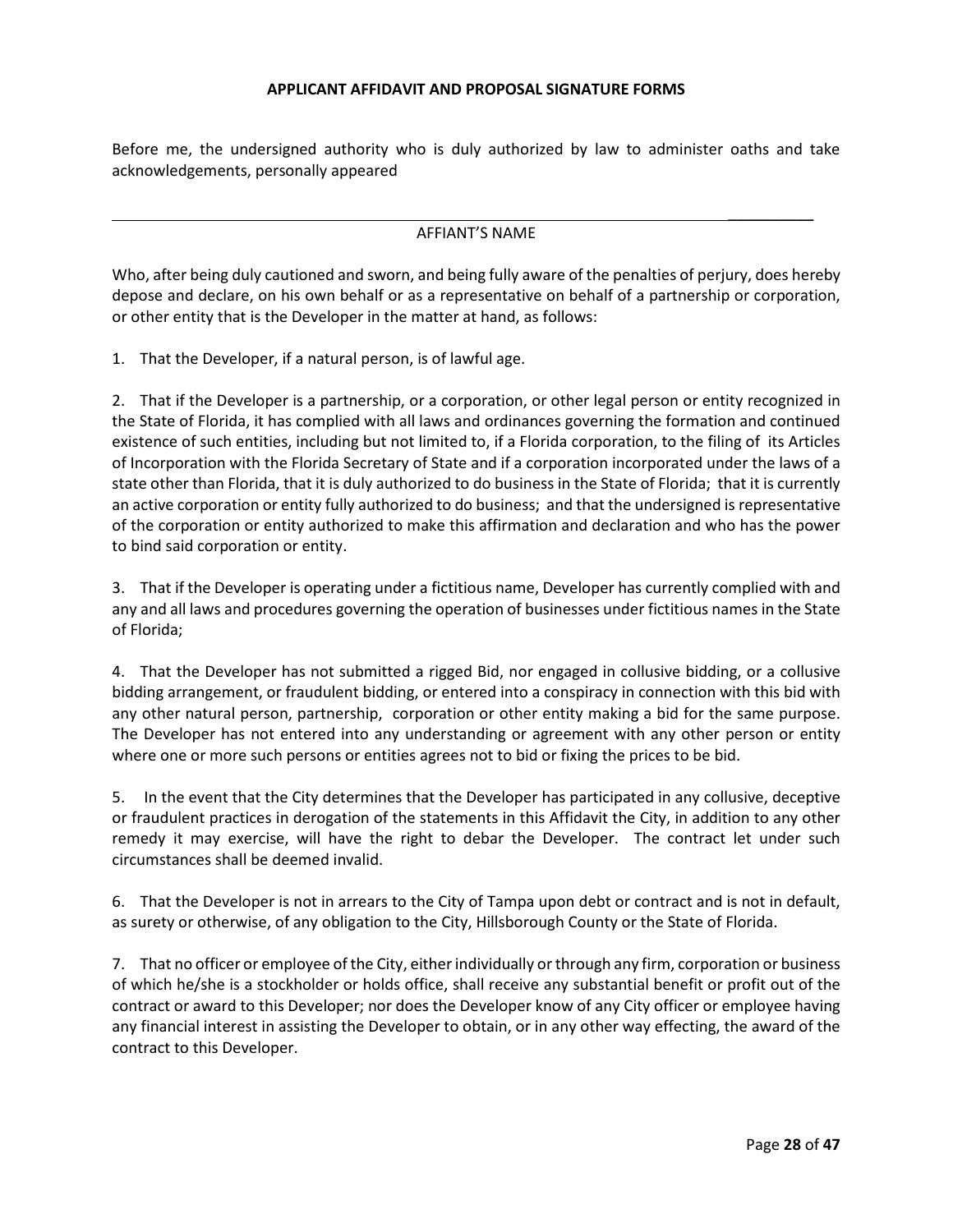**APPLICANT AFFIDAVIT AND PROPOSAL SIGNATURE FORMS**

Before me, the undersigned authority who is duly authorized by law to administer oaths and take acknowledgements, personally appeared

______________________________________________________________________________

AFFIANT'S NAME

Who, after being duly cautioned and sworn, and being fully aware of the penalties of perjury, does hereby depose and declare, on his own behalf or as a representative on behalf of a partnership or corporation, or other entity that is the Developer in the matter at hand, as follows:

1. That the Developer, if a natural person, is of lawful age.

2. That if the Developer is a partnership, or a corporation, or other legal person or entity recognized in the State of Florida, it has complied with all laws and ordinances governing the formation and continued existence of such entities, including but not limited to, if a Florida corporation, to the filing of its Articles of Incorporation with the Florida Secretary of State and if a corporation incorporated under the laws of a state other than Florida, that it is duly authorized to do business in the State of Florida; that it is currently an active corporation or entity fully authorized to do business; and that the undersigned is representative of the corporation or entity authorized to make this affirmation and declaration and who has the power to bind said corporation or entity.

3. That if the Developer is operating under a fictitious name, Developer has currently complied with and any and all laws and procedures governing the operation of businesses under fictitious names in the State of Florida;

4. That the Developer has not submitted a rigged Bid, nor engaged in collusive bidding, or a collusive bidding arrangement, or fraudulent bidding, or entered into a conspiracy in connection with this bid with any other natural person, partnership, corporation or other entity making a bid for the same purpose. The Developer has not entered into any understanding or agreement with any other person or entity where one or more such persons or entities agrees not to bid or fixing the prices to be bid.

5. In the event that the City determines that the Developer has participated in any collusive, deceptive or fraudulent practices in derogation of the statements in this Affidavit the City, in addition to any other remedy it may exercise, will have the right to debar the Developer. The contract let under such circumstances shall be deemed invalid.

6. That the Developer is not in arrears to the City of Tampa upon debt or contract and is not in default, as surety or otherwise, of any obligation to the City, Hillsborough County or the State of Florida.

7. That no officer or employee of the City, either individually or through any firm, corporation or business of which he/she is a stockholder or holds office, shall receive any substantial benefit or profit out of the contract or award to this Developer; nor does the Developer know of any City officer or employee having any financial interest in assisting the Developer to obtain, or in any other way effecting, the award of the contract to this Developer.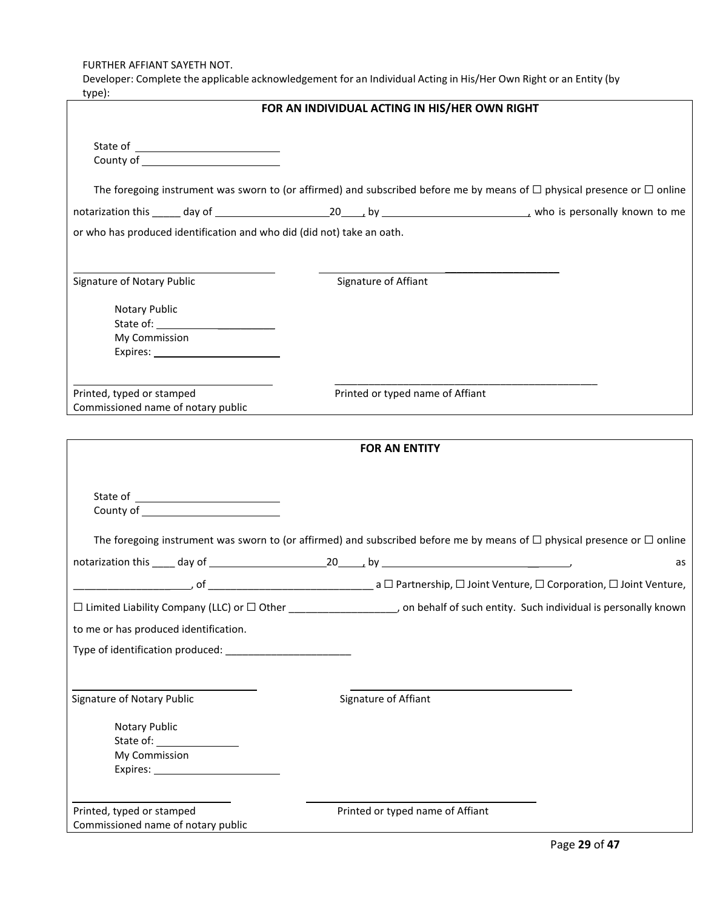FURTHER AFFIANT SAYETH NOT.

Developer: Complete the applicable acknowledgement for an Individual Acting in His/Her Own Right or an Entity (by type):

## FOR AN INDIVIDUAL ACTING IN HIS/HER OWN RIGHT

State of ________________________

County of ________________________

The foregoing instrument was sworn to (or affirmed) and subscribed before me by means of ☐ physical presence or ☐ online notarization this _____ day of ____________________20____, by __________________________, who is personally known to me or who has produced identification and who did (did not) take an oath.

____________________________________ ____________________________________

Signature of Notary Public Signature of Affiant

Notary Public

State of: ______________________

My Commission

Expires: ______________________

____________________________________ ____________________________________

Printed, typed or stamped Printed or typed name of Affiant

Commissioned name of notary public

## FOR AN ENTITY

State of ________________________

County of ________________________

The foregoing instrument was sworn to (or affirmed) and subscribed before me by means of ☐ physical presence or ☐ online notarization this ____ day of _____________________20_____, by ___________________________________, as ________________________, of _____________________________ a ☐ Partnership, ☐ Joint Venture, ☐ Corporation, ☐ Joint Venture, ☐ Limited Liability Company (LLC) or ☐ Other ___________________, on behalf of such entity. Such individual is personally known to me or has produced identification.

Type of identification produced: ______________________

____________________________________ ____________________________________

Signature of Notary Public Signature of Affiant

Notary Public

State of: ______________

My Commission

Expires: ______________________

____________________________________ ____________________________________

Printed, typed or stamped Printed or typed name of Affiant

Commissioned name of notary public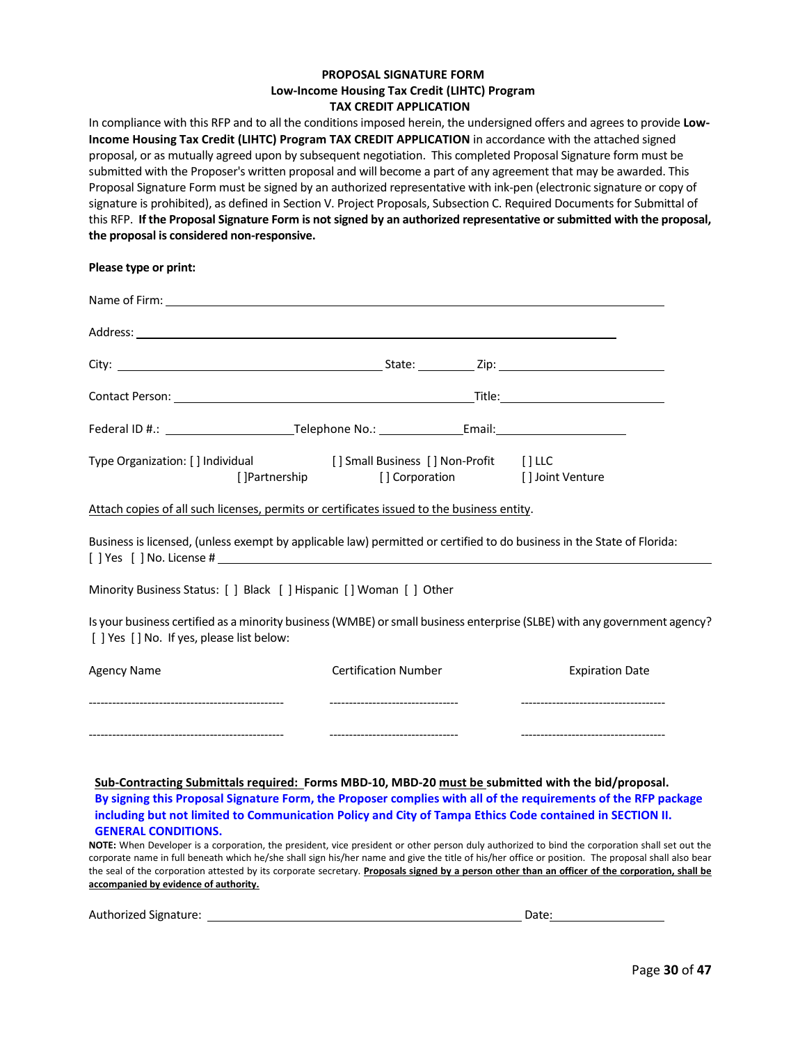**PROPOSAL SIGNATURE FORM**
**Low-Income Housing Tax Credit (LIHTC) Program**
**TAX CREDIT APPLICATION**

In compliance with this RFP and to all the conditions imposed herein, the undersigned offers and agrees to provide **Low-Income Housing Tax Credit (LIHTC) Program TAX CREDIT APPLICATION** in accordance with the attached signed proposal, or as mutually agreed upon by subsequent negotiation. This completed Proposal Signature form must be submitted with the Proposer's written proposal and will become a part of any agreement that may be awarded. This Proposal Signature Form must be signed by an authorized representative with ink-pen (electronic signature or copy of signature is prohibited), as defined in Section V. Project Proposals, Subsection C. Required Documents for Submittal of this RFP. **If the Proposal Signature Form is not signed by an authorized representative or submitted with the proposal, the proposal is considered non-responsive.**

**Please type or print:**

Name of Firm: ____________________________________________________________

Address: ________________________________________________________

City: ______________________________ State: ________ Zip: ____________________

Contact Person: __________________________________ Title: ____________________

Federal ID #.: ________________ Telephone No.: ____________ Email: ________________

Type Organization: [ ] Individual [ ] Small Business [ ] Non-Profit [ ] LLC
[ ]Partnership [ ] Corporation [ ] Joint Venture

Attach copies of all such licenses, permits or certificates issued to the business entity.

Business is licensed, (unless exempt by applicable law) permitted or certified to do business in the State of Florida:
[ ] Yes [ ] No. License # ____________________________________________________________

Minority Business Status: [ ] Black [ ] Hispanic [ ] Woman [ ] Other

Is your business certified as a minority business (WMBE) or small business enterprise (SLBE) with any government agency? [ ] Yes [ ] No. If yes, please list below:

| Agency Name | Certification Number | Expiration Date |
|---|---|---|
| | | |
| | | |

**Sub-Contracting Submittals required: Forms MBD-10, MBD-20 must be submitted with the bid/proposal.**
**By signing this Proposal Signature Form, the Proposer complies with all of the requirements of the RFP package including but not limited to Communication Policy and City of Tampa Ethics Code contained in SECTION II. GENERAL CONDITIONS.**

**NOTE:** When Developer is a corporation, the president, vice president or other person duly authorized to bind the corporation shall set out the corporate name in full beneath which he/she shall sign his/her name and give the title of his/her office or position. The proposal shall also bear the seal of the corporation attested by its corporate secretary. **Proposals signed by a person other than an officer of the corporation, shall be accompanied by evidence of authority.**

Authorized Signature: ________________________________________ Date: ______________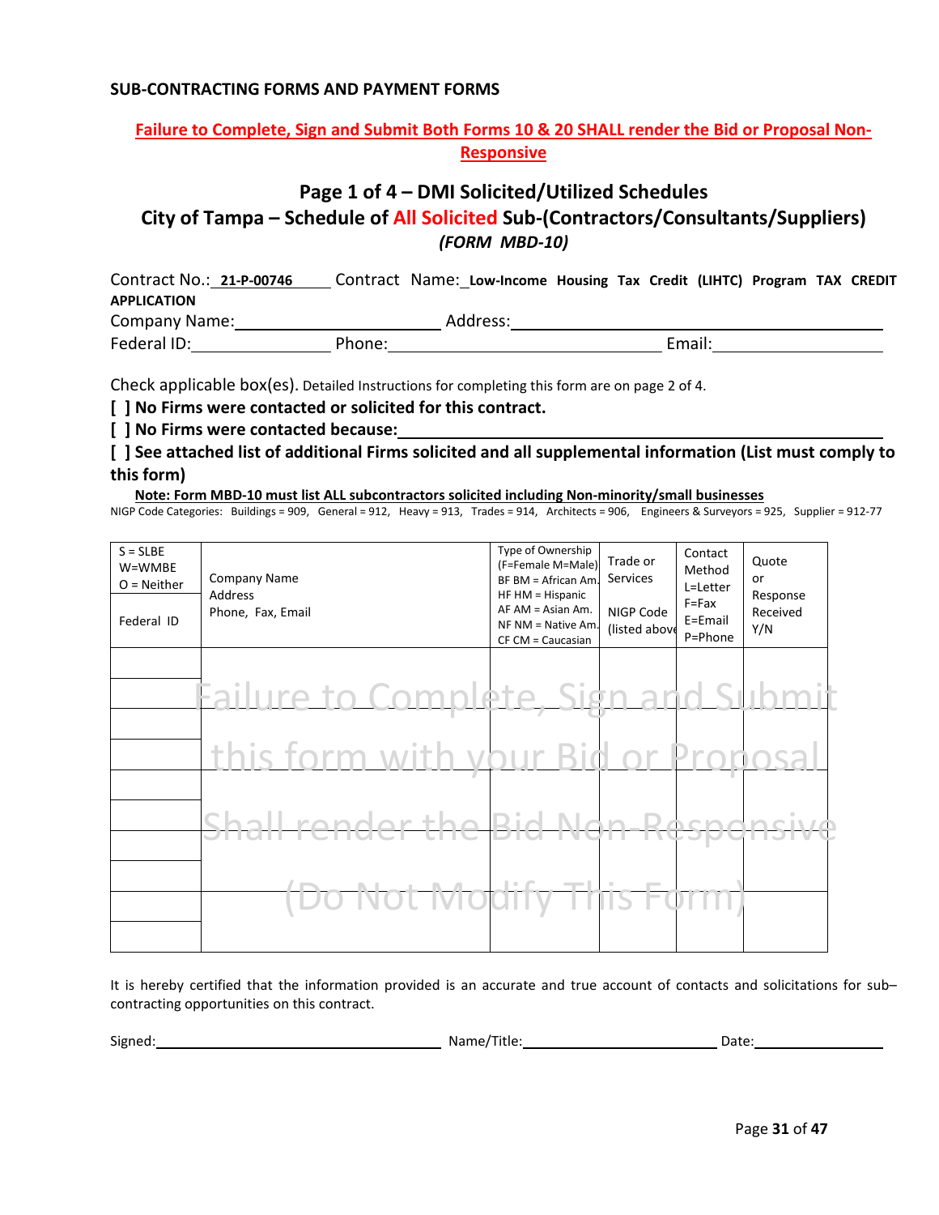**SUB-CONTRACTING FORMS AND PAYMENT FORMS**

**Failure to Complete, Sign and Submit Both Forms 10 & 20 SHALL render the Bid or Proposal Non-Responsive**

## Page 1 of 4 – DMI Solicited/Utilized Schedules

## City of Tampa – Schedule of All Solicited Sub-(Contractors/Consultants/Suppliers)

***(FORM MBD-10)***

Contract No.: **21-P-00746** Contract Name: **Low-Income Housing Tax Credit (LIHTC) Program TAX CREDIT APPLICATION**

Company Name: ____________________ Address: ____________________

Federal ID: ____________ Phone: ____________________ Email: ____________

Check applicable box(es). Detailed Instructions for completing this form are on page 2 of 4.

**[ ] No Firms were contacted or solicited for this contract.**

**[ ] No Firms were contacted because:** ____________________

**[ ] See attached list of additional Firms solicited and all supplemental information (List must comply to this form)**

**Note: Form MBD-10 must list ALL subcontractors solicited including Non-minority/small businesses**

NIGP Code Categories: Buildings = 909, General = 912, Heavy = 913, Trades = 914, Architects = 906, Engineers & Surveyors = 925, Supplier = 912-77

| S = SLBE W=WMBE O = Neither / Federal ID | Company Name Address Phone, Fax, Email | Type of Ownership (F=Female M=Male) BF BM = African Am. HF HM = Hispanic AF AM = Asian Am. NF NM = Native Am. CF CM = Caucasian | Trade or Services / NIGP Code (listed above) | Contact Method L=Letter F=Fax E=Email P=Phone | Quote or Response Received Y/N |
|---|---|---|---|---|---|
| | | | | | |
| | | | | | |
| | | | | | |
| | | | | | |
| | | | | | |

Failure to Complete, Sign and Submit this form with your Bid or Proposal Shall render the Bid Non-Responsive (Do Not Modify This Form)

It is hereby certified that the information provided is an accurate and true account of contacts and solicitations for sub–contracting opportunities on this contract.

Signed: ____________________ Name/Title: ____________________ Date: ____________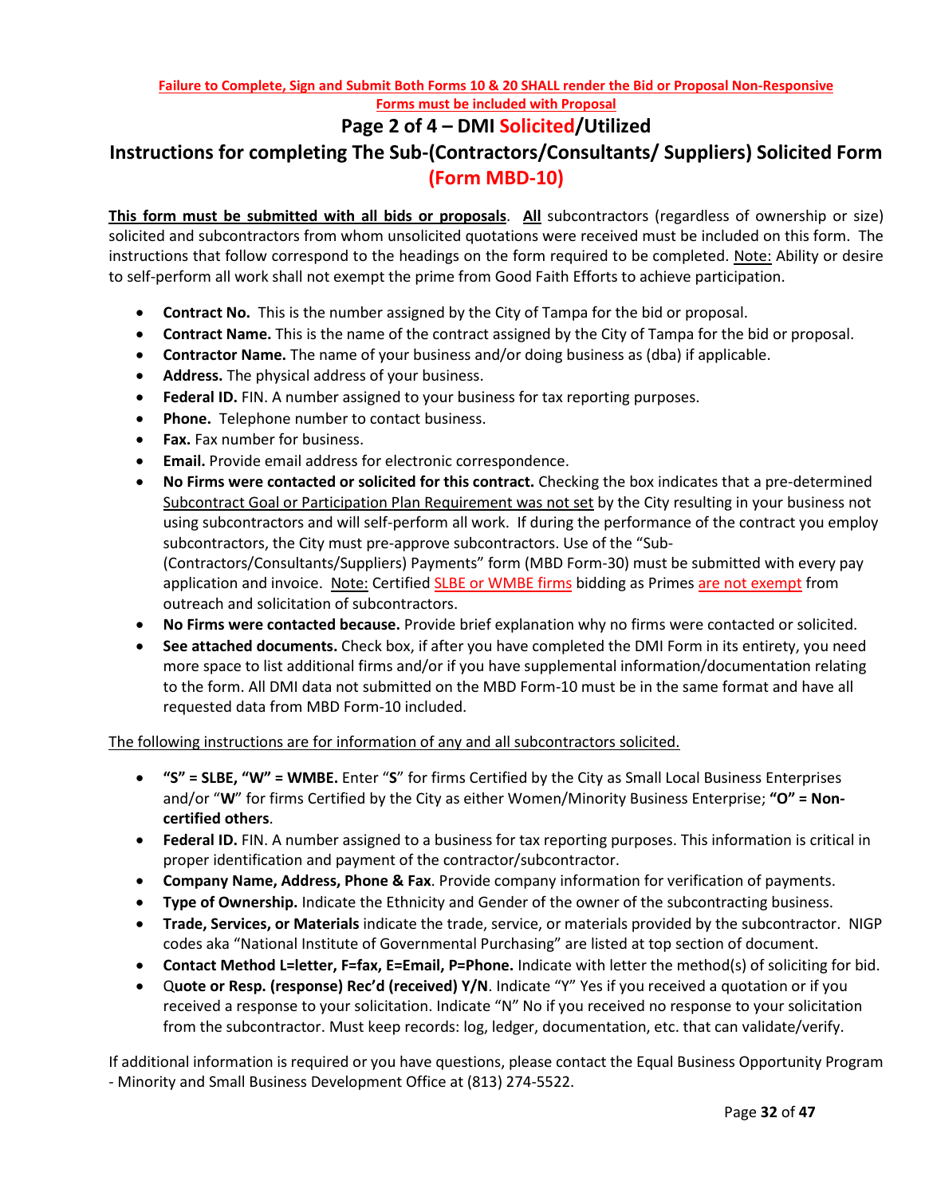**Failure to Complete, Sign and Submit Both Forms 10 & 20 SHALL render the Bid or Proposal Non-Responsive**
**Forms must be included with Proposal**

## Page 2 of 4 – DMI Solicited/Utilized

## Instructions for completing The Sub-(Contractors/Consultants/ Suppliers) Solicited Form (Form MBD-10)

**This form must be submitted with all bids or proposals**. **All** subcontractors (regardless of ownership or size) solicited and subcontractors from whom unsolicited quotations were received must be included on this form. The instructions that follow correspond to the headings on the form required to be completed. Note: Ability or desire to self-perform all work shall not exempt the prime from Good Faith Efforts to achieve participation.

- **Contract No.** This is the number assigned by the City of Tampa for the bid or proposal.
- **Contract Name.** This is the name of the contract assigned by the City of Tampa for the bid or proposal.
- **Contractor Name.** The name of your business and/or doing business as (dba) if applicable.
- **Address.** The physical address of your business.
- **Federal ID.** FIN. A number assigned to your business for tax reporting purposes.
- **Phone.** Telephone number to contact business.
- **Fax.** Fax number for business.
- **Email.** Provide email address for electronic correspondence.
- **No Firms were contacted or solicited for this contract.** Checking the box indicates that a pre-determined Subcontract Goal or Participation Plan Requirement was not set by the City resulting in your business not using subcontractors and will self-perform all work. If during the performance of the contract you employ subcontractors, the City must pre-approve subcontractors. Use of the "Sub-(Contractors/Consultants/Suppliers) Payments" form (MBD Form-30) must be submitted with every pay application and invoice. Note: Certified SLBE or WMBE firms bidding as Primes are not exempt from outreach and solicitation of subcontractors.
- **No Firms were contacted because.** Provide brief explanation why no firms were contacted or solicited.
- **See attached documents.** Check box, if after you have completed the DMI Form in its entirety, you need more space to list additional firms and/or if you have supplemental information/documentation relating to the form. All DMI data not submitted on the MBD Form-10 must be in the same format and have all requested data from MBD Form-10 included.

The following instructions are for information of any and all subcontractors solicited.

- **"S" = SLBE, "W" = WMBE.** Enter "**S**" for firms Certified by the City as Small Local Business Enterprises and/or "**W**" for firms Certified by the City as either Women/Minority Business Enterprise; **"O" = Non-certified others**.
- **Federal ID.** FIN. A number assigned to a business for tax reporting purposes. This information is critical in proper identification and payment of the contractor/subcontractor.
- **Company Name, Address, Phone & Fax**. Provide company information for verification of payments.
- **Type of Ownership.** Indicate the Ethnicity and Gender of the owner of the subcontracting business.
- **Trade, Services, or Materials** indicate the trade, service, or materials provided by the subcontractor. NIGP codes aka "National Institute of Governmental Purchasing" are listed at top section of document.
- **Contact Method L=letter, F=fax, E=Email, P=Phone.** Indicate with letter the method(s) of soliciting for bid.
- Q**uote or Resp. (response) Rec'd (received) Y/N**. Indicate "Y" Yes if you received a quotation or if you received a response to your solicitation. Indicate "N" No if you received no response to your solicitation from the subcontractor. Must keep records: log, ledger, documentation, etc. that can validate/verify.

If additional information is required or you have questions, please contact the Equal Business Opportunity Program - Minority and Small Business Development Office at (813) 274-5522.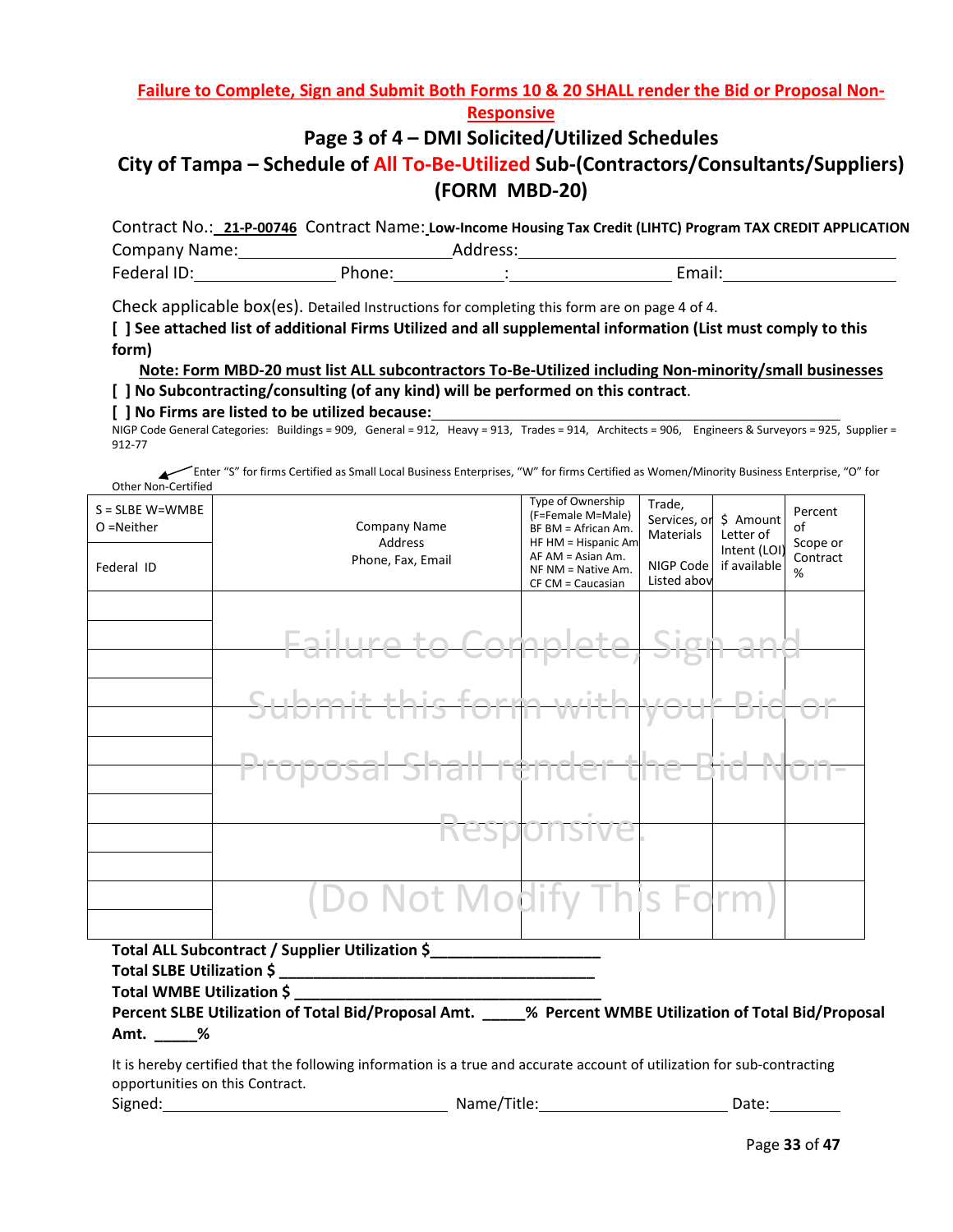**Failure to Complete, Sign and Submit Both Forms 10 & 20 SHALL render the Bid or Proposal Non-Responsive**

## Page 3 of 4 – DMI Solicited/Utilized Schedules

## City of Tampa – Schedule of All To-Be-Utilized Sub-(Contractors/Consultants/Suppliers) (FORM MBD-20)

Contract No.: **21-P-00746** Contract Name: **Low-Income Housing Tax Credit (LIHTC) Program TAX CREDIT APPLICATION**

Company Name:________________________ Address:________________________________________

Federal ID:______________ Phone:____________:__________________ Email:________________

Check applicable box(es). Detailed Instructions for completing this form are on page 4 of 4.

**[ ] See attached list of additional Firms Utilized and all supplemental information (List must comply to this form)**

**Note: Form MBD-20 must list ALL subcontractors To-Be-Utilized including Non-minority/small businesses**

**[ ] No Subcontracting/consulting (of any kind) will be performed on this contract**.

**[ ] No Firms are listed to be utilized because:**_____________________________________________

NIGP Code General Categories: Buildings = 909, General = 912, Heavy = 913, Trades = 914, Architects = 906, Engineers & Surveyors = 925, Supplier = 912-77

Enter "S" for firms Certified as Small Local Business Enterprises, "W" for firms Certified as Women/Minority Business Enterprise, "O" for Other Non-Certified

| S = SLBE W=WBE O =Neither / Federal ID | Company Name Address Phone, Fax, Email | Type of Ownership (F=Female M=Male) BF BM = African Am. HF HM = Hispanic Am AF AM = Asian Am. NF NM = Native Am. CF CM = Caucasian | Trade, Services, or Materials / NIGP Code Listed above | $ Amount Letter of Intent (LOI) if available | Percent of Scope or Contract % |
|---|---|---|---|---|---|
| | | | | | |
| | | | | | |
| | | | | | |
| | | | | | |
| | | | | | |
| | | | | | |

Failure to Complete, Sign and Submit this form with your Bid or Proposal Shall render the Bid Non-Responsive. (Do Not Modify This Form)

**Total ALL Subcontract / Supplier Utilization $____________________**

**Total SLBE Utilization $ ____________________________________**

**Total WMBE Utilization $ ____________________________________**

**Percent SLBE Utilization of Total Bid/Proposal Amt. _____% Percent WMBE Utilization of Total Bid/Proposal Amt. _____%**

It is hereby certified that the following information is a true and accurate account of utilization for sub-contracting opportunities on this Contract.

Signed:______________________________ Name/Title:______________________ Date:_________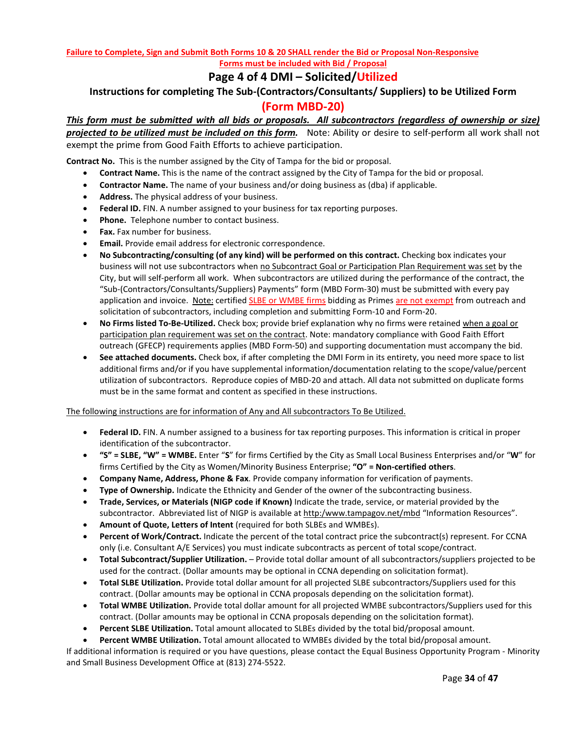**Failure to Complete, Sign and Submit Both Forms 10 & 20 SHALL render the Bid or Proposal Non-Responsive**

**Forms must be included with Bid / Proposal**

## Page 4 of 4 DMI – Solicited/Utilized

### Instructions for completing The Sub-(Contractors/Consultants/ Suppliers) to be Utilized Form

## (Form MBD-20)

***This form must be submitted with all bids or proposals. All subcontractors (regardless of ownership or size) projected to be utilized must be included on this form.*** Note: Ability or desire to self-perform all work shall not exempt the prime from Good Faith Efforts to achieve participation.

**Contract No.** This is the number assigned by the City of Tampa for the bid or proposal.

- **Contract Name.** This is the name of the contract assigned by the City of Tampa for the bid or proposal.
- **Contractor Name.** The name of your business and/or doing business as (dba) if applicable.
- **Address.** The physical address of your business.
- **Federal ID.** FIN. A number assigned to your business for tax reporting purposes.
- **Phone.** Telephone number to contact business.
- **Fax.** Fax number for business.
- **Email.** Provide email address for electronic correspondence.
- **No Subcontracting/consulting (of any kind) will be performed on this contract.** Checking box indicates your business will not use subcontractors when no Subcontract Goal or Participation Plan Requirement was set by the City, but will self-perform all work. When subcontractors are utilized during the performance of the contract, the "Sub-(Contractors/Consultants/Suppliers) Payments" form (MBD Form-30) must be submitted with every pay application and invoice. Note: certified SLBE or WMBE firms bidding as Primes are not exempt from outreach and solicitation of subcontractors, including completion and submitting Form-10 and Form-20.
- **No Firms listed To-Be-Utilized.** Check box; provide brief explanation why no firms were retained when a goal or participation plan requirement was set on the contract. Note: mandatory compliance with Good Faith Effort outreach (GFECP) requirements applies (MBD Form-50) and supporting documentation must accompany the bid.
- **See attached documents.** Check box, if after completing the DMI Form in its entirety, you need more space to list additional firms and/or if you have supplemental information/documentation relating to the scope/value/percent utilization of subcontractors. Reproduce copies of MBD-20 and attach. All data not submitted on duplicate forms must be in the same format and content as specified in these instructions.

The following instructions are for information of Any and All subcontractors To Be Utilized.

- **Federal ID.** FIN. A number assigned to a business for tax reporting purposes. This information is critical in proper identification of the subcontractor.
- **"S" = SLBE, "W" = WMBE.** Enter "**S**" for firms Certified by the City as Small Local Business Enterprises and/or "**W**" for firms Certified by the City as Women/Minority Business Enterprise; **"O" = Non-certified others**.
- **Company Name, Address, Phone & Fax**. Provide company information for verification of payments.
- **Type of Ownership.** Indicate the Ethnicity and Gender of the owner of the subcontracting business.
- **Trade, Services, or Materials (NIGP code if Known)** Indicate the trade, service, or material provided by the subcontractor. Abbreviated list of NIGP is available at http:/www.tampagov.net/mbd "Information Resources".
- **Amount of Quote, Letters of Intent** (required for both SLBEs and WMBEs).
- **Percent of Work/Contract.** Indicate the percent of the total contract price the subcontract(s) represent. For CCNA only (i.e. Consultant A/E Services) you must indicate subcontracts as percent of total scope/contract.
- **Total Subcontract/Supplier Utilization.** – Provide total dollar amount of all subcontractors/suppliers projected to be used for the contract. (Dollar amounts may be optional in CCNA depending on solicitation format).
- **Total SLBE Utilization.** Provide total dollar amount for all projected SLBE subcontractors/Suppliers used for this contract. (Dollar amounts may be optional in CCNA proposals depending on the solicitation format).
- **Total WMBE Utilization.** Provide total dollar amount for all projected WMBE subcontractors/Suppliers used for this contract. (Dollar amounts may be optional in CCNA proposals depending on the solicitation format).
- **Percent SLBE Utilization.** Total amount allocated to SLBEs divided by the total bid/proposal amount.
- **Percent WMBE Utilization.** Total amount allocated to WMBEs divided by the total bid/proposal amount.

If additional information is required or you have questions, please contact the Equal Business Opportunity Program - Minority and Small Business Development Office at (813) 274-5522.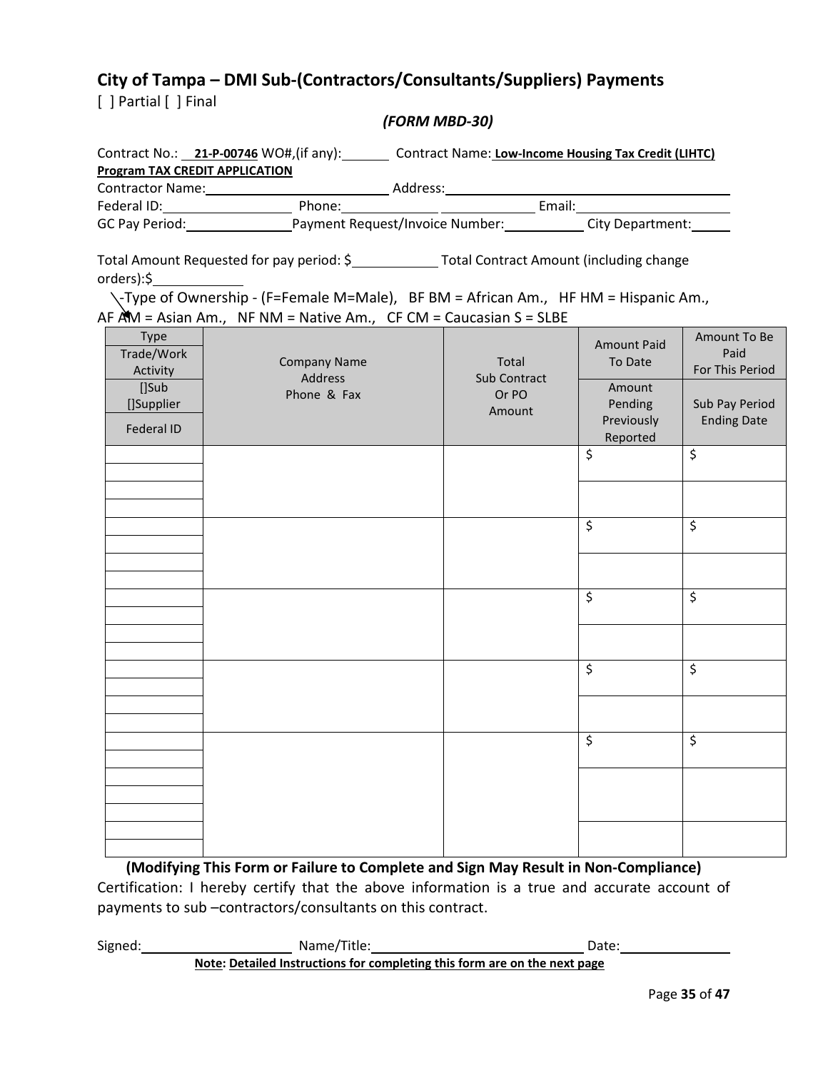## City of Tampa – DMI Sub-(Contractors/Consultants/Suppliers) Payments

[ ] Partial [ ] Final

*(FORM MBD-30)*

Contract No.: **21-P-00746** WO#,(if any):_______ Contract Name: **Low-Income Housing Tax Credit (LIHTC) Program TAX CREDIT APPLICATION**

Contractor Name:_________________________ Address:_________________________________________

Federal ID:________________ Phone:____________ ____________ Email:_____________________

GC Pay Period:______________ Payment Request/Invoice Number:__________ City Department:_____

Total Amount Requested for pay period: $___________ Total Contract Amount (including change orders):$___________

-Type of Ownership - (F=Female M=Male), BF BM = African Am., HF HM = Hispanic Am., AF AM = Asian Am., NF NM = Native Am., CF CM = Caucasian S = SLBE

| Type<br>Trade/Work Activity<br>[]Sub<br>[]Supplier<br>Federal ID | Company Name<br>Address<br>Phone & Fax | Total<br>Sub Contract<br>Or PO<br>Amount | Amount Paid To Date<br>Amount Pending Previously Reported | Amount To Be Paid For This Period<br>Sub Pay Period Ending Date |
|---|---|---|---|---|
| | | | $ | $ |
| | | | | |
| | | | $ | $ |
| | | | | |
| | | | $ | $ |
| | | | | |
| | | | $ | $ |
| | | | | |
| | | | $ | $ |
| | | | | |

**(Modifying This Form or Failure to Complete and Sign May Result in Non-Compliance)**

Certification: I hereby certify that the above information is a true and accurate account of payments to sub –contractors/consultants on this contract.

Signed:____________________ Name/Title:____________________________ Date:______________

**Note: Detailed Instructions for completing this form are on the next page**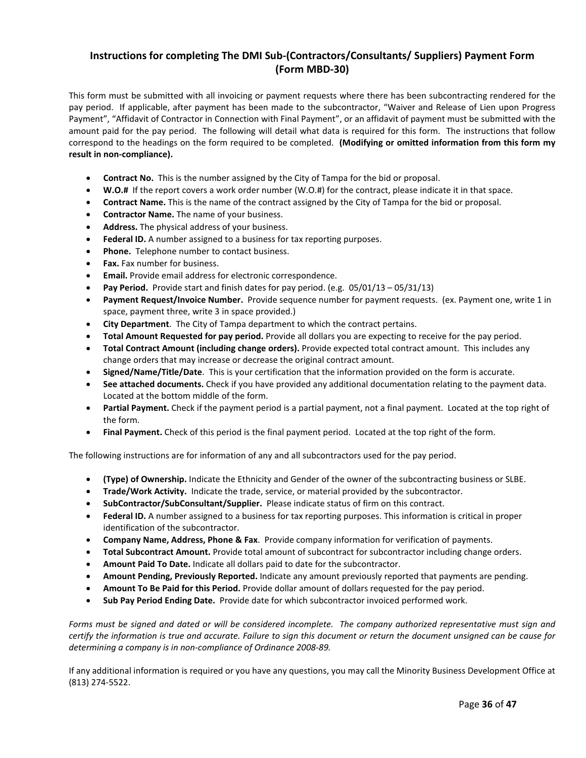## Instructions for completing The DMI Sub-(Contractors/Consultants/ Suppliers) Payment Form (Form MBD-30)

This form must be submitted with all invoicing or payment requests where there has been subcontracting rendered for the pay period. If applicable, after payment has been made to the subcontractor, "Waiver and Release of Lien upon Progress Payment", "Affidavit of Contractor in Connection with Final Payment", or an affidavit of payment must be submitted with the amount paid for the pay period. The following will detail what data is required for this form. The instructions that follow correspond to the headings on the form required to be completed. **(Modifying or omitted information from this form my result in non-compliance).**

- **Contract No.** This is the number assigned by the City of Tampa for the bid or proposal.
- **W.O.#** If the report covers a work order number (W.O.#) for the contract, please indicate it in that space.
- **Contract Name.** This is the name of the contract assigned by the City of Tampa for the bid or proposal.
- **Contractor Name.** The name of your business.
- **Address.** The physical address of your business.
- **Federal ID.** A number assigned to a business for tax reporting purposes.
- **Phone.** Telephone number to contact business.
- **Fax.** Fax number for business.
- **Email.** Provide email address for electronic correspondence.
- **Pay Period.** Provide start and finish dates for pay period. (e.g. 05/01/13 – 05/31/13)
- **Payment Request/Invoice Number.** Provide sequence number for payment requests. (ex. Payment one, write 1 in space, payment three, write 3 in space provided.)
- **City Department**. The City of Tampa department to which the contract pertains.
- **Total Amount Requested for pay period.** Provide all dollars you are expecting to receive for the pay period.
- **Total Contract Amount (including change orders).** Provide expected total contract amount. This includes any change orders that may increase or decrease the original contract amount.
- **Signed/Name/Title/Date**. This is your certification that the information provided on the form is accurate.
- **See attached documents.** Check if you have provided any additional documentation relating to the payment data. Located at the bottom middle of the form.
- **Partial Payment.** Check if the payment period is a partial payment, not a final payment. Located at the top right of the form.
- **Final Payment.** Check of this period is the final payment period. Located at the top right of the form.

The following instructions are for information of any and all subcontractors used for the pay period.

- **(Type) of Ownership.** Indicate the Ethnicity and Gender of the owner of the subcontracting business or SLBE.
- **Trade/Work Activity.** Indicate the trade, service, or material provided by the subcontractor.
- **SubContractor/SubConsultant/Supplier.** Please indicate status of firm on this contract.
- **Federal ID.** A number assigned to a business for tax reporting purposes. This information is critical in proper identification of the subcontractor.
- **Company Name, Address, Phone & Fax**. Provide company information for verification of payments.
- **Total Subcontract Amount.** Provide total amount of subcontract for subcontractor including change orders.
- **Amount Paid To Date.** Indicate all dollars paid to date for the subcontractor.
- **Amount Pending, Previously Reported.** Indicate any amount previously reported that payments are pending.
- **Amount To Be Paid for this Period.** Provide dollar amount of dollars requested for the pay period.
- **Sub Pay Period Ending Date.** Provide date for which subcontractor invoiced performed work.

*Forms must be signed and dated or will be considered incomplete. The company authorized representative must sign and certify the information is true and accurate. Failure to sign this document or return the document unsigned can be cause for determining a company is in non-compliance of Ordinance 2008-89.*

If any additional information is required or you have any questions, you may call the Minority Business Development Office at (813) 274-5522.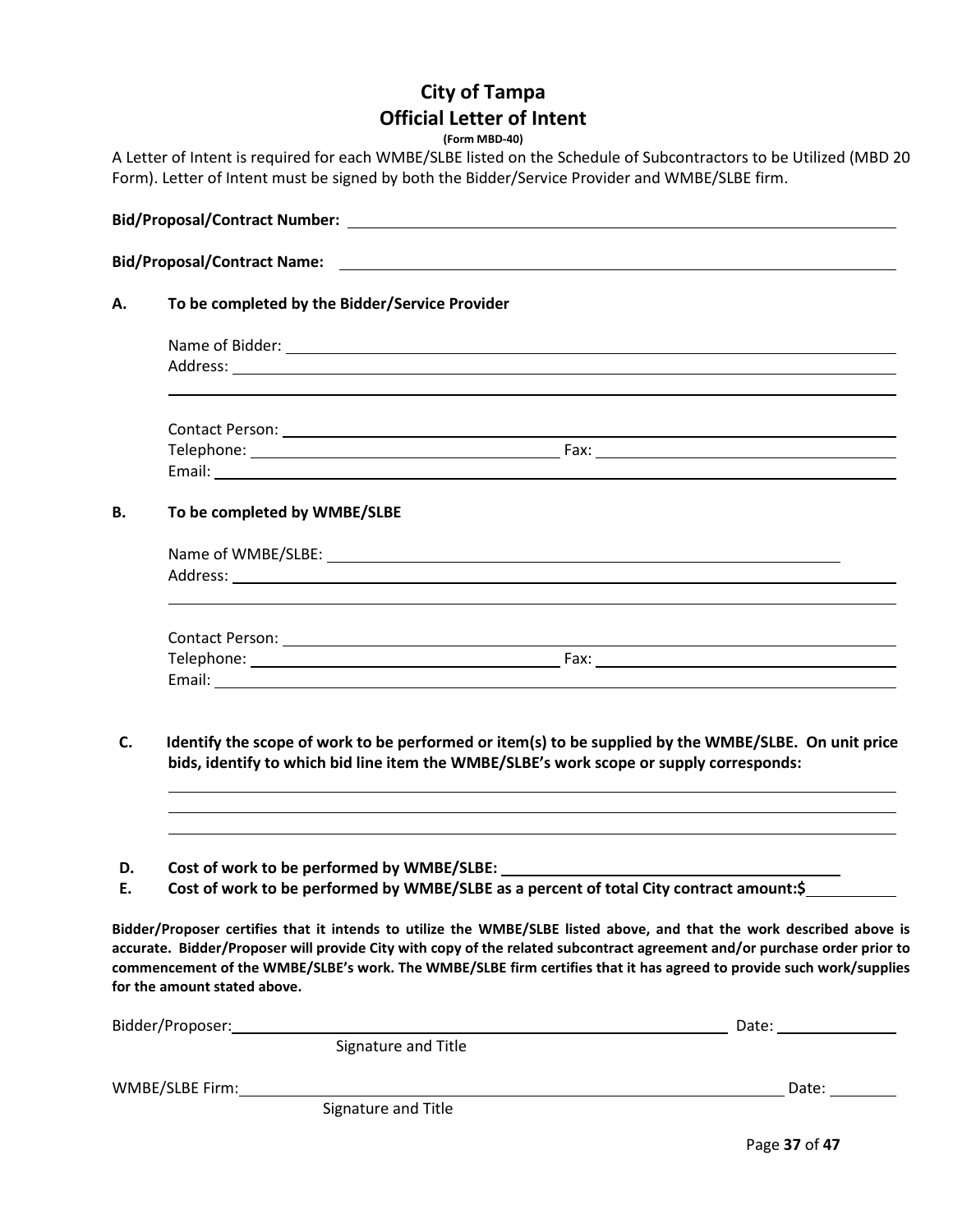# City of Tampa
## Official Letter of Intent

**(Form MBD-40)**

A Letter of Intent is required for each WMBE/SLBE listed on the Schedule of Subcontractors to be Utilized (MBD 20 Form). Letter of Intent must be signed by both the Bidder/Service Provider and WMBE/SLBE firm.

**Bid/Proposal/Contract Number:** ____________________

**Bid/Proposal/Contract Name:** ____________________

**A. To be completed by the Bidder/Service Provider**

Name of Bidder: ____________________
Address: ____________________

____________________

Contact Person: ____________________
Telephone: ____________________ Fax: ____________________
Email: ____________________

**B. To be completed by WMBE/SLBE**

Name of WMBE/SLBE: ____________________
Address: ____________________

____________________

Contact Person: ____________________
Telephone: ____________________ Fax: ____________________
Email: ____________________

**C. Identify the scope of work to be performed or item(s) to be supplied by the WMBE/SLBE. On unit price bids, identify to which bid line item the WMBE/SLBE's work scope or supply corresponds:**

____________________

____________________

____________________

**D. Cost of work to be performed by WMBE/SLBE:** ____________________

**E. Cost of work to be performed by WMBE/SLBE as a percent of total City contract amount:$** __________

**Bidder/Proposer certifies that it intends to utilize the WMBE/SLBE listed above, and that the work described above is accurate. Bidder/Proposer will provide City with copy of the related subcontract agreement and/or purchase order prior to commencement of the WMBE/SLBE's work. The WMBE/SLBE firm certifies that it has agreed to provide such work/supplies for the amount stated above.**

Bidder/Proposer: ____________________ Date: __________
Signature and Title

WMBE/SLBE Firm: ____________________ Date: __________
Signature and Title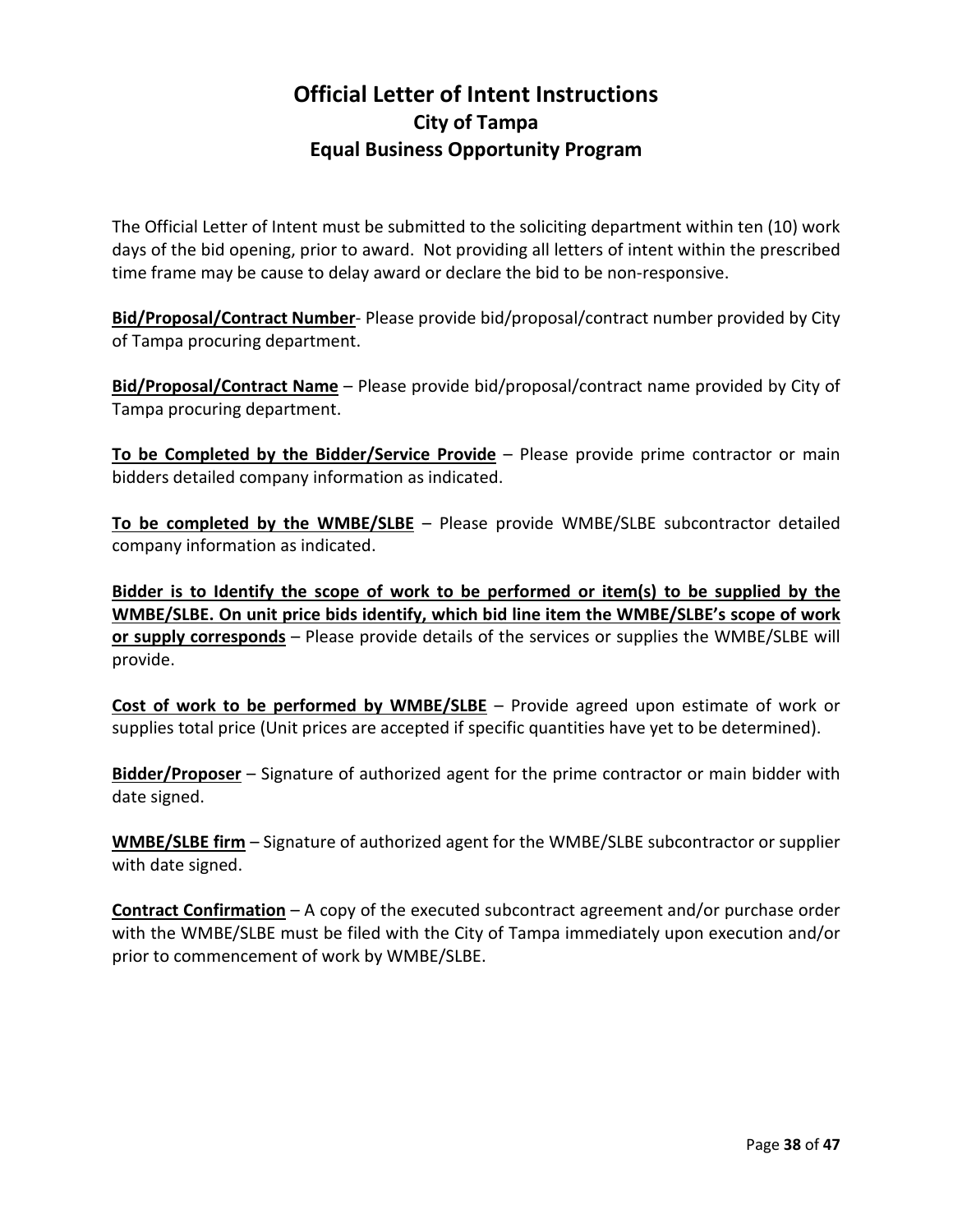# Official Letter of Intent Instructions
## City of Tampa
## Equal Business Opportunity Program

The Official Letter of Intent must be submitted to the soliciting department within ten (10) work days of the bid opening, prior to award. Not providing all letters of intent within the prescribed time frame may be cause to delay award or declare the bid to be non-responsive.

**Bid/Proposal/Contract Number**- Please provide bid/proposal/contract number provided by City of Tampa procuring department.

**Bid/Proposal/Contract Name** – Please provide bid/proposal/contract name provided by City of Tampa procuring department.

**To be Completed by the Bidder/Service Provide** – Please provide prime contractor or main bidders detailed company information as indicated.

**To be completed by the WMBE/SLBE** – Please provide WMBE/SLBE subcontractor detailed company information as indicated.

**Bidder is to Identify the scope of work to be performed or item(s) to be supplied by the WMBE/SLBE. On unit price bids identify, which bid line item the WMBE/SLBE's scope of work or supply corresponds** – Please provide details of the services or supplies the WMBE/SLBE will provide.

**Cost of work to be performed by WMBE/SLBE** – Provide agreed upon estimate of work or supplies total price (Unit prices are accepted if specific quantities have yet to be determined).

**Bidder/Proposer** – Signature of authorized agent for the prime contractor or main bidder with date signed.

**WMBE/SLBE firm** – Signature of authorized agent for the WMBE/SLBE subcontractor or supplier with date signed.

**Contract Confirmation** – A copy of the executed subcontract agreement and/or purchase order with the WMBE/SLBE must be filed with the City of Tampa immediately upon execution and/or prior to commencement of work by WMBE/SLBE.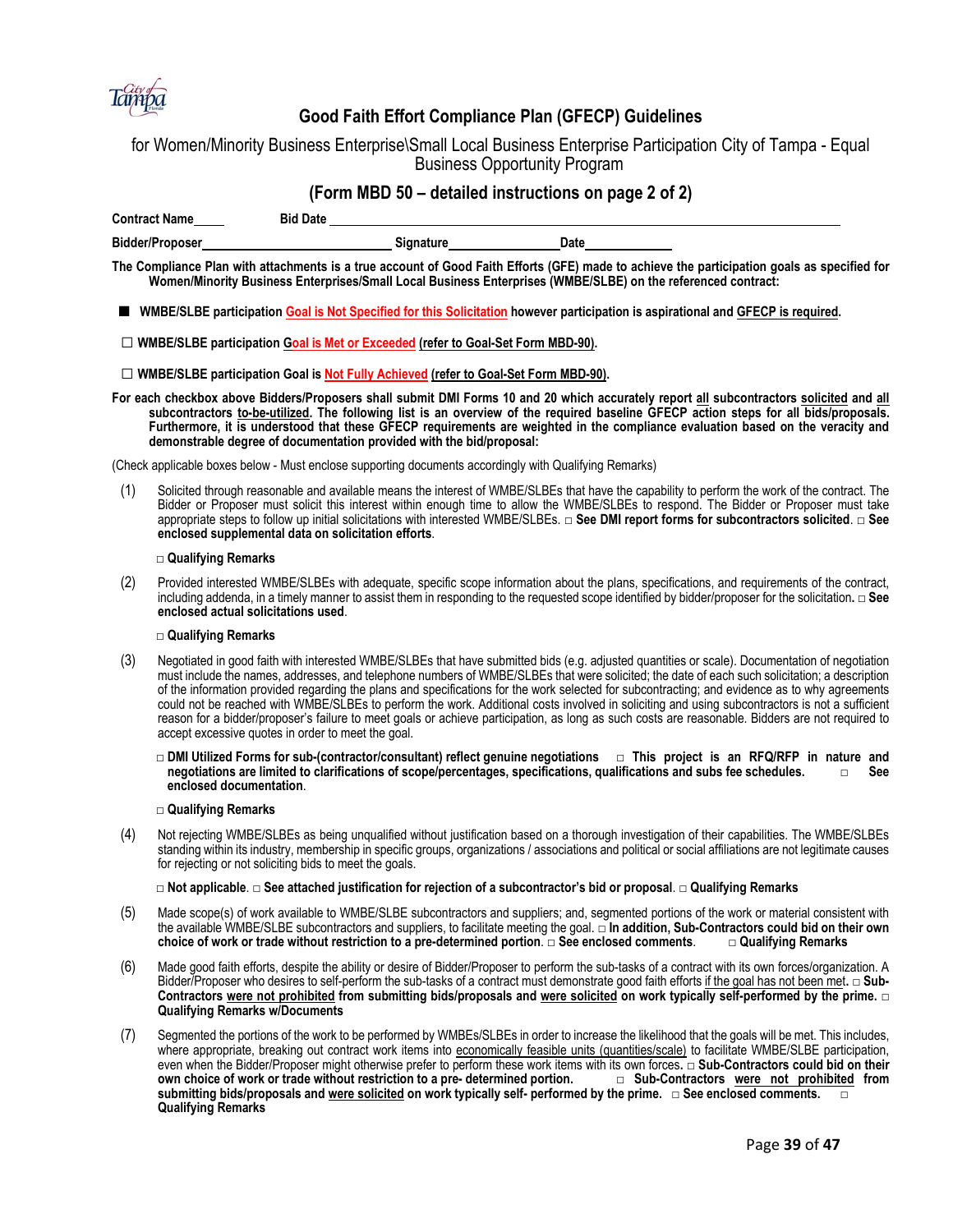# Good Faith Effort Compliance Plan (GFECP) Guidelines

for Women/Minority Business Enterprise\Small Local Business Enterprise Participation City of Tampa - Equal Business Opportunity Program

## (Form MBD 50 – detailed instructions on page 2 of 2)

**Contract Name**_____ **Bid Date** ______________________________

**Bidder/Proposer**______________________ **Signature**______________ **Date**____________

**The Compliance Plan with attachments is a true account of Good Faith Efforts (GFE) made to achieve the participation goals as specified for Women/Minority Business Enterprises/Small Local Business Enterprises (WMBE/SLBE) on the referenced contract:**

■ **WMBE/SLBE participation Goal is Not Specified for this Solicitation however participation is aspirational and GFECP is required.**

☐ **WMBE/SLBE participation Goal is Met or Exceeded (refer to Goal-Set Form MBD-90).**

☐ **WMBE/SLBE participation Goal is Not Fully Achieved (refer to Goal-Set Form MBD-90).**

**For each checkbox above Bidders/Proposers shall submit DMI Forms 10 and 20 which accurately report all subcontractors solicited and all subcontractors to-be-utilized. The following list is an overview of the required baseline GFECP action steps for all bids/proposals. Furthermore, it is understood that these GFECP requirements are weighted in the compliance evaluation based on the veracity and demonstrable degree of documentation provided with the bid/proposal:**

(Check applicable boxes below - Must enclose supporting documents accordingly with Qualifying Remarks)

(1) Solicited through reasonable and available means the interest of WMBE/SLBEs that have the capability to perform the work of the contract. The Bidder or Proposer must solicit this interest within enough time to allow the WMBE/SLBEs to respond. The Bidder or Proposer must take appropriate steps to follow up initial solicitations with interested WMBE/SLBEs. □ **See DMI report forms for subcontractors solicited**. □ **See enclosed supplemental data on solicitation efforts**.

□ **Qualifying Remarks**

(2) Provided interested WMBE/SLBEs with adequate, specific scope information about the plans, specifications, and requirements of the contract, including addenda, in a timely manner to assist them in responding to the requested scope identified by bidder/proposer for the solicitation**.** □ **See enclosed actual solicitations used**.

□ **Qualifying Remarks**

(3) Negotiated in good faith with interested WMBE/SLBEs that have submitted bids (e.g. adjusted quantities or scale). Documentation of negotiation must include the names, addresses, and telephone numbers of WMBE/SLBEs that were solicited; the date of each such solicitation; a description of the information provided regarding the plans and specifications for the work selected for subcontracting; and evidence as to why agreements could not be reached with WMBE/SLBEs to perform the work. Additional costs involved in soliciting and using subcontractors is not a sufficient reason for a bidder/proposer's failure to meet goals or achieve participation, as long as such costs are reasonable. Bidders are not required to accept excessive quotes in order to meet the goal.

□ **DMI Utilized Forms for sub-(contractor/consultant) reflect genuine negotiations** □ **This project is an RFQ/RFP in nature and negotiations are limited to clarifications of scope/percentages, specifications, qualifications and subs fee schedules.** □ **See enclosed documentation**.

□ **Qualifying Remarks**

(4) Not rejecting WMBE/SLBEs as being unqualified without justification based on a thorough investigation of their capabilities. The WMBE/SLBEs standing within its industry, membership in specific groups, organizations / associations and political or social affiliations are not legitimate causes for rejecting or not soliciting bids to meet the goals.

□ **Not applicable**. □ **See attached justification for rejection of a subcontractor's bid or proposal**. □ **Qualifying Remarks**

(5) Made scope(s) of work available to WMBE/SLBE subcontractors and suppliers; and, segmented portions of the work or material consistent with the available WMBE/SLBE subcontractors and suppliers, to facilitate meeting the goal. □ **In addition, Sub-Contractors could bid on their own choice of work or trade without restriction to a pre-determined portion**. □ **See enclosed comments**. □ **Qualifying Remarks**

(6) Made good faith efforts, despite the ability or desire of Bidder/Proposer to perform the sub-tasks of a contract with its own forces/organization. A Bidder/Proposer who desires to self-perform the sub-tasks of a contract must demonstrate good faith efforts if the goal has not been met**.** □ **Sub-Contractors were not prohibited from submitting bids/proposals and were solicited on work typically self-performed by the prime.** □ **Qualifying Remarks w/Documents**

(7) Segmented the portions of the work to be performed by WMBEs/SLBEs in order to increase the likelihood that the goals will be met. This includes, where appropriate, breaking out contract work items into economically feasible units (quantities/scale) to facilitate WMBE/SLBE participation, even when the Bidder/Proposer might otherwise prefer to perform these work items with its own forces**.** □ **Sub-Contractors could bid on their own choice of work or trade without restriction to a pre- determined portion.** □ **Sub-Contractors were not prohibited from submitting bids/proposals and were solicited on work typically self- performed by the prime.** □ **See enclosed comments.** □ **Qualifying Remarks**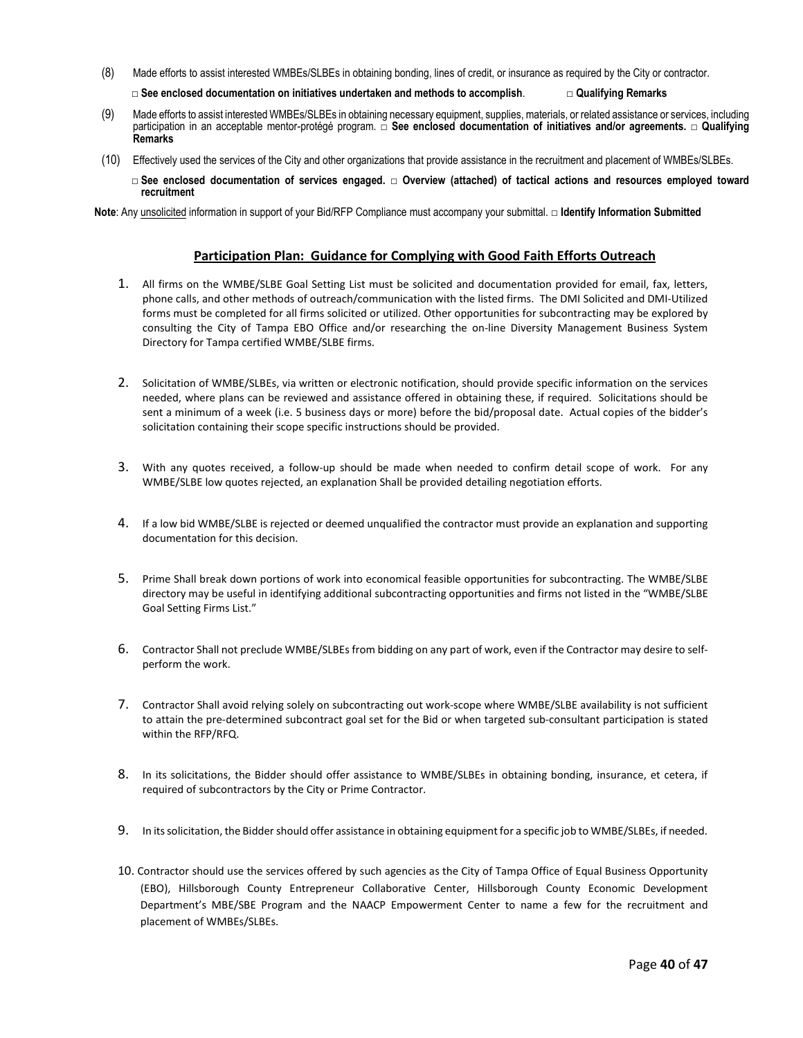(8) Made efforts to assist interested WMBEs/SLBEs in obtaining bonding, lines of credit, or insurance as required by the City or contractor.

□ **See enclosed documentation on initiatives undertaken and methods to accomplish**. □ **Qualifying Remarks**

(9) Made efforts to assist interested WMBEs/SLBEs in obtaining necessary equipment, supplies, materials, or related assistance or services, including participation in an acceptable mentor-protégé program. □ **See enclosed documentation of initiatives and/or agreements.** □ **Qualifying Remarks**

(10) Effectively used the services of the City and other organizations that provide assistance in the recruitment and placement of WMBEs/SLBEs.

□ **See enclosed documentation of services engaged.** □ **Overview (attached) of tactical actions and resources employed toward recruitment**

**Note**: Any unsolicited information in support of your Bid/RFP Compliance must accompany your submittal. □ **Identify Information Submitted**

## Participation Plan: Guidance for Complying with Good Faith Efforts Outreach

1. All firms on the WMBE/SLBE Goal Setting List must be solicited and documentation provided for email, fax, letters, phone calls, and other methods of outreach/communication with the listed firms. The DMI Solicited and DMI-Utilized forms must be completed for all firms solicited or utilized. Other opportunities for subcontracting may be explored by consulting the City of Tampa EBO Office and/or researching the on-line Diversity Management Business System Directory for Tampa certified WMBE/SLBE firms.

2. Solicitation of WMBE/SLBEs, via written or electronic notification, should provide specific information on the services needed, where plans can be reviewed and assistance offered in obtaining these, if required. Solicitations should be sent a minimum of a week (i.e. 5 business days or more) before the bid/proposal date. Actual copies of the bidder's solicitation containing their scope specific instructions should be provided.

3. With any quotes received, a follow-up should be made when needed to confirm detail scope of work. For any WMBE/SLBE low quotes rejected, an explanation Shall be provided detailing negotiation efforts.

4. If a low bid WMBE/SLBE is rejected or deemed unqualified the contractor must provide an explanation and supporting documentation for this decision.

5. Prime Shall break down portions of work into economical feasible opportunities for subcontracting. The WMBE/SLBE directory may be useful in identifying additional subcontracting opportunities and firms not listed in the "WMBE/SLBE Goal Setting Firms List."

6. Contractor Shall not preclude WMBE/SLBEs from bidding on any part of work, even if the Contractor may desire to self-perform the work.

7. Contractor Shall avoid relying solely on subcontracting out work-scope where WMBE/SLBE availability is not sufficient to attain the pre-determined subcontract goal set for the Bid or when targeted sub-consultant participation is stated within the RFP/RFQ.

8. In its solicitations, the Bidder should offer assistance to WMBE/SLBEs in obtaining bonding, insurance, et cetera, if required of subcontractors by the City or Prime Contractor.

9. In its solicitation, the Bidder should offer assistance in obtaining equipment for a specific job to WMBE/SLBEs, if needed.

10. Contractor should use the services offered by such agencies as the City of Tampa Office of Equal Business Opportunity (EBO), Hillsborough County Entrepreneur Collaborative Center, Hillsborough County Economic Development Department's MBE/SBE Program and the NAACP Empowerment Center to name a few for the recruitment and placement of WMBEs/SLBEs.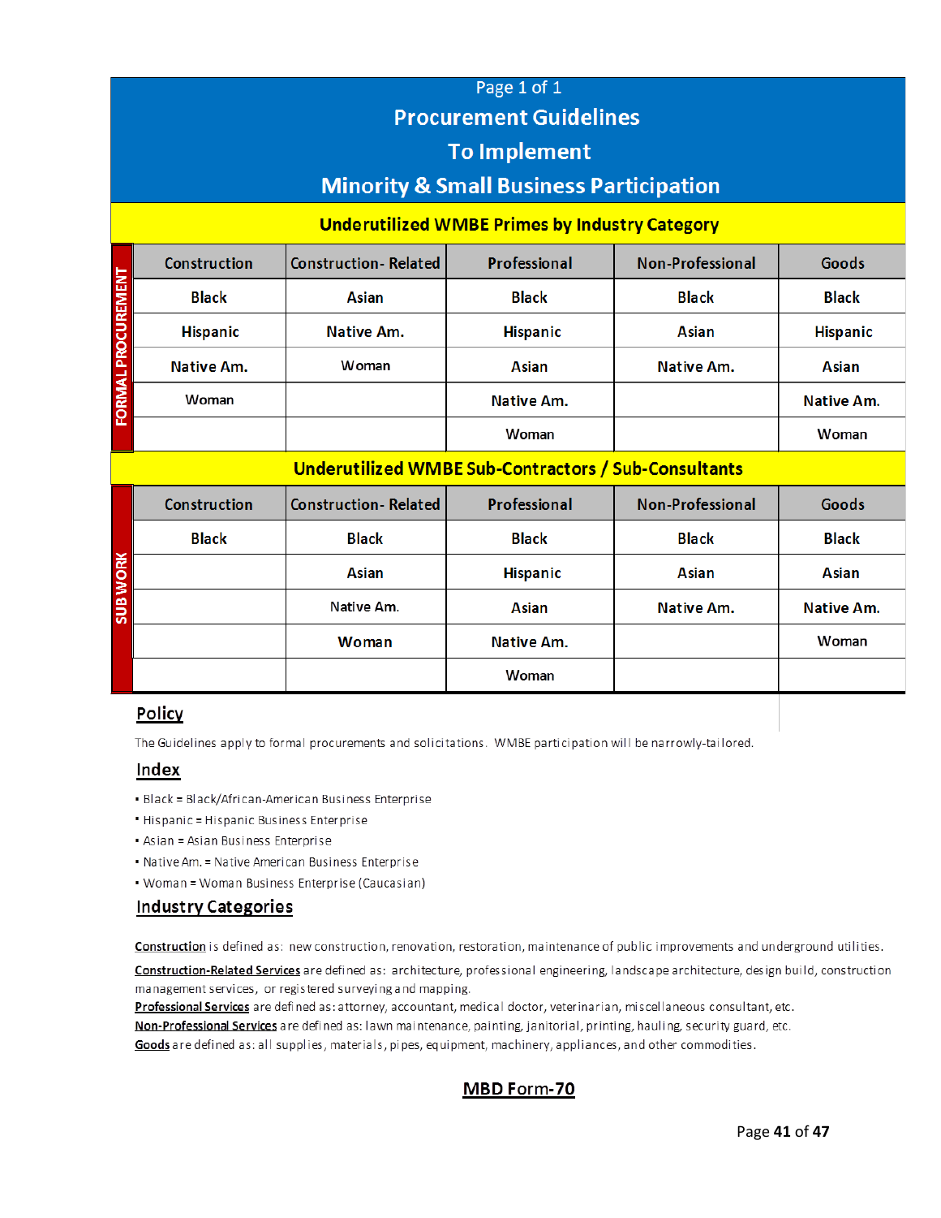# Procurement Guidelines To Implement Minority & Small Business Participation

## Underutilized WMBE Primes by Industry Category

**FORMAL PROCUREMENT**

| Construction | Construction- Related | Professional | Non-Professional | Goods |
|---|---|---|---|---|
| Black | Asian | Black | Black | Black |
| Hispanic | Native Am. | Hispanic | Asian | Hispanic |
| Native Am. | Woman | Asian | Native Am. | Asian |
| Woman | | Native Am. | | Native Am. |
| | | Woman | | Woman |

## Underutilized WMBE Sub-Contractors / Sub-Consultants

**SUB WORK**

| Construction | Construction- Related | Professional | Non-Professional | Goods |
|---|---|---|---|---|
| Black | Black | Black | Black | Black |
| | Asian | Hispanic | Asian | Asian |
| | Native Am. | Asian | Native Am. | Native Am. |
| | Woman | Native Am. | | Woman |
| | | Woman | | |

## Policy

The Guidelines apply to formal procurements and solicitations. WMBE participation will be narrowly-tailored.

## Index

- Black = Black/African-American Business Enterprise
- Hispanic = Hispanic Business Enterprise
- Asian = Asian Business Enterprise
- Native Am. = Native American Business Enterprise
- Woman = Woman Business Enterprise (Caucasian)

## Industry Categories

**Construction** is defined as: new construction, renovation, restoration, maintenance of public improvements and underground utilities.

**Construction-Related Services** are defined as: architecture, professional engineering, landscape architecture, design build, construction management services, or registered surveying and mapping.

**Professional Services** are defined as: attorney, accountant, medical doctor, veterinarian, miscellaneous consultant, etc.

**Non-Professional Services** are defined as: lawn maintenance, painting, janitorial, printing, hauling, security guard, etc.

**Goods** are defined as: all supplies, materials, pipes, equipment, machinery, appliances, and other commodities.

**MBD Form-70**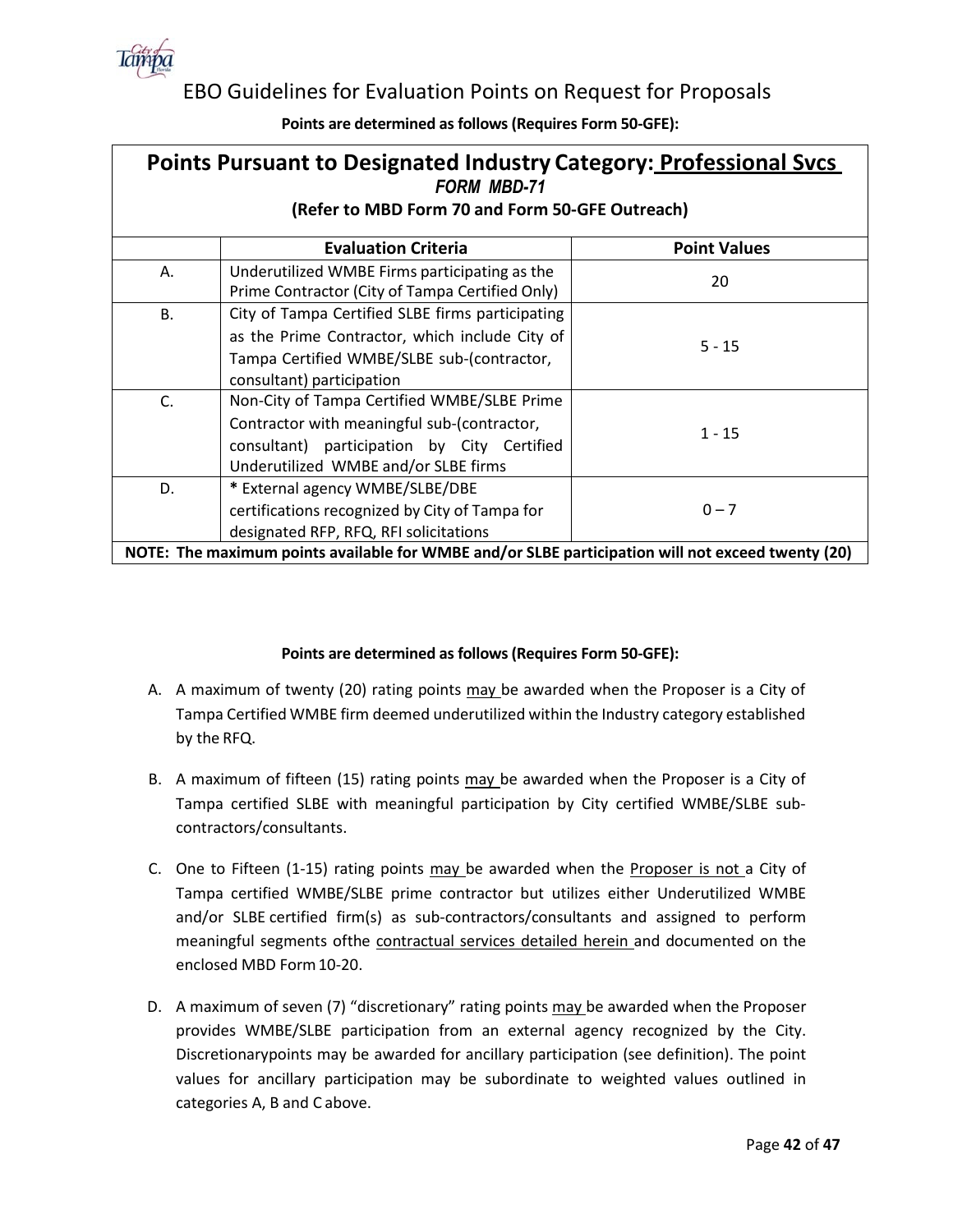# EBO Guidelines for Evaluation Points on Request for Proposals

**Points are determined as follows (Requires Form 50-GFE):**

| **Points Pursuant to Designated Industry Category: Professional Svcs** *FORM MBD-71* **(Refer to MBD Form 70 and Form 50-GFE Outreach)** | | |
|---|---|---|
| | **Evaluation Criteria** | **Point Values** |
| A. | Underutilized WMBE Firms participating as the Prime Contractor (City of Tampa Certified Only) | 20 |
| B. | City of Tampa Certified SLBE firms participating as the Prime Contractor, which include City of Tampa Certified WMBE/SLBE sub-(contractor, consultant) participation | 5 - 15 |
| C. | Non-City of Tampa Certified WMBE/SLBE Prime Contractor with meaningful sub-(contractor, consultant) participation by City Certified Underutilized WMBE and/or SLBE firms | 1 - 15 |
| D. | * External agency WMBE/SLBE/DBE certifications recognized by City of Tampa for designated RFP, RFQ, RFI solicitations | 0 – 7 |
| **NOTE: The maximum points available for WMBE and/or SLBE participation will not exceed twenty (20)** | | |

**Points are determined as follows (Requires Form 50-GFE):**

A. A maximum of twenty (20) rating points may be awarded when the Proposer is a City of Tampa Certified WMBE firm deemed underutilized within the Industry category established by the RFQ.

B. A maximum of fifteen (15) rating points may be awarded when the Proposer is a City of Tampa certified SLBE with meaningful participation by City certified WMBE/SLBE sub-contractors/consultants.

C. One to Fifteen (1-15) rating points may be awarded when the Proposer is not a City of Tampa certified WMBE/SLBE prime contractor but utilizes either Underutilized WMBE and/or SLBE certified firm(s) as sub-contractors/consultants and assigned to perform meaningful segments ofthe contractual services detailed herein and documented on the enclosed MBD Form 10-20.

D. A maximum of seven (7) "discretionary" rating points may be awarded when the Proposer provides WMBE/SLBE participation from an external agency recognized by the City. Discretionarypoints may be awarded for ancillary participation (see definition). The point values for ancillary participation may be subordinate to weighted values outlined in categories A, B and C above.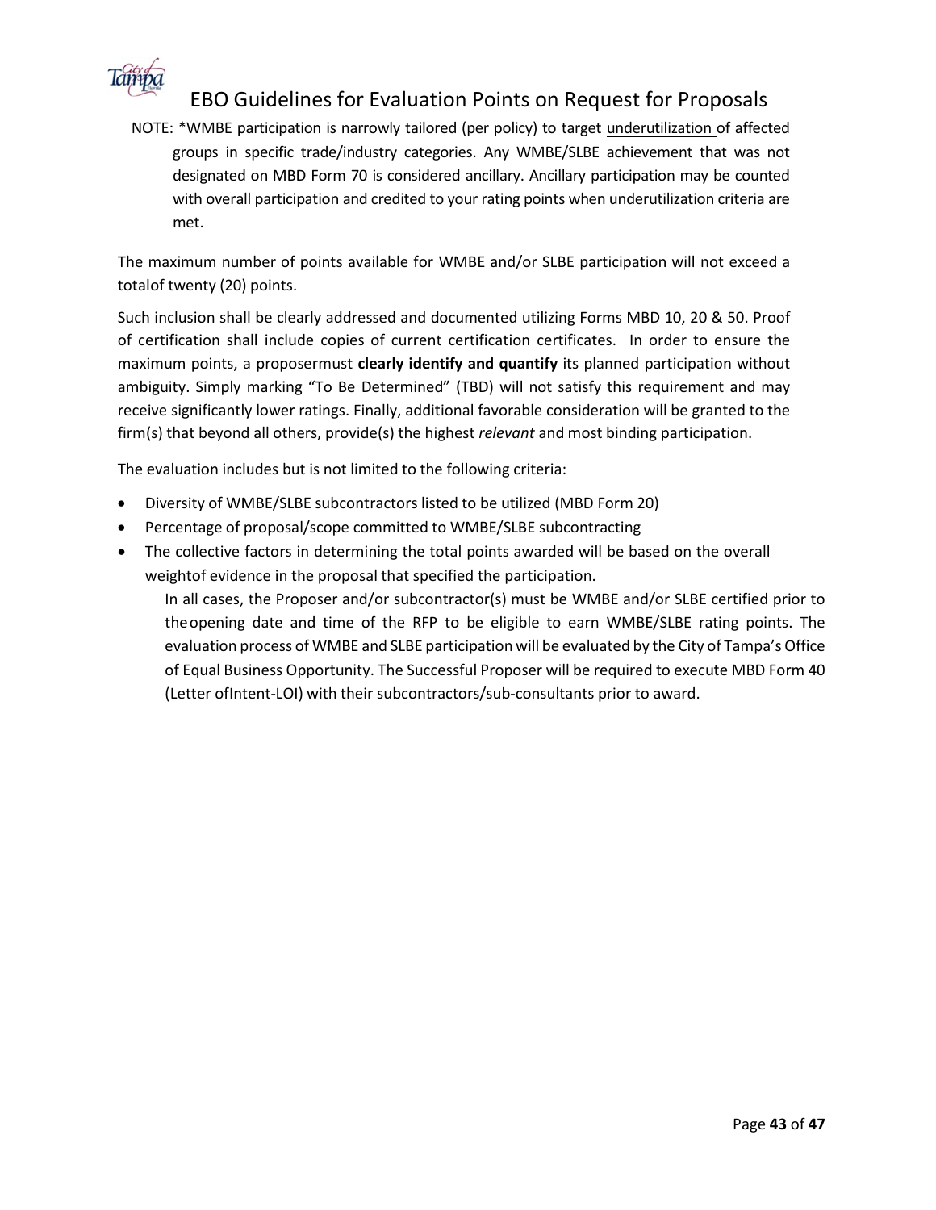# EBO Guidelines for Evaluation Points on Request for Proposals

NOTE: *WMBE participation is narrowly tailored (per policy) to target underutilization of affected groups in specific trade/industry categories. Any WMBE/SLBE achievement that was not designated on MBD Form 70 is considered ancillary. Ancillary participation may be counted with overall participation and credited to your rating points when underutilization criteria are met.

The maximum number of points available for WMBE and/or SLBE participation will not exceed a totalof twenty (20) points.

Such inclusion shall be clearly addressed and documented utilizing Forms MBD 10, 20 & 50. Proof of certification shall include copies of current certification certificates. In order to ensure the maximum points, a proposermust **clearly identify and quantify** its planned participation without ambiguity. Simply marking "To Be Determined" (TBD) will not satisfy this requirement and may receive significantly lower ratings. Finally, additional favorable consideration will be granted to the firm(s) that beyond all others, provide(s) the highest *relevant* and most binding participation.

The evaluation includes but is not limited to the following criteria:

- Diversity of WMBE/SLBE subcontractors listed to be utilized (MBD Form 20)
- Percentage of proposal/scope committed to WMBE/SLBE subcontracting
- The collective factors in determining the total points awarded will be based on the overall weightof evidence in the proposal that specified the participation.

  In all cases, the Proposer and/or subcontractor(s) must be WMBE and/or SLBE certified prior to theopening date and time of the RFP to be eligible to earn WMBE/SLBE rating points. The evaluation process of WMBE and SLBE participation will be evaluated by the City of Tampa's Office of Equal Business Opportunity. The Successful Proposer will be required to execute MBD Form 40 (Letter ofIntent-LOI) with their subcontractors/sub-consultants prior to award.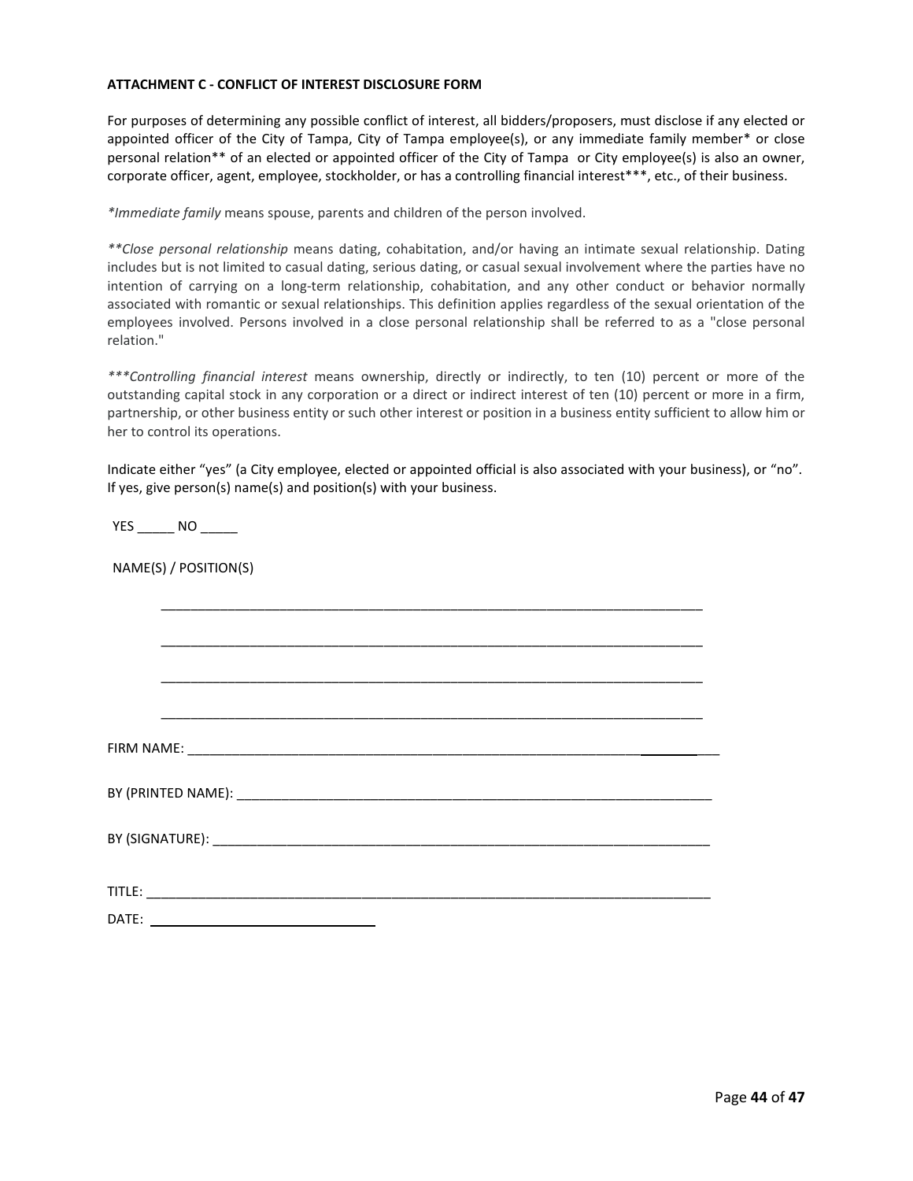**ATTACHMENT C - CONFLICT OF INTEREST DISCLOSURE FORM**

For purposes of determining any possible conflict of interest, all bidders/proposers, must disclose if any elected or appointed officer of the City of Tampa, City of Tampa employee(s), or any immediate family member* or close personal relation** of an elected or appointed officer of the City of Tampa or City employee(s) is also an owner, corporate officer, agent, employee, stockholder, or has a controlling financial interest***, etc., of their business.

**Immediate family* means spouse, parents and children of the person involved.

***Close personal relationship* means dating, cohabitation, and/or having an intimate sexual relationship. Dating includes but is not limited to casual dating, serious dating, or casual sexual involvement where the parties have no intention of carrying on a long-term relationship, cohabitation, and any other conduct or behavior normally associated with romantic or sexual relationships. This definition applies regardless of the sexual orientation of the employees involved. Persons involved in a close personal relationship shall be referred to as a "close personal relation."

****Controlling financial interest* means ownership, directly or indirectly, to ten (10) percent or more of the outstanding capital stock in any corporation or a direct or indirect interest of ten (10) percent or more in a firm, partnership, or other business entity or such other interest or position in a business entity sufficient to allow him or her to control its operations.

Indicate either "yes" (a City employee, elected or appointed official is also associated with your business), or "no". If yes, give person(s) name(s) and position(s) with your business.

YES _____ NO _____

NAME(S) / POSITION(S)

_______________________________________________________________________________

_______________________________________________________________________________

_______________________________________________________________________________

_______________________________________________________________________________

FIRM NAME: ____________________________________________________________________

BY (PRINTED NAME): _____________________________________________________________

BY (SIGNATURE): ________________________________________________________________

TITLE: ________________________________________________________________________

DATE: ______________________________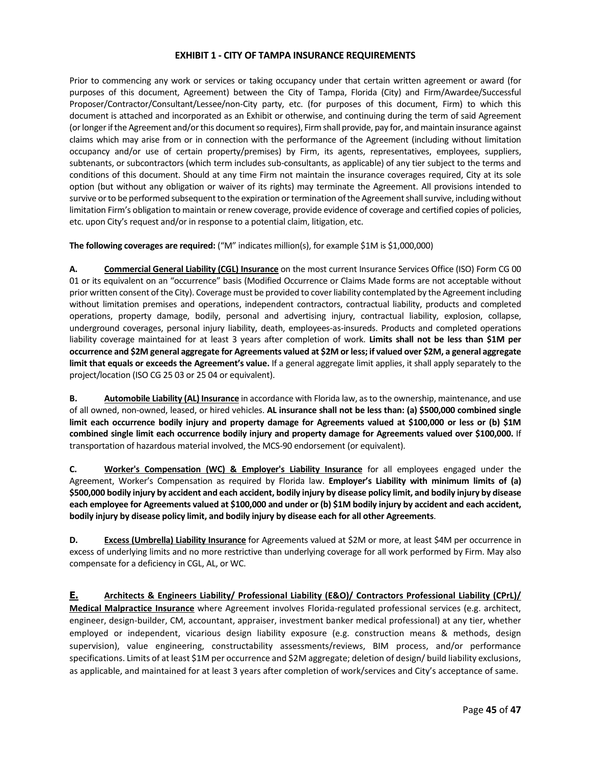# EXHIBIT 1 - CITY OF TAMPA INSURANCE REQUIREMENTS

Prior to commencing any work or services or taking occupancy under that certain written agreement or award (for purposes of this document, Agreement) between the City of Tampa, Florida (City) and Firm/Awardee/Successful Proposer/Contractor/Consultant/Lessee/non-City party, etc. (for purposes of this document, Firm) to which this document is attached and incorporated as an Exhibit or otherwise, and continuing during the term of said Agreement (or longer if the Agreement and/or this document so requires), Firm shall provide, pay for, and maintain insurance against claims which may arise from or in connection with the performance of the Agreement (including without limitation occupancy and/or use of certain property/premises) by Firm, its agents, representatives, employees, suppliers, subtenants, or subcontractors (which term includes sub-consultants, as applicable) of any tier subject to the terms and conditions of this document. Should at any time Firm not maintain the insurance coverages required, City at its sole option (but without any obligation or waiver of its rights) may terminate the Agreement. All provisions intended to survive or to be performed subsequent to the expiration or termination of the Agreement shall survive, including without limitation Firm's obligation to maintain or renew coverage, provide evidence of coverage and certified copies of policies, etc. upon City's request and/or in response to a potential claim, litigation, etc.

**The following coverages are required:** ("M" indicates million(s), for example $1M is $1,000,000)

**A.** **Commercial General Liability (CGL) Insurance** on the most current Insurance Services Office (ISO) Form CG 00 01 or its equivalent on an "occurrence" basis (Modified Occurrence or Claims Made forms are not acceptable without prior written consent of the City). Coverage must be provided to cover liability contemplated by the Agreement including without limitation premises and operations, independent contractors, contractual liability, products and completed operations, property damage, bodily, personal and advertising injury, contractual liability, explosion, collapse, underground coverages, personal injury liability, death, employees-as-insureds. Products and completed operations liability coverage maintained for at least 3 years after completion of work. **Limits shall not be less than $1M per occurrence and $2M general aggregate for Agreements valued at $2M or less; if valued over $2M, a general aggregate limit that equals or exceeds the Agreement's value.** If a general aggregate limit applies, it shall apply separately to the project/location (ISO CG 25 03 or 25 04 or equivalent).

**B.** **Automobile Liability (AL) Insurance** in accordance with Florida law, as to the ownership, maintenance, and use of all owned, non-owned, leased, or hired vehicles. **AL insurance shall not be less than: (a) $500,000 combined single limit each occurrence bodily injury and property damage for Agreements valued at $100,000 or less or (b) $1M combined single limit each occurrence bodily injury and property damage for Agreements valued over $100,000.** If transportation of hazardous material involved, the MCS-90 endorsement (or equivalent).

**C.** **Worker's Compensation (WC) & Employer's Liability Insurance** for all employees engaged under the Agreement, Worker's Compensation as required by Florida law. **Employer's Liability with minimum limits of (a) $500,000 bodily injury by accident and each accident, bodily injury by disease policy limit, and bodily injury by disease each employee for Agreements valued at $100,000 and under or (b) $1M bodily injury by accident and each accident, bodily injury by disease policy limit, and bodily injury by disease each for all other Agreements**.

**D.** **Excess (Umbrella) Liability Insurance** for Agreements valued at $2M or more, at least $4M per occurrence in excess of underlying limits and no more restrictive than underlying coverage for all work performed by Firm. May also compensate for a deficiency in CGL, AL, or WC.

**E.** **Architects & Engineers Liability/ Professional Liability (E&O)/ Contractors Professional Liability (CPrL)/ Medical Malpractice Insurance** where Agreement involves Florida-regulated professional services (e.g. architect, engineer, design-builder, CM, accountant, appraiser, investment banker medical professional) at any tier, whether employed or independent, vicarious design liability exposure (e.g. construction means & methods, design supervision), value engineering, constructability assessments/reviews, BIM process, and/or performance specifications. Limits of at least $1M per occurrence and $2M aggregate; deletion of design/ build liability exclusions, as applicable, and maintained for at least 3 years after completion of work/services and City's acceptance of same.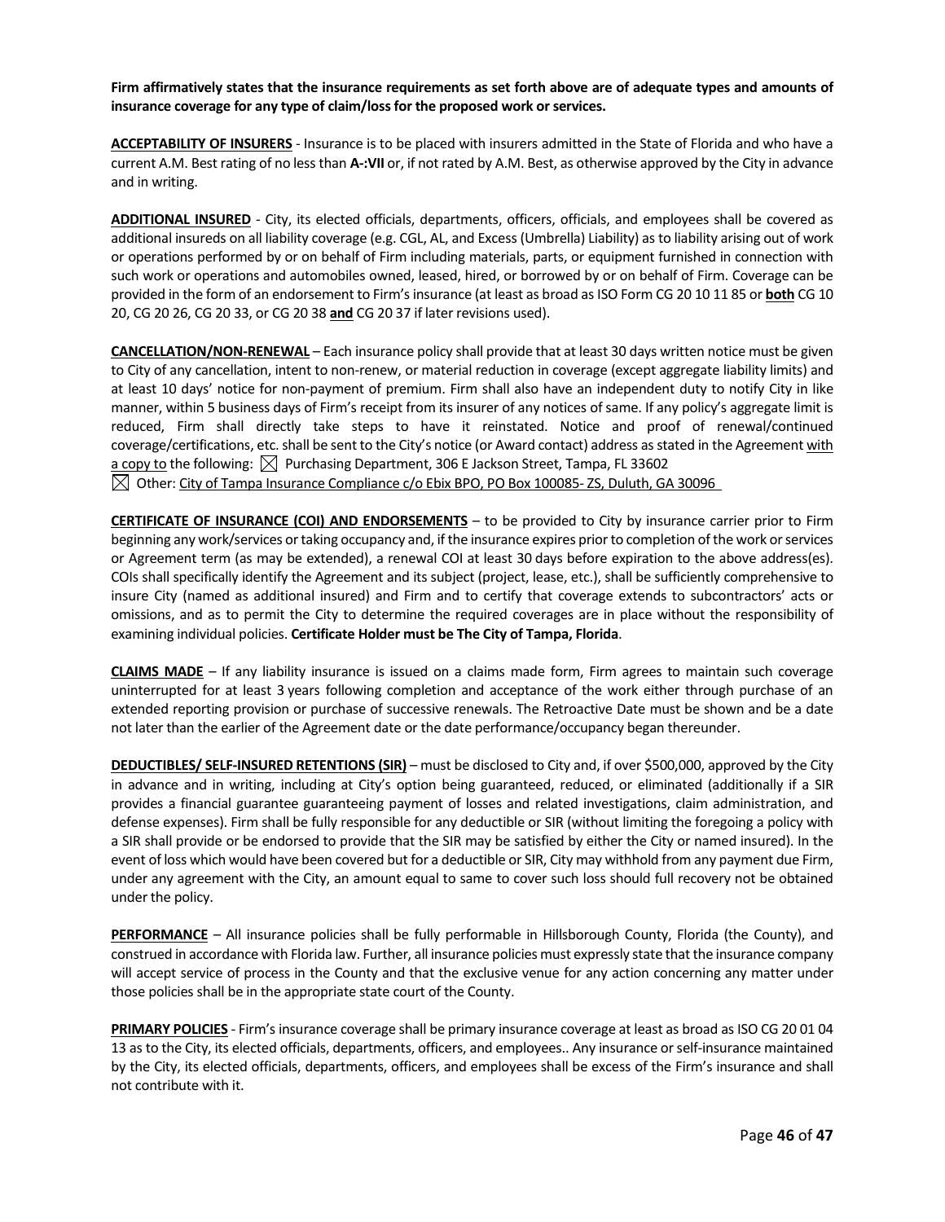**Firm affirmatively states that the insurance requirements as set forth above are of adequate types and amounts of insurance coverage for any type of claim/loss for the proposed work or services.**

**ACCEPTABILITY OF INSURERS** - Insurance is to be placed with insurers admitted in the State of Florida and who have a current A.M. Best rating of no less than **A-:VII** or, if not rated by A.M. Best, as otherwise approved by the City in advance and in writing.

**ADDITIONAL INSURED** - City, its elected officials, departments, officers, officials, and employees shall be covered as additional insureds on all liability coverage (e.g. CGL, AL, and Excess (Umbrella) Liability) as to liability arising out of work or operations performed by or on behalf of Firm including materials, parts, or equipment furnished in connection with such work or operations and automobiles owned, leased, hired, or borrowed by or on behalf of Firm. Coverage can be provided in the form of an endorsement to Firm's insurance (at least as broad as ISO Form CG 20 10 11 85 or **both** CG 10 20, CG 20 26, CG 20 33, or CG 20 38 **and** CG 20 37 if later revisions used).

**CANCELLATION/NON-RENEWAL** – Each insurance policy shall provide that at least 30 days written notice must be given to City of any cancellation, intent to non-renew, or material reduction in coverage (except aggregate liability limits) and at least 10 days' notice for non-payment of premium. Firm shall also have an independent duty to notify City in like manner, within 5 business days of Firm's receipt from its insurer of any notices of same. If any policy's aggregate limit is reduced, Firm shall directly take steps to have it reinstated. Notice and proof of renewal/continued coverage/certifications, etc. shall be sent to the City's notice (or Award contact) address as stated in the Agreement with a copy to the following: ☒ Purchasing Department, 306 E Jackson Street, Tampa, FL 33602
☒ Other: City of Tampa Insurance Compliance c/o Ebix BPO, PO Box 100085- ZS, Duluth, GA 30096

**CERTIFICATE OF INSURANCE (COI) AND ENDORSEMENTS** – to be provided to City by insurance carrier prior to Firm beginning any work/services or taking occupancy and, if the insurance expires prior to completion of the work or services or Agreement term (as may be extended), a renewal COI at least 30 days before expiration to the above address(es). COIs shall specifically identify the Agreement and its subject (project, lease, etc.), shall be sufficiently comprehensive to insure City (named as additional insured) and Firm and to certify that coverage extends to subcontractors' acts or omissions, and as to permit the City to determine the required coverages are in place without the responsibility of examining individual policies. **Certificate Holder must be The City of Tampa, Florida**.

**CLAIMS MADE** – If any liability insurance is issued on a claims made form, Firm agrees to maintain such coverage uninterrupted for at least 3 years following completion and acceptance of the work either through purchase of an extended reporting provision or purchase of successive renewals. The Retroactive Date must be shown and be a date not later than the earlier of the Agreement date or the date performance/occupancy began thereunder.

**DEDUCTIBLES/ SELF-INSURED RETENTIONS (SIR)** – must be disclosed to City and, if over $500,000, approved by the City in advance and in writing, including at City's option being guaranteed, reduced, or eliminated (additionally if a SIR provides a financial guarantee guaranteeing payment of losses and related investigations, claim administration, and defense expenses). Firm shall be fully responsible for any deductible or SIR (without limiting the foregoing a policy with a SIR shall provide or be endorsed to provide that the SIR may be satisfied by either the City or named insured). In the event of loss which would have been covered but for a deductible or SIR, City may withhold from any payment due Firm, under any agreement with the City, an amount equal to same to cover such loss should full recovery not be obtained under the policy.

**PERFORMANCE** – All insurance policies shall be fully performable in Hillsborough County, Florida (the County), and construed in accordance with Florida law. Further, all insurance policies must expressly state that the insurance company will accept service of process in the County and that the exclusive venue for any action concerning any matter under those policies shall be in the appropriate state court of the County.

**PRIMARY POLICIES** - Firm's insurance coverage shall be primary insurance coverage at least as broad as ISO CG 20 01 04 13 as to the City, its elected officials, departments, officers, and employees.. Any insurance or self-insurance maintained by the City, its elected officials, departments, officers, and employees shall be excess of the Firm's insurance and shall not contribute with it.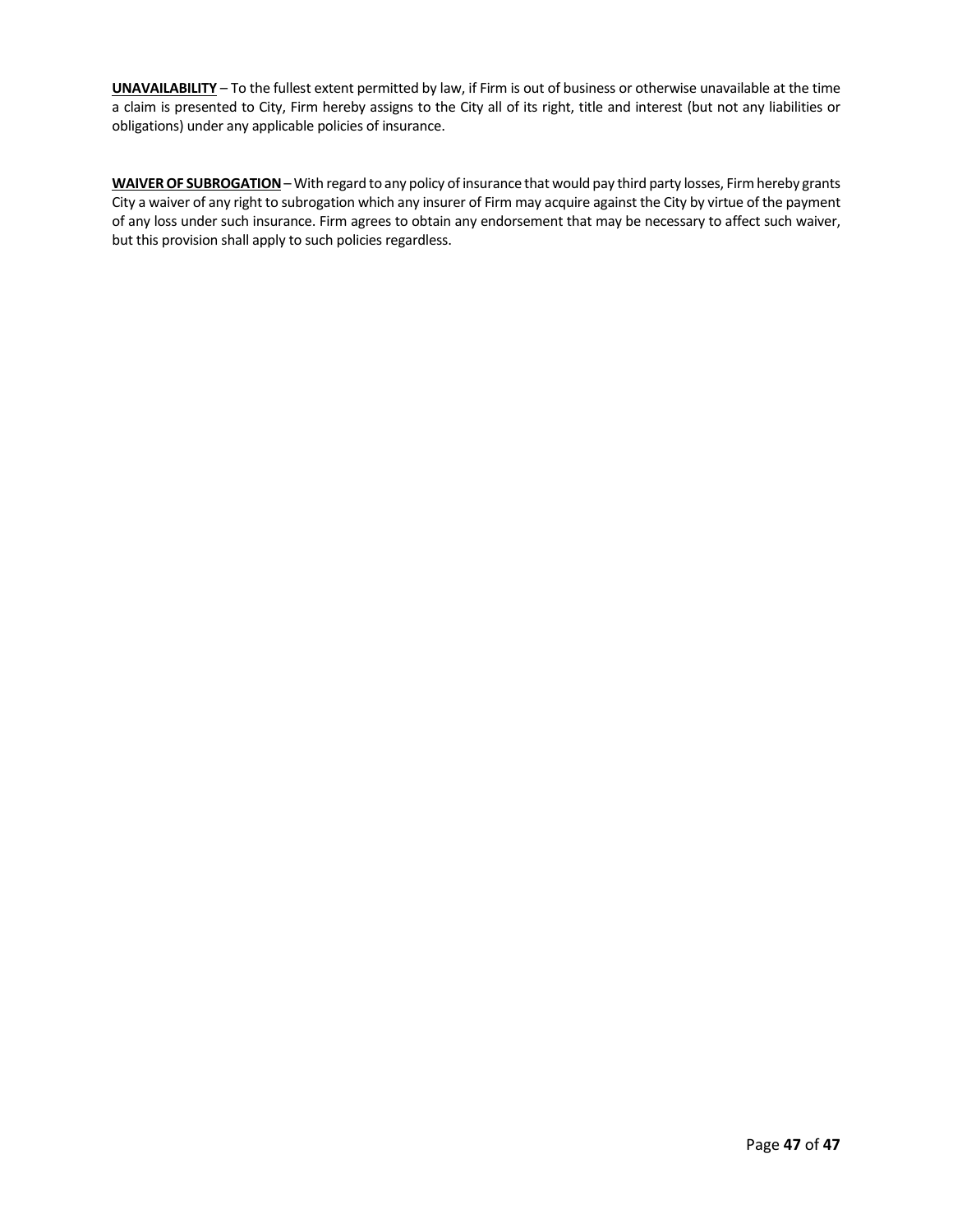**UNAVAILABILITY** – To the fullest extent permitted by law, if Firm is out of business or otherwise unavailable at the time a claim is presented to City, Firm hereby assigns to the City all of its right, title and interest (but not any liabilities or obligations) under any applicable policies of insurance.

**WAIVER OF SUBROGATION** – With regard to any policy of insurance that would pay third party losses, Firm hereby grants City a waiver of any right to subrogation which any insurer of Firm may acquire against the City by virtue of the payment of any loss under such insurance. Firm agrees to obtain any endorsement that may be necessary to affect such waiver, but this provision shall apply to such policies regardless.